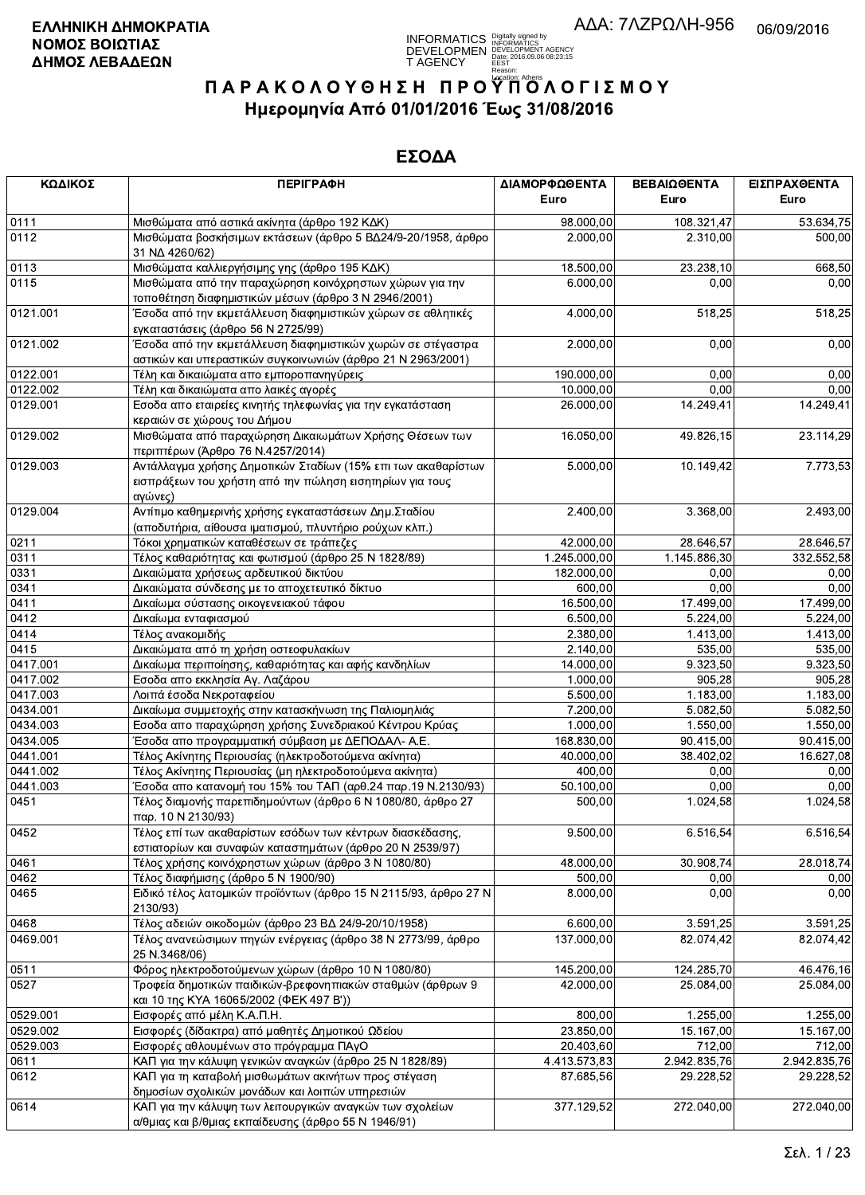**ΕΛΛΗΝΙΚΗ ΔΗΜΟΚΡΑΤΙΑ**
**ΝΟΜΟΣ ΒΟΙΩΤΙΑΣ**
**ΔΗΜΟΣ ΛΕΒΑΔΕΩΝ**

ΑΔΑ: 7ΛΖΡΩΛΗ-956

06/09/2016

# Π Α Ρ Α Κ Ο Λ Ο Υ Θ Η Σ Η  Π Ρ Ο Υ Π Ο Λ Ο Γ Ι Σ Μ Ο Υ

## Ημερομηνία Από 01/01/2016 Έως 31/08/2016

## ΕΣΟΔΑ

| ΚΩΔΙΚΟΣ | ΠΕΡΙΓΡΑΦΗ | ΔΙΑΜΟΡΦΩΘΕΝΤΑ Euro | ΒΕΒΑΙΩΘΕΝΤΑ Euro | ΕΙΣΠΡΑΧΘΕΝΤΑ Euro |
|---|---|---|---|---|
| 0111 | Μισθώματα από αστικά ακίνητα (άρθρο 192 ΚΔΚ) | 98.000,00 | 108.321,47 | 53.634,75 |
| 0112 | Μισθώματα βοσκήσιμων εκτάσεων (άρθρο 5 ΒΔ24/9-20/1958, άρθρο 31 ΝΔ 4260/62) | 2.000,00 | 2.310,00 | 500,00 |
| 0113 | Μισθώματα καλλιεργήσιμης γης (άρθρο 195 ΚΔΚ) | 18.500,00 | 23.238,10 | 668,50 |
| 0115 | Μισθώματα από την παραχώρηση κοινόχρηστων χώρων για την τοποθέτηση διαφημιστικών μέσων (άρθρο 3 Ν 2946/2001) | 6.000,00 | 0,00 | 0,00 |
| 0121.001 | Έσοδα από την εκμετάλλευση διαφημιστικών χώρων σε αθλητικές εγκαταστάσεις (άρθρο 56 Ν 2725/99) | 4.000,00 | 518,25 | 518,25 |
| 0121.002 | Έσοδα από την εκμετάλλευση διαφημιστικών χωρών σε στέγαστρα αστικών και υπεραστικών συγκοινωνιών (άρθρο 21 Ν 2963/2001) | 2.000,00 | 0,00 | 0,00 |
| 0122.001 | Τέλη και δικαιώματα απο εμποροπανηγύρεις | 190.000,00 | 0,00 | 0,00 |
| 0122.002 | Τέλη και δικαιώματα απο λαικές αγορές | 10.000,00 | 0,00 | 0,00 |
| 0129.001 | Εσοδα απο εταιρείες κινητής τηλεφωνίας για την εγκατάσταση κεραιών σε χώρους του Δήμου | 26.000,00 | 14.249,41 | 14.249,41 |
| 0129.002 | Μισθώματα από παραχώρηση Δικαιωμάτων Χρήσης Θέσεων των περιπτέρων (Άρθρο 76 Ν.4257/2014) | 16.050,00 | 49.826,15 | 23.114,29 |
| 0129.003 | Αντάλλαγμα χρήσης Δημοτικών Σταδίων (15% επι των ακαθαρίστων εισπράξεων του χρήστη από την πώληση εισιτηρίων για τους αγώνες) | 5.000,00 | 10.149,42 | 7.773,53 |
| 0129.004 | Αντίτιμο καθημερινής χρήσης εγκαταστάσεων Δημ.Σταδίου (αποδυτήρια, αίθουσα ιματισμού, πλυντήριο ρούχων κλπ.) | 2.400,00 | 3.368,00 | 2.493,00 |
| 0211 | Τόκοι χρηματικών καταθέσεων σε τράπεζες | 42.000,00 | 28.646,57 | 28.646,57 |
| 0311 | Τέλος καθαριότητας και φωτισμού (άρθρο 25 Ν 1828/89) | 1.245.000,00 | 1.145.886,30 | 332.552,58 |
| 0331 | Δικαιώματα χρήσεως αρδευτικού δικτύου | 182.000,00 | 0,00 | 0,00 |
| 0341 | Δικαιώματα σύνδεσης με το αποχετευτικό δίκτυο | 600,00 | 0,00 | 0,00 |
| 0411 | Δικαίωμα σύστασης οικογενειακού τάφου | 16.500,00 | 17.499,00 | 17.499,00 |
| 0412 | Δικαίωμα ενταφιασμού | 6.500,00 | 5.224,00 | 5.224,00 |
| 0414 | Τέλος ανακομιδής | 2.380,00 | 1.413,00 | 1.413,00 |
| 0415 | Δικαιώματα από τη χρήση οστεοφυλακίων | 2.140,00 | 535,00 | 535,00 |
| 0417.001 | Δικαίωμα περιποίησης, καθαριότητας και αφής κανδηλίων | 14.000,00 | 9.323,50 | 9.323,50 |
| 0417.002 | Εσοδα απο εκκλησία Αγ. Λαζάρου | 1.000,00 | 905,28 | 905,28 |
| 0417.003 | Λοιπά έσοδα Νεκροταφείου | 5.500,00 | 1.183,00 | 1.183,00 |
| 0434.001 | Δικαίωμα συμμετοχής στην κατασκήνωση της Παλιομηλιάς | 7.200,00 | 5.082,50 | 5.082,50 |
| 0434.003 | Εσοδα απο παραχώρηση χρήσης Συνεδριακού Κέντρου Κρύας | 1.000,00 | 1.550,00 | 1.550,00 |
| 0434.005 | Έσοδα απο προγραμματική σύμβαση με ΔΕΠΟΔΑΛ- Α.Ε. | 168.830,00 | 90.415,00 | 90.415,00 |
| 0441.001 | Τέλος Ακίνητης Περιουσίας (ηλεκτροδοτούμενα ακίνητα) | 40.000,00 | 38.402,02 | 16.627,08 |
| 0441.002 | Τέλος Ακίνητης Περιουσίας (μη ηλεκτροδοτούμενα ακίνητα) | 400,00 | 0,00 | 0,00 |
| 0441.003 | Έσοδα απο κατανομή του 15% του ΤΑΠ (αρθ.24 παρ.19 Ν.2130/93) | 50.100,00 | 0,00 | 0,00 |
| 0451 | Τέλος διαμονής παρεπιδημούντων (άρθρο 6 Ν 1080/80, άρθρο 27 παρ. 10 Ν 2130/93) | 500,00 | 1.024,58 | 1.024,58 |
| 0452 | Τέλος επί των ακαθαρίστων εσόδων των κέντρων διασκέδασης, εστιατορίων και συναφών καταστημάτων (άρθρο 20 Ν 2539/97) | 9.500,00 | 6.516,54 | 6.516,54 |
| 0461 | Τέλος χρήσης κοινόχρηστων χώρων (άρθρο 3 Ν 1080/80) | 48.000,00 | 30.908,74 | 28.018,74 |
| 0462 | Τέλος διαφήμισης (άρθρο 5 Ν 1900/90) | 500,00 | 0,00 | 0,00 |
| 0465 | Ειδικό τέλος λατομικών προϊόντων (άρθρο 15 Ν 2115/93, άρθρο 27 Ν 2130/93) | 8.000,00 | 0,00 | 0,00 |
| 0468 | Τέλος αδειών οικοδομών (άρθρο 23 ΒΔ 24/9-20/10/1958) | 6.600,00 | 3.591,25 | 3.591,25 |
| 0469.001 | Τέλος ανανεώσιμων πηγών ενέργειας (άρθρο 38 Ν 2773/99, άρθρο 25 Ν.3468/06) | 137.000,00 | 82.074,42 | 82.074,42 |
| 0511 | Φόρος ηλεκτροδοτούμενων χώρων (άρθρο 10 Ν 1080/80) | 145.200,00 | 124.285,70 | 46.476,16 |
| 0527 | Τροφεία δημοτικών παιδικών-βρεφονηπιακών σταθμών (άρθρων 9 και 10 της ΚΥΑ 16065/2002 (ΦΕΚ 497 Β')) | 42.000,00 | 25.084,00 | 25.084,00 |
| 0529.001 | Εισφορές από μέλη Κ.Α.Π.Η. | 800,00 | 1.255,00 | 1.255,00 |
| 0529.002 | Εισφορές (δίδακτρα) από μαθητές Δημοτικού Ωδείου | 23.850,00 | 15.167,00 | 15.167,00 |
| 0529.003 | Εισφορές αθλουμένων στο πρόγραμμα ΠΑγΟ | 20.403,60 | 712,00 | 712,00 |
| 0611 | ΚΑΠ για την κάλυψη γενικών αναγκών (άρθρο 25 Ν 1828/89) | 4.413.573,83 | 2.942.835,76 | 2.942.835,76 |
| 0612 | ΚΑΠ για τη καταβολή μισθωμάτων ακινήτων προς στέγαση δημοσίων σχολικών μονάδων και λοιπών υπηρεσιών | 87.685,56 | 29.228,52 | 29.228,52 |
| 0614 | ΚΑΠ για την κάλυψη των λειτουργικών αναγκών των σχολείων α/θμιας και β/θμιας εκπαίδευσης (άρθρο 55 Ν 1946/91) | 377.129,52 | 272.040,00 | 272.040,00 |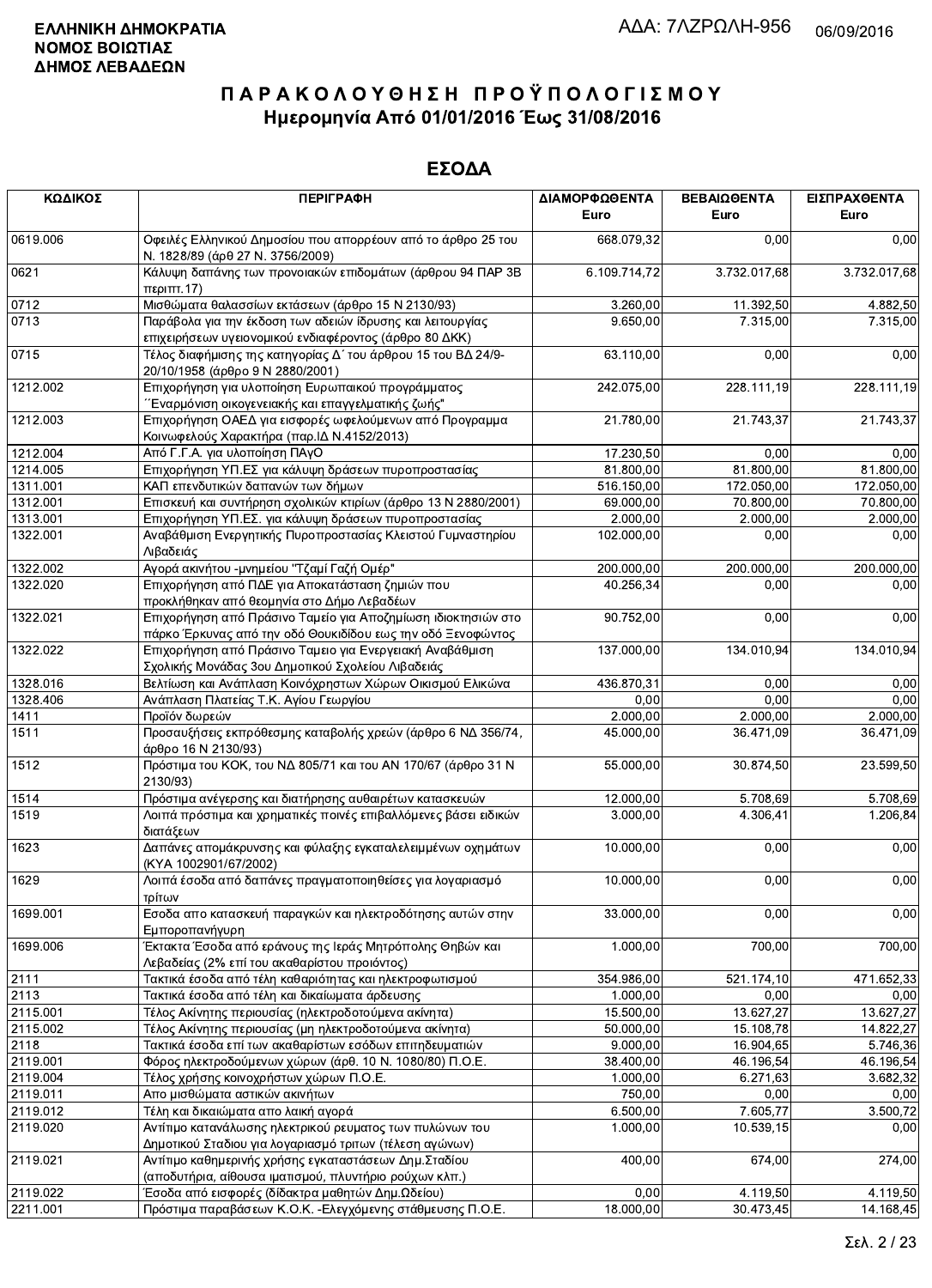**ΕΛΛΗΝΙΚΗ ΔΗΜΟΚΡΑΤΙΑ**
**ΝΟΜΟΣ ΒΟΙΩΤΙΑΣ**
**ΔΗΜΟΣ ΛΕΒΑΔΕΩΝ**

ΑΔΑ: 7ΛΖΡΩΛΗ-956 06/09/2016

# ΠΑΡΑΚΟΛΟΥΘΗΣΗ ΠΡΟΫΠΟΛΟΓΙΣΜΟΥ
## Ημερομηνία Από 01/01/2016 Έως 31/08/2016

## ΕΣΟΔΑ

| ΚΩΔΙΚΟΣ | ΠΕΡΙΓΡΑΦΗ | ΔΙΑΜΟΡΦΩΘΕΝΤΑ Euro | ΒΕΒΑΙΩΘΕΝΤΑ Euro | ΕΙΣΠΡΑΧΘΕΝΤΑ Euro |
|---|---|---|---|---|
| 0619.006 | Οφειλές Ελληνικού Δημοσίου που απορρέουν από το άρθρο 25 του Ν. 1828/89 (άρθ 27 Ν. 3756/2009) | 668.079,32 | 0,00 | 0,00 |
| 0621 | Κάλυψη δαπάνης των προνοιακών επιδομάτων (άρθρου 94 ΠΑΡ 3Β περιπτ.17) | 6.109.714,72 | 3.732.017,68 | 3.732.017,68 |
| 0712 | Μισθώματα θαλασσίων εκτάσεων (άρθρο 15 Ν 2130/93) | 3.260,00 | 11.392,50 | 4.882,50 |
| 0713 | Παράβολα για την έκδοση των αδειών ίδρυσης και λειτουργίας επιχειρήσεων υγειονομικού ενδιαφέροντος (άρθρο 80 ΔΚΚ) | 9.650,00 | 7.315,00 | 7.315,00 |
| 0715 | Τέλος διαφήμισης της κατηγορίας Δ΄ του άρθρου 15 του ΒΔ 24/9-20/10/1958 (άρθρο 9 Ν 2880/2001) | 63.110,00 | 0,00 | 0,00 |
| 1212.002 | Επιχορήγηση για υλοποίηση Ευρωπαικού προγράμματος ΄΄Εναρμόνιση οικογενειακής και επαγγελματικής ζωής" | 242.075,00 | 228.111,19 | 228.111,19 |
| 1212.003 | Επιχορήγηση ΟΑΕΔ για εισφορές ωφελούμενων από Προγραμμα Κοινωφελούς Χαρακτήρα (παρ.ΙΔ Ν.4152/2013) | 21.780,00 | 21.743,37 | 21.743,37 |
| 1212.004 | Από Γ.Γ.Α. για υλοποίηση ΠΑγΟ | 17.230,50 | 0,00 | 0,00 |
| 1214.005 | Επιχορήγηση ΥΠ.ΕΣ για κάλυψη δράσεων πυροπροστασίας | 81.800,00 | 81.800,00 | 81.800,00 |
| 1311.001 | ΚΑΠ επενδυτικών δαπανών των δήμων | 516.150,00 | 172.050,00 | 172.050,00 |
| 1312.001 | Επισκευή και συντήρηση σχολικών κτιρίων (άρθρο 13 Ν 2880/2001) | 69.000,00 | 70.800,00 | 70.800,00 |
| 1313.001 | Επιχορήγηση ΥΠ.ΕΣ. για κάλυψη δράσεων πυροπροστασίας | 2.000,00 | 2.000,00 | 2.000,00 |
| 1322.001 | Αναβάθμιση Ενεργητικής Πυροπροστασίας Κλειστού Γυμναστηρίου Λιβαδειάς | 102.000,00 | 0,00 | 0,00 |
| 1322.002 | Αγορά ακινήτου -μνημείου "Τζαμί Γαζή Ομέρ" | 200.000,00 | 200.000,00 | 200.000,00 |
| 1322.020 | Επιχορήγηση από ΠΔΕ για Αποκατάσταση ζημιών που προκλήθηκαν από θεομηνία στο Δήμο Λεβαδέων | 40.256,34 | 0,00 | 0,00 |
| 1322.021 | Επιχορήγηση από Πράσινο Ταμείο για Αποζημίωση ιδιοκτησιών στο πάρκο Έρκυνας από την οδό Θουκιδίδου εως την οδό Ξενοφώντος | 90.752,00 | 0,00 | 0,00 |
| 1322.022 | Επιχορήγηση από Πράσινο Ταμειο για Ενεργειακή Αναβάθμιση Σχολικής Μονάδας 3ου Δημοτικού Σχολείου Λιβαδειάς | 137.000,00 | 134.010,94 | 134.010,94 |
| 1328.016 | Βελτίωση και Ανάπλαση Κοινόχρηστων Χώρων Οικισμού Ελικώνα | 436.870,31 | 0,00 | 0,00 |
| 1328.406 | Ανάπλαση Πλατείας Τ.Κ. Αγίου Γεωργίου | 0,00 | 0,00 | 0,00 |
| 1411 | Προϊόν δωρεών | 2.000,00 | 2.000,00 | 2.000,00 |
| 1511 | Προσαυξήσεις εκπρόθεσμης καταβολής χρεών (άρθρο 6 ΝΔ 356/74, άρθρο 16 Ν 2130/93) | 45.000,00 | 36.471,09 | 36.471,09 |
| 1512 | Πρόστιμα του ΚΟΚ, του ΝΔ 805/71 και του ΑΝ 170/67 (άρθρο 31 Ν 2130/93) | 55.000,00 | 30.874,50 | 23.599,50 |
| 1514 | Πρόστιμα ανέγερσης και διατήρησης αυθαιρέτων κατασκευών | 12.000,00 | 5.708,69 | 5.708,69 |
| 1519 | Λοιπά πρόστιμα και χρηματικές ποινές επιβαλλόμενες βάσει ειδικών διατάξεων | 3.000,00 | 4.306,41 | 1.206,84 |
| 1623 | Δαπάνες απομάκρυνσης και φύλαξης εγκαταλελειμμένων οχημάτων (ΚΥΑ 1002901/67/2002) | 10.000,00 | 0,00 | 0,00 |
| 1629 | Λοιπά έσοδα από δαπάνες πραγματοποιηθείσες για λογαριασμό τρίτων | 10.000,00 | 0,00 | 0,00 |
| 1699.001 | Εσοδα απο κατασκευή παραγκών και ηλεκτροδότησης αυτών στην Εμποροπανήγυρη | 33.000,00 | 0,00 | 0,00 |
| 1699.006 | Έκτακτα Έσοδα από εράνους της Ιεράς Μητρόπολης Θηβών και Λεβαδείας (2% επί του ακαθαρίστου προιόντος) | 1.000,00 | 700,00 | 700,00 |
| 2111 | Τακτικά έσοδα από τέλη καθαριότητας και ηλεκτροφωτισμού | 354.986,00 | 521.174,10 | 471.652,33 |
| 2113 | Τακτικά έσοδα από τέλη και δικαιώματα άρδευσης | 1.000,00 | 0,00 | 0,00 |
| 2115.001 | Τέλος Ακίνητης περιουσίας (ηλεκτροδοτούμενα ακίνητα) | 15.500,00 | 13.627,27 | 13.627,27 |
| 2115.002 | Τέλος Ακίνητης περιουσίας (μη ηλεκτροδοτούμενα ακίνητα) | 50.000,00 | 15.108,78 | 14.822,27 |
| 2118 | Τακτικά έσοδα επί των ακαθαρίστων εσόδων επιτηδευματιών | 9.000,00 | 16.904,65 | 5.746,36 |
| 2119.001 | Φόρος ηλεκτροδούμενων χώρων (άρθ. 10 Ν. 1080/80) Π.Ο.Ε. | 38.400,00 | 46.196,54 | 46.196,54 |
| 2119.004 | Τέλος χρήσης κοινοχρήστων χώρων Π.Ο.Ε. | 1.000,00 | 6.271,63 | 3.682,32 |
| 2119.011 | Απο μισθώματα αστικών ακινήτων | 750,00 | 0,00 | 0,00 |
| 2119.012 | Τέλη και δικαιώματα απο λαική αγορά | 6.500,00 | 7.605,77 | 3.500,72 |
| 2119.020 | Αντίτιμο κατανάλωσης ηλεκτρικού ρευματος των πυλώνων του Δημοτικού Σταδιου για λογαριασμό τριτων (τέλεση αγώνων) | 1.000,00 | 10.539,15 | 0,00 |
| 2119.021 | Αντίτιμο καθημερινής χρήσης εγκαταστάσεων Δημ.Σταδίου (αποδυτήρια, αίθουσα ιματισμού, πλυντήριο ρούχων κλπ.) | 400,00 | 674,00 | 274,00 |
| 2119.022 | Έσοδα από εισφορές (δίδακτρα μαθητών Δημ.Ωδείου) | 0,00 | 4.119,50 | 4.119,50 |
| 2211.001 | Πρόστιμα παραβάσεων Κ.Ο.Κ. -Ελεγχόμενης στάθμευσης Π.Ο.Ε. | 18.000,00 | 30.473,45 | 14.168,45 |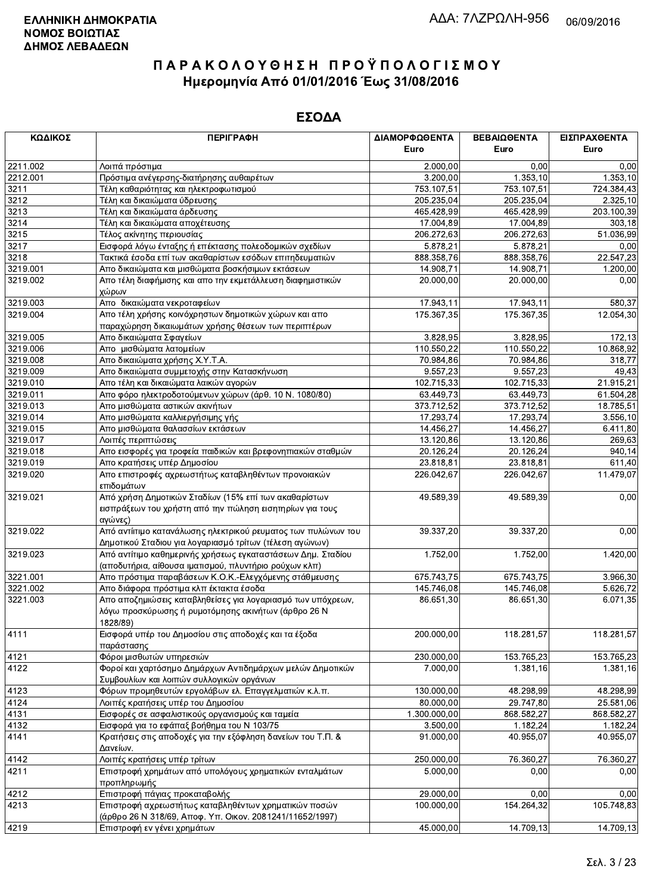**ΕΛΛΗΝΙΚΗ ΔΗΜΟΚΡΑΤΙΑ**
**ΝΟΜΟΣ ΒΟΙΩΤΙΑΣ**
**ΔΗΜΟΣ ΛΕΒΑΔΕΩΝ**

ΑΔΑ: 7ΛΖΡΩΛΗ-956 06/09/2016

# ΠΑΡΑΚΟΛΟΥΘΗΣΗ ΠΡΟΫΠΟΛΟΓΙΣΜΟΥ
## Ημερομηνία Από 01/01/2016 Έως 31/08/2016

## ΕΣΟΔΑ

| ΚΩΔΙΚΟΣ | ΠΕΡΙΓΡΑΦΗ | ΔΙΑΜΟΡΦΩΘΕΝΤΑ Euro | ΒΕΒΑΙΩΘΕΝΤΑ Euro | ΕΙΣΠΡΑΧΘΕΝΤΑ Euro |
|---|---|---|---|---|
| 2211.002 | Λοιπά πρόστιμα | 2.000,00 | 0,00 | 0,00 |
| 2212.001 | Πρόστιμα ανέγερσης-διατήρησης αυθαιρέτων | 3.200,00 | 1.353,10 | 1.353,10 |
| 3211 | Τέλη καθαριότητας και ηλεκτροφωτισμού | 753.107,51 | 753.107,51 | 724.384,43 |
| 3212 | Τέλη και δικαιώματα ύδρευσης | 205.235,04 | 205.235,04 | 2.325,10 |
| 3213 | Τέλη και δικαιώματα άρδευσης | 465.428,99 | 465.428,99 | 203.100,39 |
| 3214 | Τέλη και δικαιώματα αποχέτευσης | 17.004,89 | 17.004,89 | 303,18 |
| 3215 | Τέλος ακίνητης περιουσίας | 206.272,63 | 206.272,63 | 51.036,99 |
| 3217 | Εισφορά λόγω ένταξης ή επέκτασης πολεοδομικών σχεδίων | 5.878,21 | 5.878,21 | 0,00 |
| 3218 | Τακτικά έσοδα επί των ακαθαρίστων εσόδων επιτηδευματιών | 888.358,76 | 888.358,76 | 22.547,23 |
| 3219.001 | Απο δικαιώματα και μισθώματα βοσκήσιμων εκτάσεων | 14.908,71 | 14.908,71 | 1.200,00 |
| 3219.002 | Απο τέλη διαφήμισης και απο την εκμετάλλευση διαφημιστικών χώρων | 20.000,00 | 20.000,00 | 0,00 |
| 3219.003 | Απο δικαιώματα νεκροταφείων | 17.943,11 | 17.943,11 | 580,37 |
| 3219.004 | Απο τέλη χρήσης κοινόχρηστων δημοτικών χώρων και απο παραχώρηση δικαιωμάτων χρήσης θέσεων των περιπτέρων | 175.367,35 | 175.367,35 | 12.054,30 |
| 3219.005 | Απο δικαιώματα Σφαγείων | 3.828,95 | 3.828,95 | 172,13 |
| 3219.006 | Απο μισθώματα λατομείων | 110.550,22 | 110.550,22 | 10.868,92 |
| 3219.008 | Απο δικαιώματα χρήσης Χ.Υ.Τ.Α. | 70.984,86 | 70.984,86 | 318,77 |
| 3219.009 | Απο δικαιώματα συμμετοχής στην Κατασκήνωση | 9.557,23 | 9.557,23 | 49,43 |
| 3219.010 | Απο τέλη και δικαιώματα λαικών αγορών | 102.715,33 | 102.715,33 | 21.915,21 |
| 3219.011 | Απο φόρο ηλεκτροδοτούμενων χώρων (άρθ. 10 Ν. 1080/80) | 63.449,73 | 63.449,73 | 61.504,28 |
| 3219.013 | Απο μισθώματα αστικών ακινήτων | 373.712,52 | 373.712,52 | 18.785,51 |
| 3219.014 | Απο μισθώματα καλλιεργήσιμης γής | 17.293,74 | 17.293,74 | 3.556,10 |
| 3219.015 | Απο μισθώματα θαλασσίων εκτάσεων | 14.456,27 | 14.456,27 | 6.411,80 |
| 3219.017 | Λοιπές περιπτώσεις | 13.120,86 | 13.120,86 | 269,63 |
| 3219.018 | Απο εισφορές για τροφεία παιδικών και βρεφονηπιακών σταθμών | 20.126,24 | 20.126,24 | 940,14 |
| 3219.019 | Απο κρατήσεις υπέρ Δημοσίου | 23.818,81 | 23.818,81 | 611,40 |
| 3219.020 | Απο επιστροφές αχρεωστήτως καταβληθέντων προνοιακών επιδομάτων | 226.042,67 | 226.042,67 | 11.479,07 |
| 3219.021 | Από χρήση Δημοτικών Σταδίων (15% επί των ακαθαρίστων εισπράξεων του χρήστη από την πώληση εισητηρίων για τους αγώνες) | 49.589,39 | 49.589,39 | 0,00 |
| 3219.022 | Από αντίτιμο κατανάλωσης ηλεκτρικού ρευματος των πυλώνων του Δημοτικού Σταδιου για λογαριασμό τρίτων (τέλεση αγώνων) | 39.337,20 | 39.337,20 | 0,00 |
| 3219.023 | Από αντίτιμο καθημερινής χρήσεως εγκαταστάσεων Δημ. Σταδίου (αποδυτήρια, αίθουσα ιματισμού, πλυντήριο ρούχων κλπ) | 1.752,00 | 1.752,00 | 1.420,00 |
| 3221.001 | Απο πρόστιμα παραβάσεων Κ.Ο.Κ.-Ελεγχόμενης στάθμευσης | 675.743,75 | 675.743,75 | 3.966,30 |
| 3221.002 | Απο διάφορα πρόστιμα κλπ έκτακτα έσοδα | 145.746,08 | 145.746,08 | 5.626,72 |
| 3221.003 | Απο αποζημιώσεις καταβληθείσες για λογαριασμό των υπόχρεων, λόγω προσκύρωσης ή ρυμοτόμησης ακινήτων (άρθρο 26 Ν 1828/89) | 86.651,30 | 86.651,30 | 6.071,35 |
| 4111 | Εισφορά υπέρ του Δημοσίου στις αποδοχές και τα έξοδα παράστασης | 200.000,00 | 118.281,57 | 118.281,57 |
| 4121 | Φόροι μισθωτών υπηρεσιών | 230.000,00 | 153.765,23 | 153.765,23 |
| 4122 | Φοροί και χαρτόσημο Δημάρχων Αντιδημάρχων μελών Δημοτικών Συμβουλίων και λοιπών συλλογικών οργάνων | 7.000,00 | 1.381,16 | 1.381,16 |
| 4123 | Φόρων προμηθευτών εργολάβων ελ. Επαγγελματιών κ.λ.π. | 130.000,00 | 48.298,99 | 48.298,99 |
| 4124 | Λοιπές κρατήσεις υπέρ του Δημοσίου | 80.000,00 | 29.747,80 | 25.581,06 |
| 4131 | Εισφορές σε ασφαλιστικούς οργανισμούς και ταμεία | 1.300.000,00 | 868.582,27 | 868.582,27 |
| 4132 | Εισφορά για το εφάπαξ βοήθημα του Ν 103/75 | 3.500,00 | 1.182,24 | 1.182,24 |
| 4141 | Κρατήσεις στις αποδοχές για την εξόφληση δανείων του Τ.Π. & Δανείων. | 91.000,00 | 40.955,07 | 40.955,07 |
| 4142 | Λοιπές κρατήσεις υπέρ τρίτων | 250.000,00 | 76.360,27 | 76.360,27 |
| 4211 | Επιστροφή χρημάτων από υπολόγους χρηματικών ενταλμάτων προπληρωμής | 5.000,00 | 0,00 | 0,00 |
| 4212 | Επιστροφή πάγιας προκαταβολής | 29.000,00 | 0,00 | 0,00 |
| 4213 | Επιστροφή αχρεωστήτως καταβληθέντων χρηματικών ποσών (άρθρο 26 Ν 318/69, Αποφ. Υπ. Οικον. 2081241/11652/1997) | 100.000,00 | 154.264,32 | 105.748,83 |
| 4219 | Επιστροφή εν γένει χρημάτων | 45.000,00 | 14.709,13 | 14.709,13 |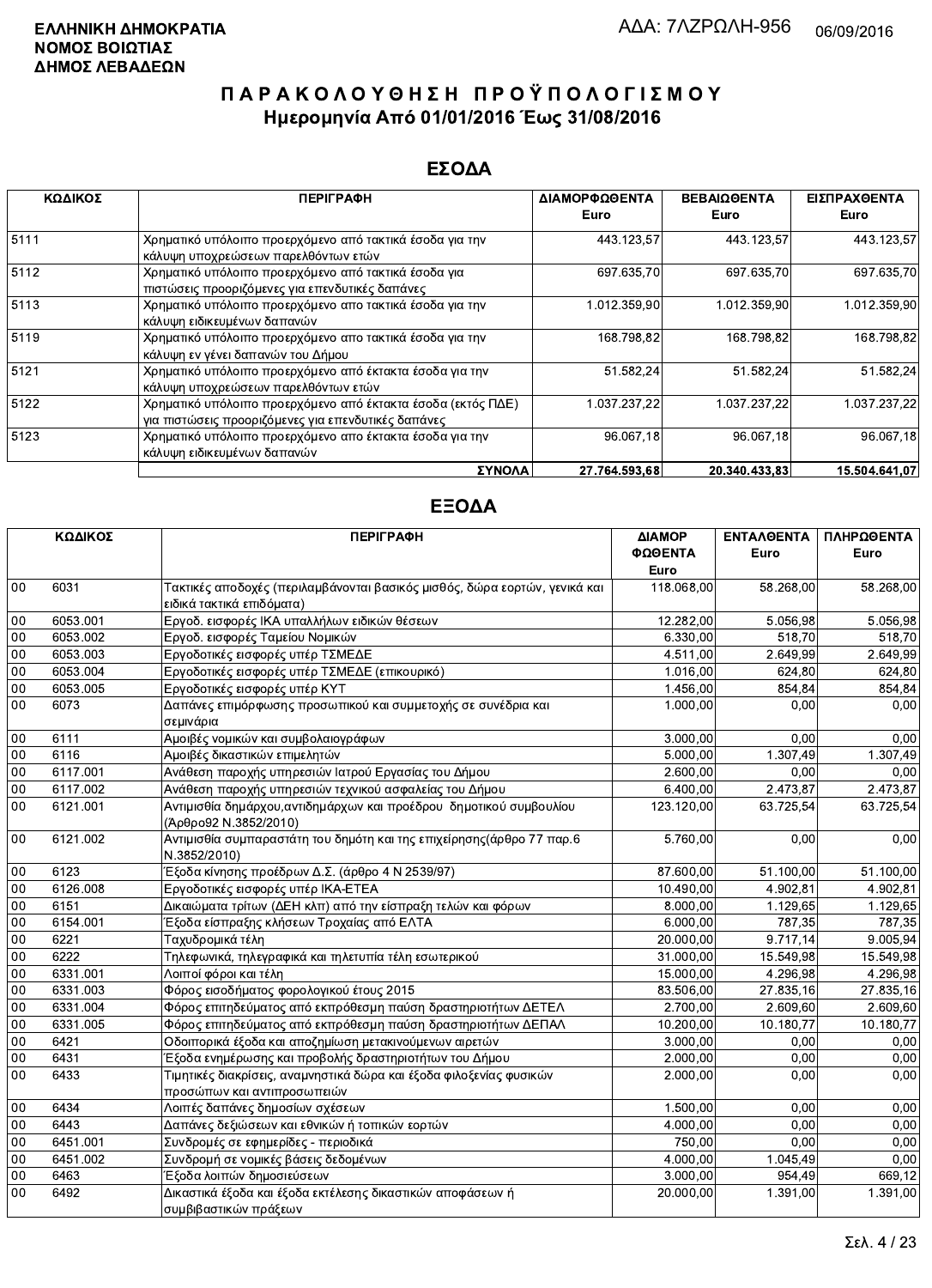**ΕΛΛΗΝΙΚΗ ΔΗΜΟΚΡΑΤΙΑ**
**ΝΟΜΟΣ ΒΟΙΩΤΙΑΣ**
**ΔΗΜΟΣ ΛΕΒΑΔΕΩΝ**

ΑΔΑ: 7ΛΖΡΩΛΗ-956 06/09/2016

# ΠΑΡΑΚΟΛΟΥΘΗΣΗ ΠΡΟΫΠΟΛΟΓΙΣΜΟΥ
## Ημερομηνία Από 01/01/2016 Έως 31/08/2016

## ΕΣΟΔΑ

| ΚΩΔΙΚΟΣ | ΠΕΡΙΓΡΑΦΗ | ΔΙΑΜΟΡΦΩΘΕΝΤΑ Euro | ΒΕΒΑΙΩΘΕΝΤΑ Euro | ΕΙΣΠΡΑΧΘΕΝΤΑ Euro |
|---|---|---|---|---|
| 5111 | Χρηματικό υπόλοιπο προερχόμενο από τακτικά έσοδα για την κάλυψη υποχρεώσεων παρελθόντων ετών | 443.123,57 | 443.123,57 | 443.123,57 |
| 5112 | Χρηματικό υπόλοιπο προερχόμενο από τακτικά έσοδα για πιστώσεις προοριζόμενες για επενδυτικές δαπάνες | 697.635,70 | 697.635,70 | 697.635,70 |
| 5113 | Χρηματικό υπόλοιπο προερχόμενο απο τακτικά έσοδα για την κάλυψη ειδικευμένων δαπανών | 1.012.359,90 | 1.012.359,90 | 1.012.359,90 |
| 5119 | Χρηματικό υπόλοιπο προερχόμενο απο τακτικά έσοδα για την κάλυψη εν γένει δαπανών του Δήμου | 168.798,82 | 168.798,82 | 168.798,82 |
| 5121 | Χρηματικό υπόλοιπο προερχόμενο από έκτακτα έσοδα για την κάλυψη υποχρεώσεων παρελθόντων ετών | 51.582,24 | 51.582,24 | 51.582,24 |
| 5122 | Χρηματικό υπόλοιπο προερχόμενο από έκτακτα έσοδα (εκτός ΠΔΕ) για πιστώσεις προοριζόμενες για επενδυτικές δαπάνες | 1.037.237,22 | 1.037.237,22 | 1.037.237,22 |
| 5123 | Χρηματικό υπόλοιπο προερχόμενο απο έκτακτα έσοδα για την κάλυψη ειδικευμένων δαπανών | 96.067,18 | 96.067,18 | 96.067,18 |
| | **ΣΥΝΟΛΑ** | **27.764.593,68** | **20.340.433,83** | **15.504.641,07** |

## ΕΞΟΔΑ

| ΚΩΔΙΚΟΣ | | ΠΕΡΙΓΡΑΦΗ | ΔΙΑΜΟΡΦΩΘΕΝΤΑ Euro | ΕΝΤΑΛΘΕΝΤΑ Euro | ΠΛΗΡΩΘΕΝΤΑ Euro |
|---|---|---|---|---|---|
| 00 | 6031 | Τακτικές αποδοχές (περιλαμβάνονται βασικός μισθός, δώρα εορτών, γενικά και ειδικά τακτικά επιδόματα) | 118.068,00 | 58.268,00 | 58.268,00 |
| 00 | 6053.001 | Εργοδ. εισφορές ΙΚΑ υπαλλήλων ειδικών θέσεων | 12.282,00 | 5.056,98 | 5.056,98 |
| 00 | 6053.002 | Εργοδ. εισφορές Ταμείου Νομικών | 6.330,00 | 518,70 | 518,70 |
| 00 | 6053.003 | Εργοδοτικές εισφορές υπέρ ΤΣΜΕΔΕ | 4.511,00 | 2.649,99 | 2.649,99 |
| 00 | 6053.004 | Εργοδοτικές εισφορές υπέρ ΤΣΜΕΔΕ (επικουρικό) | 1.016,00 | 624,80 | 624,80 |
| 00 | 6053.005 | Εργοδοτικές εισφορές υπέρ ΚΥΤ | 1.456,00 | 854,84 | 854,84 |
| 00 | 6073 | Δαπάνες επιμόρφωσης προσωπικού και συμμετοχής σε συνέδρια και σεμινάρια | 1.000,00 | 0,00 | 0,00 |
| 00 | 6111 | Αμοιβές νομικών και συμβολαιογράφων | 3.000,00 | 0,00 | 0,00 |
| 00 | 6116 | Αμοιβές δικαστικών επιμελητών | 5.000,00 | 1.307,49 | 1.307,49 |
| 00 | 6117.001 | Ανάθεση παροχής υπηρεσιών Ιατρού Εργασίας του Δήμου | 2.600,00 | 0,00 | 0,00 |
| 00 | 6117.002 | Ανάθεση παροχής υπηρεσιών τεχνικού ασφαλείας του Δήμου | 6.400,00 | 2.473,87 | 2.473,87 |
| 00 | 6121.001 | Αντιμισθία δημάρχου,αντιδημάρχων και προέδρου δημοτικού συμβουλίου (Άρθρο92 Ν.3852/2010) | 123.120,00 | 63.725,54 | 63.725,54 |
| 00 | 6121.002 | Αντιμισθία συμπαραστάτη του δημότη και της επιχείρησης(άρθρο 77 παρ.6 Ν.3852/2010) | 5.760,00 | 0,00 | 0,00 |
| 00 | 6123 | Έξοδα κίνησης προέδρων Δ.Σ. (άρθρο 4 Ν 2539/97) | 87.600,00 | 51.100,00 | 51.100,00 |
| 00 | 6126.008 | Εργοδοτικές εισφορές υπέρ ΙΚΑ-ΕΤΕΑ | 10.490,00 | 4.902,81 | 4.902,81 |
| 00 | 6151 | Δικαιώματα τρίτων (ΔΕΗ κλπ) από την είσπραξη τελών και φόρων | 8.000,00 | 1.129,65 | 1.129,65 |
| 00 | 6154.001 | Έξοδα είσπραξης κλήσεων Τροχαίας από ΕΛΤΑ | 6.000,00 | 787,35 | 787,35 |
| 00 | 6221 | Ταχυδρομικά τέλη | 20.000,00 | 9.717,14 | 9.005,94 |
| 00 | 6222 | Τηλεφωνικά, τηλεγραφικά και τηλετυπία τέλη εσωτερικού | 31.000,00 | 15.549,98 | 15.549,98 |
| 00 | 6331.001 | Λοιποί φόροι και τέλη | 15.000,00 | 4.296,98 | 4.296,98 |
| 00 | 6331.003 | Φόρος εισοδήματος φορολογικού έτους 2015 | 83.506,00 | 27.835,16 | 27.835,16 |
| 00 | 6331.004 | Φόρος επιτηδεύματος από εκπρόθεσμη παύση δραστηριοτήτων ΔΕΤΕΛ | 2.700,00 | 2.609,60 | 2.609,60 |
| 00 | 6331.005 | Φόρος επιτηδεύματος από εκπρόθεσμη παύση δραστηριοτήτων ΔΕΠΑΛ | 10.200,00 | 10.180,77 | 10.180,77 |
| 00 | 6421 | Οδοιπορικά έξοδα και αποζημίωση μετακινούμενων αιρετών | 3.000,00 | 0,00 | 0,00 |
| 00 | 6431 | Έξοδα ενημέρωσης και προβολής δραστηριοτήτων του Δήμου | 2.000,00 | 0,00 | 0,00 |
| 00 | 6433 | Τιμητικές διακρίσεις, αναμνηστικά δώρα και έξοδα φιλοξενίας φυσικών προσώπων και αντιπροσωπειών | 2.000,00 | 0,00 | 0,00 |
| 00 | 6434 | Λοιπές δαπάνες δημοσίων σχέσεων | 1.500,00 | 0,00 | 0,00 |
| 00 | 6443 | Δαπάνες δεξιώσεων και εθνικών ή τοπικών εορτών | 4.000,00 | 0,00 | 0,00 |
| 00 | 6451.001 | Συνδρομές σε εφημερίδες - περιοδικά | 750,00 | 0,00 | 0,00 |
| 00 | 6451.002 | Συνδρομή σε νομικές βάσεις δεδομένων | 4.000,00 | 1.045,49 | 0,00 |
| 00 | 6463 | Έξοδα λοιπών δημοσιεύσεων | 3.000,00 | 954,49 | 669,12 |
| 00 | 6492 | Δικαστικά έξοδα και έξοδα εκτέλεσης δικαστικών αποφάσεων ή συμβιβαστικών πράξεων | 20.000,00 | 1.391,00 | 1.391,00 |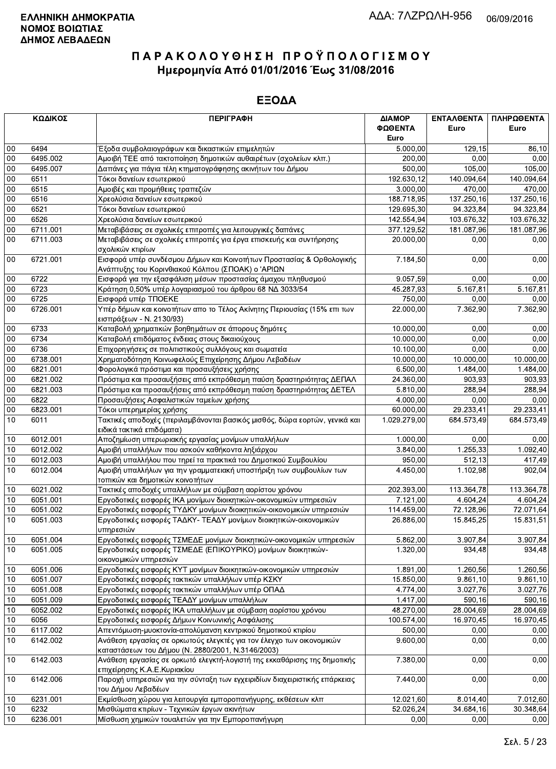**ΕΛΛΗΝΙΚΗ ΔΗΜΟΚΡΑΤΙΑ**
**ΝΟΜΟΣ ΒΟΙΩΤΙΑΣ**
**ΔΗΜΟΣ ΛΕΒΑΔΕΩΝ**

ΑΔΑ: 7ΛΖΡΩΛΗ-956 06/09/2016

# ΠΑΡΑΚΟΛΟΥΘΗΣΗ ΠΡΟΫΠΟΛΟΓΙΣΜΟΥ
## Ημερομηνία Από 01/01/2016 Έως 31/08/2016

## ΕΞΟΔΑ

| ΚΩΔΙΚΟΣ | | ΠΕΡΙΓΡΑΦΗ | ΔΙΑΜΟΡΦΩΘΕΝΤΑ Euro | ΕΝΤΑΛΘΕΝΤΑ Euro | ΠΛΗΡΩΘΕΝΤΑ Euro |
|---|---|---|---|---|---|
| 00 | 6494 | Έξοδα συμβολαιογράφων και δικαστικών επιμελητών | 5.000,00 | 129,15 | 86,10 |
| 00 | 6495.002 | Αμοιβή ΤΕΕ από τακτοποίηση δημοτικών αυθαιρέτων (σχολείων κλπ.) | 200,00 | 0,00 | 0,00 |
| 00 | 6495.007 | Δαπάνες για πάγια τέλη κτηματογράφησης ακινήτων του Δήμου | 500,00 | 105,00 | 105,00 |
| 00 | 6511 | Τόκοι δανείων εσωτερικού | 192.630,12 | 140.094,64 | 140.094,64 |
| 00 | 6515 | Αμοιβές και προμήθειες τραπεζών | 3.000,00 | 470,00 | 470,00 |
| 00 | 6516 | Χρεολύσια δανείων εσωτερικού | 188.718,95 | 137.250,16 | 137.250,16 |
| 00 | 6521 | Τόκοι δανείων εσωτερικού | 129.695,30 | 94.323,84 | 94.323,84 |
| 00 | 6526 | Χρεολύσια δανείων εσωτερικού | 142.554,94 | 103.676,32 | 103.676,32 |
| 00 | 6711.001 | Μεταβιβάσεις σε σχολικές επιτροπές για λειτουργικές δαπάνες | 377.129,52 | 181.087,96 | 181.087,96 |
| 00 | 6711.003 | Μεταβιβάσεις σε σχολικές επιτροπές για έργα επισκευής και συντήρησης σχολικών κτιρίων | 20.000,00 | 0,00 | 0,00 |
| 00 | 6721.001 | Εισφορά υπέρ συνδέσμου Δήμων και Κοινοτήτων Προστασίας & Ορθολογικής Ανάπτυξης του Κορινθιακού Κόλπου (ΣΠΟΑΚ) ο 'ΑΡΙΩΝ | 7.184,50 | 0,00 | 0,00 |
| 00 | 6722 | Εισφορά για την εξασφάλιση μέσων προστασίας άμαχου πληθυσμού | 9.057,59 | 0,00 | 0,00 |
| 00 | 6723 | Κράτηση 0,50% υπέρ λογαριασμού του άρθρου 68 ΝΔ 3033/54 | 45.287,93 | 5.167,81 | 5.167,81 |
| 00 | 6725 | Εισφορά υπέρ ΤΠΟΕΚΕ | 750,00 | 0,00 | 0,00 |
| 00 | 6726.001 | Υπέρ δήμων και κοινοτήτων απο το Τέλος Ακίνητης Περιουσίας (15% επι των εισπράξεων - Ν. 2130/93) | 22.000,00 | 7.362,90 | 7.362,90 |
| 00 | 6733 | Καταβολή χρηματικών βοηθημάτων σε άπορους δημότες | 10.000,00 | 0,00 | 0,00 |
| 00 | 6734 | Καταβολή επιδόματος ένδειας στους δικαιούχους | 10.000,00 | 0,00 | 0,00 |
| 00 | 6736 | Επιχορηγήσεις σε πολιτιστικούς συλλόγους και σωματεία | 10.100,00 | 0,00 | 0,00 |
| 00 | 6738.001 | Χρηματοδότηση Κοινωφελούς Επιχείρησης Δήμου Λεβαδέων | 10.000,00 | 10.000,00 | 10.000,00 |
| 00 | 6821.001 | Φορολογικά πρόστιμα και προσαυξήσεις χρήσης | 6.500,00 | 1.484,00 | 1.484,00 |
| 00 | 6821.002 | Πρόστιμα και προσαυξήσεις από εκπρόθεσμη παύση δραστηριότητας ΔΕΠΑΛ | 24.360,00 | 903,93 | 903,93 |
| 00 | 6821.003 | Πρόστιμα και προσαυξήσεις από εκπρόθεσμη παύση δραστηριότητας ΔΕΤΕΛ | 5.810,00 | 288,94 | 288,94 |
| 00 | 6822 | Προσαυξήσεις Ασφαλιστικών ταμείων χρήσης | 4.000,00 | 0,00 | 0,00 |
| 00 | 6823.001 | Τόκοι υπερημερίας χρήσης | 60.000,00 | 29.233,41 | 29.233,41 |
| 10 | 6011 | Τακτικές αποδοχές (περιλαμβάνονται βασικός μισθός, δώρα εορτών, γενικά και ειδικά τακτικά επιδόματα) | 1.029.279,00 | 684.573,49 | 684.573,49 |
| 10 | 6012.001 | Αποζημίωση υπερωριακής εργασίας μονίμων υπαλλήλων | 1.000,00 | 0,00 | 0,00 |
| 10 | 6012.002 | Αμοιβή υπαλλήλων που ασκούν καθήκοντα ληξιάρχου | 3.840,00 | 1.255,33 | 1.092,40 |
| 10 | 6012.003 | Αμοιβή υπαλλήλου που τηρεί τα πρακτικά του Δημοτικού Συμβουλίου | 950,00 | 512,13 | 417,49 |
| 10 | 6012.004 | Αμοιβή υπαλλήλων για την γραμματειακή υποστήριξη των συμβουλίων των τοπικών και δημοτικών κοινοτήτων | 4.450,00 | 1.102,98 | 902,04 |
| 10 | 6021.002 | Τακτικές αποδοχές υπαλλήλων με σύμβαση αορίστου χρόνου | 202.393,00 | 113.364,78 | 113.364,78 |
| 10 | 6051.001 | Εργοδοτικές εισφορές ΙΚΑ μονίμων διοικητικών-οικονομικών υπηρεσιών | 7.121,00 | 4.604,24 | 4.604,24 |
| 10 | 6051.002 | Εργοδοτικές εισφορές ΤΥΔΚΥ μονίμων διοικητικών-οικονομικών υπηρεσιών | 114.459,00 | 72.128,96 | 72.071,64 |
| 10 | 6051.003 | Εργοδοτικές εισφορές ΤΑΔΚΥ- ΤΕΑΔΥ μονίμων διοικητικών-οικονομικών υπηρεσιών | 26.886,00 | 15.845,25 | 15.831,51 |
| 10 | 6051.004 | Εργοδοτικές εισφορές ΤΣΜΕΔΕ μονίμων διοικητικών-οικονομικών υπηρεσιών | 5.862,00 | 3.907,84 | 3.907,84 |
| 10 | 6051.005 | Εργοδοτικές εισφορές ΤΣΜΕΔΕ (ΕΠΙΚΟΥΡΙΚΟ) μονίμων διοικητικών-οικονομικών υπηρεσιών | 1.320,00 | 934,48 | 934,48 |
| 10 | 6051.006 | Εργοδοτικές εισφορές ΚΥΤ μονίμων διοικητικών-οικονομικών υπηρεσιών | 1.891,00 | 1.260,56 | 1.260,56 |
| 10 | 6051.007 | Εργοδοτικές εισφορές τακτικών υπαλλήλων υπέρ ΚΣΚΥ | 15.850,00 | 9.861,10 | 9.861,10 |
| 10 | 6051.008 | Εργοδοτικές εισφορές τακτικών υπαλλήλων υπέρ ΟΠΑΔ | 4.774,00 | 3.027,76 | 3.027,76 |
| 10 | 6051.009 | Εργοδοτικές εισφορές ΤΕΑΔΥ μονίμων υπαλλήλων | 1.417,00 | 590,16 | 590,16 |
| 10 | 6052.002 | Εργοδοτικές εισφορές ΙΚΑ υπαλλήλων με σύμβαση αορίστου χρόνου | 48.270,00 | 28.004,69 | 28.004,69 |
| 10 | 6056 | Εργοδοτικές εισφορές Δήμων Κοινωνικής Ασφάλισης | 100.574,00 | 16.970,45 | 16.970,45 |
| 10 | 6117.002 | Απεντόμωση-μυοκτονία-απολύμανση κεντρικού δημοτικού κτιρίου | 500,00 | 0,00 | 0,00 |
| 10 | 6142.002 | Ανάθεση εργασίας σε ορκωτούς ελεγκτές για τον έλεγχο των οικονομικών καταστάσεων του Δήμου (Ν. 2880/2001, Ν.3146/2003) | 9.600,00 | 0,00 | 0,00 |
| 10 | 6142.003 | Ανάθεση εργασίας σε ορκωτό ελεγκτή-λογιστή της εκκαθάρισης της δημοτικής επιχείρησης Κ.Α.Ε.Κυριακίου | 7.380,00 | 0,00 | 0,00 |
| 10 | 6142.006 | Παροχή υπηρεσιών για την σύνταξη των εγχειριδίων διαχειριστικής επάρκειας του Δήμου Λεβαδέων | 7.440,00 | 0,00 | 0,00 |
| 10 | 6231.001 | Εκμίσθωση χώρου για λειτουργία εμποροπανήγυρης, εκθέσεων κλπ | 12.021,60 | 8.014,40 | 7.012,60 |
| 10 | 6232 | Μισθώματα κτιρίων - Τεχνικών έργων ακινήτων | 52.026,24 | 34.684,16 | 30.348,64 |
| 10 | 6236.001 | Μίσθωση χημικών τουαλετών για την Εμποροπανήγυρη | 0,00 | 0,00 | 0,00 |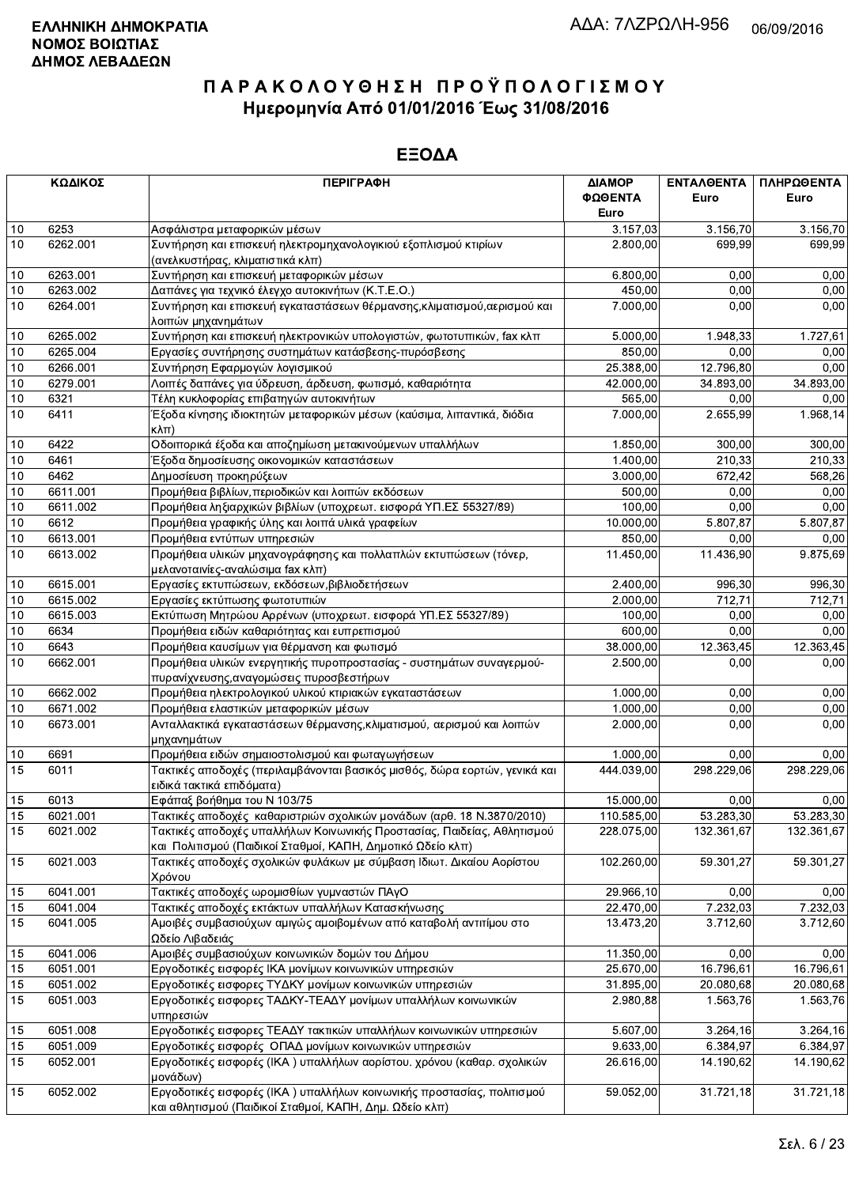**ΕΛΛΗΝΙΚΗ ΔΗΜΟΚΡΑΤΙΑ**
**ΝΟΜΟΣ ΒΟΙΩΤΙΑΣ**
**ΔΗΜΟΣ ΛΕΒΑΔΕΩΝ**

ΑΔΑ: 7ΛΖΡΩΛΗ-956 06/09/2016

# Π Α Ρ Α Κ Ο Λ Ο Υ Θ Η Σ Η  Π Ρ Ο Ϋ Π Ο Λ Ο Γ Ι Σ Μ Ο Υ
## Ημερομηνία Από 01/01/2016 Έως 31/08/2016

## ΕΞΟΔΑ

| ΚΩΔΙΚΟΣ | | ΠΕΡΙΓΡΑΦΗ | ΔΙΑΜΟΡ ΦΩΘΕΝΤΑ Euro | ΕΝΤΑΛΘΕΝΤΑ Euro | ΠΛΗΡΩΘΕΝΤΑ Euro |
|---|---|---|---|---|---|
| 10 | 6253 | Ασφάλιστρα μεταφορικών μέσων | 3.157,03 | 3.156,70 | 3.156,70 |
| 10 | 6262.001 | Συντήρηση και επισκευή ηλεκτρομηχανολογικιού εξοπλισμού κτιρίων (ανελκυστήρας, κλιματιστικά κλπ) | 2.800,00 | 699,99 | 699,99 |
| 10 | 6263.001 | Συντήρηση και επισκευή μεταφορικών μέσων | 6.800,00 | 0,00 | 0,00 |
| 10 | 6263.002 | Δαπάνες για τεχνικό έλεγχο αυτοκινήτων (Κ.Τ.Ε.Ο.) | 450,00 | 0,00 | 0,00 |
| 10 | 6264.001 | Συντήρηση και επισκευή εγκαταστάσεων θέρμανσης,κλιματισμού,αερισμού και λοιπών μηχανημάτων | 7.000,00 | 0,00 | 0,00 |
| 10 | 6265.002 | Συντήρηση και επισκευή ηλεκτρονικών υπολογιστών, φωτοτυπικών, fax κλπ | 5.000,00 | 1.948,33 | 1.727,61 |
| 10 | 6265.004 | Εργασίες συντήρησης συστημάτων κατάσβεσης-πυρόσβεσης | 850,00 | 0,00 | 0,00 |
| 10 | 6266.001 | Συντήρηση Εφαρμογών λογισμικού | 25.388,00 | 12.796,80 | 0,00 |
| 10 | 6279.001 | Λοιπές δαπάνες για ύδρευση, άρδευση, φωτισμό, καθαριότητα | 42.000,00 | 34.893,00 | 34.893,00 |
| 10 | 6321 | Τέλη κυκλοφορίας επιβατηγών αυτοκινήτων | 565,00 | 0,00 | 0,00 |
| 10 | 6411 | Έξοδα κίνησης ιδιοκτητών μεταφορικών μέσων (καύσιμα, λιπαντικά, διόδια κλπ) | 7.000,00 | 2.655,99 | 1.968,14 |
| 10 | 6422 | Οδοιπορικά έξοδα και αποζημίωση μετακινούμενων υπαλλήλων | 1.850,00 | 300,00 | 300,00 |
| 10 | 6461 | Έξοδα δημοσίευσης οικονομικών καταστάσεων | 1.400,00 | 210,33 | 210,33 |
| 10 | 6462 | Δημοσίευση προκηρύξεων | 3.000,00 | 672,42 | 568,26 |
| 10 | 6611.001 | Προμήθεια βιβλίων,περιοδικών και λοιπών εκδόσεων | 500,00 | 0,00 | 0,00 |
| 10 | 6611.002 | Προμήθεια ληξιαρχικών βιβλίων (υποχρεωτ. εισφορά ΥΠ.ΕΣ 55327/89) | 100,00 | 0,00 | 0,00 |
| 10 | 6612 | Προμήθεια γραφικής ύλης και λοιπά υλικά γραφείων | 10.000,00 | 5.807,87 | 5.807,87 |
| 10 | 6613.001 | Προμήθεια εντύπων υπηρεσιών | 850,00 | 0,00 | 0,00 |
| 10 | 6613.002 | Προμήθεια υλικών μηχανογράφησης και πολλαπλών εκτυπώσεων (τόνερ, μελανοταινίες-αναλώσιμα fax κλπ) | 11.450,00 | 11.436,90 | 9.875,69 |
| 10 | 6615.001 | Εργασίες εκτυπώσεων, εκδόσεων,βιβλιοδετήσεων | 2.400,00 | 996,30 | 996,30 |
| 10 | 6615.002 | Εργασίες εκτύπωσης φωτοτυπιών | 2.000,00 | 712,71 | 712,71 |
| 10 | 6615.003 | Εκτύπωση Μητρώου Αρρένων (υποχρεωτ. εισφορά ΥΠ.ΕΣ 55327/89) | 100,00 | 0,00 | 0,00 |
| 10 | 6634 | Προμήθεια ειδών καθαριότητας και ευπρεπισμού | 600,00 | 0,00 | 0,00 |
| 10 | 6643 | Προμήθεια καυσίμων για θέρμανση και φωτισμό | 38.000,00 | 12.363,45 | 12.363,45 |
| 10 | 6662.001 | Προμήθεια υλικών ενεργητικής πυροπροστασίας - συστημάτων συναγερμού-πυρανίχνευσης,αναγομώσεις πυροσβεστήρων | 2.500,00 | 0,00 | 0,00 |
| 10 | 6662.002 | Προμήθεια ηλεκτρολογικού υλικού κτιριακών εγκαταστάσεων | 1.000,00 | 0,00 | 0,00 |
| 10 | 6671.002 | Προμήθεια ελαστικών μεταφορικών μέσων | 1.000,00 | 0,00 | 0,00 |
| 10 | 6673.001 | Ανταλλακτικά εγκαταστάσεων θέρμανσης,κλιματισμού, αερισμού και λοιπών μηχανημάτων | 2.000,00 | 0,00 | 0,00 |
| 10 | 6691 | Προμήθεια ειδών σημαιοστολισμού και φωταγωγήσεων | 1.000,00 | 0,00 | 0,00 |
| 15 | 6011 | Τακτικές αποδοχές (περιλαμβάνονται βασικός μισθός, δώρα εορτών, γενικά και ειδικά τακτικά επιδόματα) | 444.039,00 | 298.229,06 | 298.229,06 |
| 15 | 6013 | Εφάπαξ βοήθημα του Ν 103/75 | 15.000,00 | 0,00 | 0,00 |
| 15 | 6021.001 | Τακτικές αποδοχές καθαριστριών σχολικών μονάδων (αρθ. 18 Ν.3870/2010) | 110.585,00 | 53.283,30 | 53.283,30 |
| 15 | 6021.002 | Τακτικές αποδοχές υπαλλήλων Κοινωνικής Προστασίας, Παιδείας, Αθλητισμού και Πολιτισμού (Παιδικοί Σταθμοί, ΚΑΠΗ, Δημοτικό Ωδείο κλπ) | 228.075,00 | 132.361,67 | 132.361,67 |
| 15 | 6021.003 | Τακτικές αποδοχές σχολικών φυλάκων με σύμβαση Ιδιωτ. Δικαίου Αορίστου Χρόνου | 102.260,00 | 59.301,27 | 59.301,27 |
| 15 | 6041.001 | Τακτικές αποδοχές ωρομισθίων γυμναστών ΠΑγΟ | 29.966,10 | 0,00 | 0,00 |
| 15 | 6041.004 | Τακτικές αποδοχές εκτάκτων υπαλλήλων Κατασκήνωσης | 22.470,00 | 7.232,03 | 7.232,03 |
| 15 | 6041.005 | Αμοιβές συμβασιούχων αμιγώς αμοιβομένων από καταβολή αντιτίμου στο Ωδείο Λιβαδειάς | 13.473,20 | 3.712,60 | 3.712,60 |
| 15 | 6041.006 | Αμοιβές συμβασιούχων κοινωνικών δομών του Δήμου | 11.350,00 | 0,00 | 0,00 |
| 15 | 6051.001 | Εργοδοτικές εισφορές ΙΚΑ μονίμων κοινωνικών υπηρεσιών | 25.670,00 | 16.796,61 | 16.796,61 |
| 15 | 6051.002 | Εργοδοτικές εισφορες ΤΥΔΚΥ μονίμων κοινωνικών υπηρεσιών | 31.895,00 | 20.080,68 | 20.080,68 |
| 15 | 6051.003 | Εργοδοτικές εισφορές ΤΑΔΚΥ-ΤΕΑΔΥ μονίμων υπαλλήλων κοινωνικών υπηρεσιών | 2.980,88 | 1.563,76 | 1.563,76 |
| 15 | 6051.008 | Εργοδοτικές εισφορες ΤΕΑΔΥ τακτικών υπαλλήλων κοινωνικών υπηρεσιών | 5.607,00 | 3.264,16 | 3.264,16 |
| 15 | 6051.009 | Εργοδοτικές εισφορές ΟΠΑΔ μονίμων κοινωνικών υπηρεσιών | 9.633,00 | 6.384,97 | 6.384,97 |
| 15 | 6052.001 | Εργοδοτικές εισφορές (ΙΚΑ ) υπαλλήλων αορίστου. χρόνου (καθαρ. σχολικών μονάδων) | 26.616,00 | 14.190,62 | 14.190,62 |
| 15 | 6052.002 | Εργοδοτικές εισφορές (ΙΚΑ ) υπαλλήλων κοινωνικής προστασίας, πολιτισμού και αθλητισμού (Παιδικοί Σταθμοί, ΚΑΠΗ, Δημ. Ωδείο κλπ) | 59.052,00 | 31.721,18 | 31.721,18 |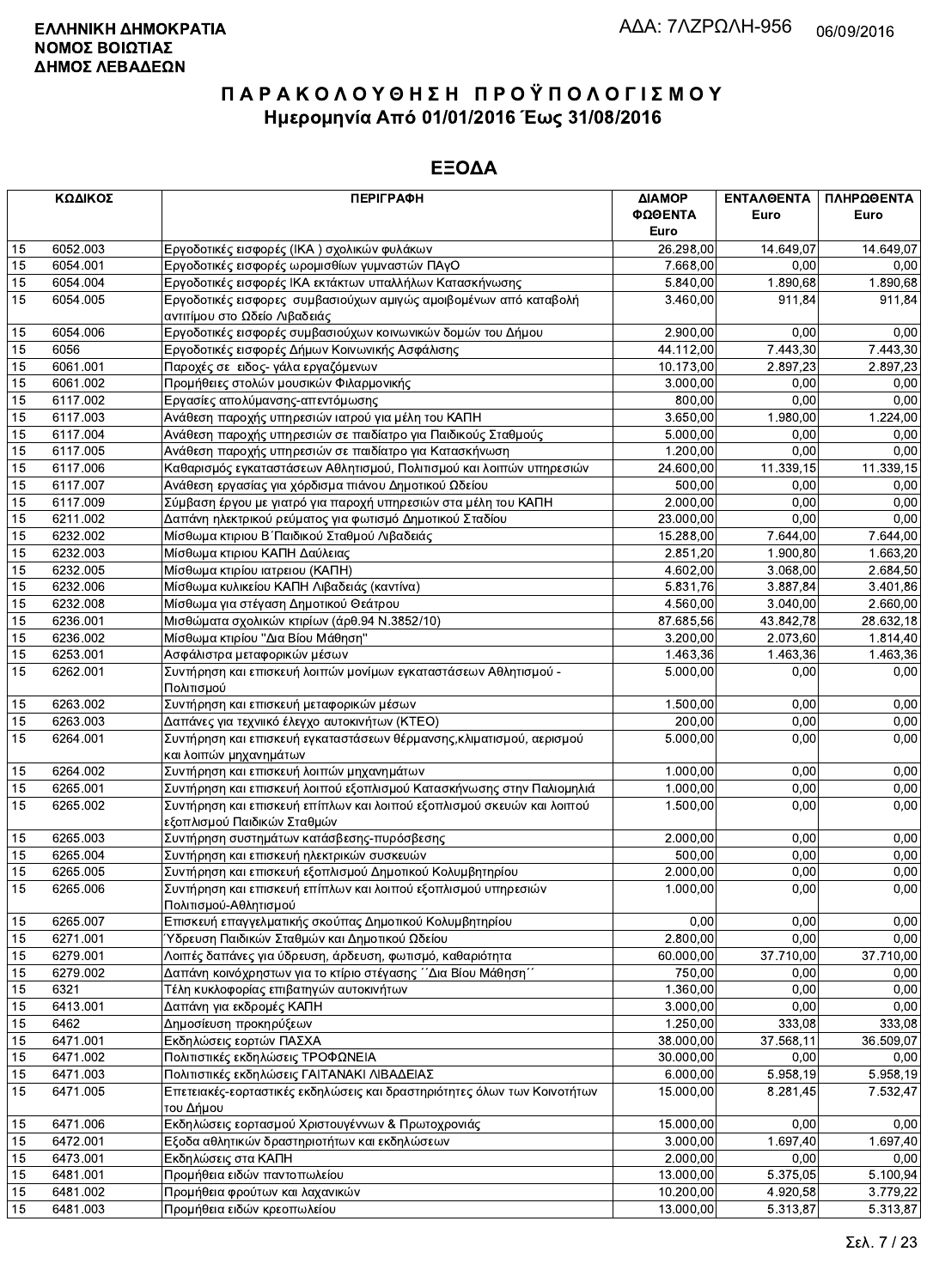**ΕΛΛΗΝΙΚΗ ΔΗΜΟΚΡΑΤΙΑ**
**ΝΟΜΟΣ ΒΟΙΩΤΙΑΣ**
**ΔΗΜΟΣ ΛΕΒΑΔΕΩΝ**

ΑΔΑ: 7ΛΖΡΩΛΗ-956 06/09/2016

# Π Α Ρ Α Κ Ο Λ Ο Υ Θ Η Σ Η   Π Ρ Ο Ϋ Π Ο Λ Ο Γ Ι Σ Μ Ο Υ
## Ημερομηνία Από 01/01/2016 Έως 31/08/2016

## ΕΞΟΔΑ

| ΚΩΔΙΚΟΣ | | ΠΕΡΙΓΡΑΦΗ | ΔΙΑΜΟΡ ΦΩΘΕΝΤΑ Euro | ΕΝΤΑΛΘΕΝΤΑ Euro | ΠΛΗΡΩΘΕΝΤΑ Euro |
|---|---|---|---|---|---|
| 15 | 6052.003 | Εργοδοτικές εισφορές (ΙΚΑ ) σχολικών φυλάκων | 26.298,00 | 14.649,07 | 14.649,07 |
| 15 | 6054.001 | Εργοδοτικές εισφορές ωρομισθίων γυμναστών ΠΑγΟ | 7.668,00 | 0,00 | 0,00 |
| 15 | 6054.004 | Εργοδοτικές εισφορές ΙΚΑ εκτάκτων υπαλλήλων Κατασκήνωσης | 5.840,00 | 1.890,68 | 1.890,68 |
| 15 | 6054.005 | Εργοδοτικές εισφορες συμβασιούχων αμιγώς αμοιβομένων από καταβολή αντιτίμου στο Ωδείο Λιβαδειάς | 3.460,00 | 911,84 | 911,84 |
| 15 | 6054.006 | Εργοδοτικές εισφορές συμβασιούχων κοινωνικών δομών του Δήμου | 2.900,00 | 0,00 | 0,00 |
| 15 | 6056 | Εργοδοτικές εισφορές Δήμων Κοινωνικής Ασφάλισης | 44.112,00 | 7.443,30 | 7.443,30 |
| 15 | 6061.001 | Παροχές σε ειδος- γάλα εργαζόμενων | 10.173,00 | 2.897,23 | 2.897,23 |
| 15 | 6061.002 | Προμήθειες στολών μουσικών Φιλαρμονικής | 3.000,00 | 0,00 | 0,00 |
| 15 | 6117.002 | Εργασίες απολύμανσης-απεντόμωσης | 800,00 | 0,00 | 0,00 |
| 15 | 6117.003 | Ανάθεση παροχής υπηρεσιών ιατρού για μέλη του ΚΑΠΗ | 3.650,00 | 1.980,00 | 1.224,00 |
| 15 | 6117.004 | Ανάθεση παροχής υπηρεσιών σε παιδίατρο για Παιδικούς Σταθμούς | 5.000,00 | 0,00 | 0,00 |
| 15 | 6117.005 | Ανάθεση παροχής υπηρεσιών σε παιδίατρο για Κατασκήνωση | 1.200,00 | 0,00 | 0,00 |
| 15 | 6117.006 | Καθαρισμός εγκαταστάσεων Αθλητισμού, Πολιτισμού και λοιπών υπηρεσιών | 24.600,00 | 11.339,15 | 11.339,15 |
| 15 | 6117.007 | Ανάθεση εργασίας για χόρδισμα πιάνου Δημοτικού Ωδείου | 500,00 | 0,00 | 0,00 |
| 15 | 6117.009 | Σύμβαση έργου με γιατρό για παροχή υπηρεσιών στα μέλη του ΚΑΠΗ | 2.000,00 | 0,00 | 0,00 |
| 15 | 6211.002 | Δαπάνη ηλεκτρικού ρεύματος για φωτισμό Δημοτικού Σταδίου | 23.000,00 | 0,00 | 0,00 |
| 15 | 6232.002 | Μίσθωμα κτιριου Β΄Παιδικού Σταθμού Λιβαδειά | 15.288,00 | 7.644,00 | 7.644,00 |
| 15 | 6232.003 | Μίσθωμα κτιριου ΚΑΠΗ Δαύλειας | 2.851,20 | 1.900,80 | 1.663,20 |
| 15 | 6232.005 | Μίσθωμα κτιρίου ιατρειου (ΚΑΠΗ) | 4.602,00 | 3.068,00 | 2.684,50 |
| 15 | 6232.006 | Μίσθωμα κυλικείου ΚΑΠΗ Λιβαδειάς (καντίνα) | 5.831,76 | 3.887,84 | 3.401,86 |
| 15 | 6232.008 | Μίσθωμα για στέγαση Δημοτικού Θεάτρου | 4.560,00 | 3.040,00 | 2.660,00 |
| 15 | 6236.001 | Μισθώματα σχολικών κτιρίων (άρθ.94 Ν.3852/10) | 87.685,56 | 43.842,78 | 28.632,18 |
| 15 | 6236.002 | Μίσθωμα κτιρίου "Δια Βίου Μάθηση" | 3.200,00 | 2.073,60 | 1.814,40 |
| 15 | 6253.001 | Ασφάλιστρα μεταφορικών μέσων | 1.463,36 | 1.463,36 | 1.463,36 |
| 15 | 6262.001 | Συντήρηση και επισκευή λοιπών μονίμων εγκαταστάσεων Αθλητισμού - Πολιτισμού | 5.000,00 | 0,00 | 0,00 |
| 15 | 6263.002 | Συντήρηση και επισκευή μεταφορικών μέσων | 1.500,00 | 0,00 | 0,00 |
| 15 | 6263.003 | Δαπάνες για τεχνιικό έλεγχο αυτοκινήτων (ΚΤΕΟ) | 200,00 | 0,00 | 0,00 |
| 15 | 6264.001 | Συντήρηση και επισκευή εγκαταστάσεων θέρμανσης,κλιματισμού, αερισμού και λοιπών μηχανημάτων | 5.000,00 | 0,00 | 0,00 |
| 15 | 6264.002 | Συντήρηση και επισκευή λοιπών μηχανημάτων | 1.000,00 | 0,00 | 0,00 |
| 15 | 6265.001 | Συντήρηση και επισκευή λοιπού εξοπλισμού Κατασκήνωσης στην Παλιομηλιά | 1.000,00 | 0,00 | 0,00 |
| 15 | 6265.002 | Συντήρηση και επισκευή επίπλων και λοιπού εξοπλισμού σκευών και λοιπού εξοπλισμού Παιδικών Σταθμών | 1.500,00 | 0,00 | 0,00 |
| 15 | 6265.003 | Συντήρηση συστημάτων κατάσβεσης-πυρόσβεσης | 2.000,00 | 0,00 | 0,00 |
| 15 | 6265.004 | Συντήρηση και επισκευή ηλεκτρικών συσκευών | 500,00 | 0,00 | 0,00 |
| 15 | 6265.005 | Συντήρηση και επισκευή εξοπλισμού Δημοτικού Κολυμβητηρίου | 2.000,00 | 0,00 | 0,00 |
| 15 | 6265.006 | Συντήρηση και επισκευή επίπλων και λοιπού εξοπλισμού υπηρεσιών Πολιτισμού-Αθλητισμού | 1.000,00 | 0,00 | 0,00 |
| 15 | 6265.007 | Επισκευή επαγγελματικής σκούπας Δημοτικού Κολυμβητηρίου | 0,00 | 0,00 | 0,00 |
| 15 | 6271.001 | Ύδρευση Παιδικών Σταθμών και Δημοτικού Ωδείου | 2.800,00 | 0,00 | 0,00 |
| 15 | 6279.001 | Λοιπές δαπάνες για ύδρευση, άρδευση, φωτισμό, καθαριότητα | 60.000,00 | 37.710,00 | 37.710,00 |
| 15 | 6279.002 | Δαπάνη κοινόχρηστων για το κτίριο στέγασης ΄΄Δια Βίου Μάθηση΄΄ | 750,00 | 0,00 | 0,00 |
| 15 | 6321 | Τέλη κυκλοφορίας επιβατηγών αυτοκινήτων | 1.360,00 | 0,00 | 0,00 |
| 15 | 6413.001 | Δαπάνη για εκδρομές ΚΑΠΗ | 3.000,00 | 0,00 | 0,00 |
| 15 | 6462 | Δημοσίευση προκηρύξεων | 1.250,00 | 333,08 | 333,08 |
| 15 | 6471.001 | Εκδηλώσεις εορτών ΠΑΣΧΑ | 38.000,00 | 37.568,11 | 36.509,07 |
| 15 | 6471.002 | Πολιτιστικές εκδηλώσεις ΤΡΟΦΩΝΕΙΑ | 30.000,00 | 0,00 | 0,00 |
| 15 | 6471.003 | Πολιτιστικές εκδηλώσεις ΓΑΙΤΑΝΑΚΙ ΛΙΒΑΔΕΙΑΣ | 6.000,00 | 5.958,19 | 5.958,19 |
| 15 | 6471.005 | Επετειακές-εορταστικές εκδηλώσεις και δραστηριότητες όλων των Κοινοτήτων του Δήμου | 15.000,00 | 8.281,45 | 7.532,47 |
| 15 | 6471.006 | Εκδηλώσεις εορτασμού Χριστουγέννων & Πρωτοχρονιάς | 15.000,00 | 0,00 | 0,00 |
| 15 | 6472.001 | Εξοδα αθλητικών δραστηριοτήτων και εκδηλώσεων | 3.000,00 | 1.697,40 | 1.697,40 |
| 15 | 6473.001 | Εκδηλώσεις στα ΚΑΠΗ | 2.000,00 | 0,00 | 0,00 |
| 15 | 6481.001 | Προμήθεια ειδών παντοπωλείου | 13.000,00 | 5.375,05 | 5.100,94 |
| 15 | 6481.002 | Προμήθεια φρούτων και λαχανικών | 10.200,00 | 4.920,58 | 3.779,22 |
| 15 | 6481.003 | Προμήθεια ειδών κρεοπωλείου | 13.000,00 | 5.313,87 | 5.313,87 |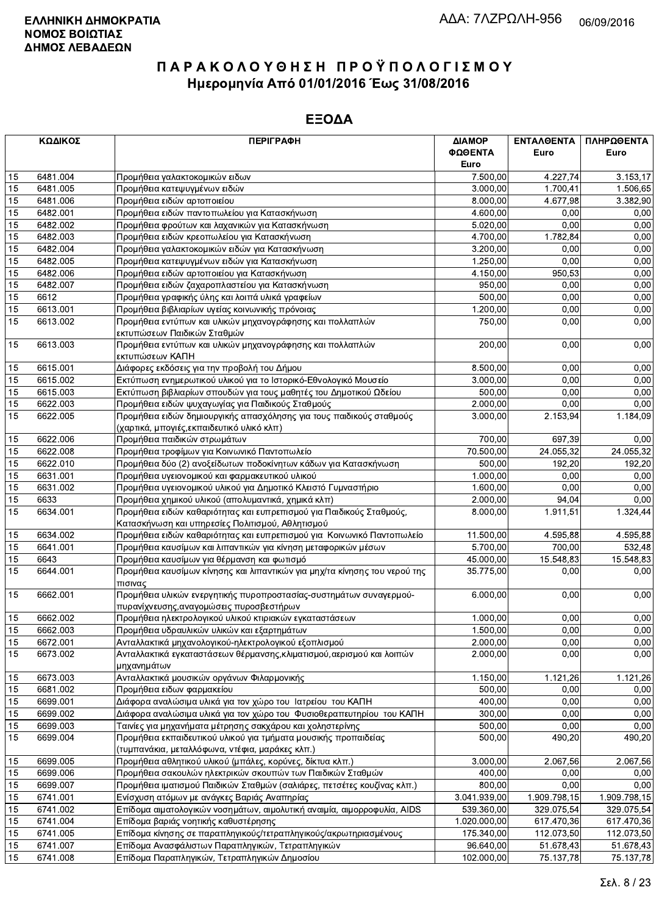**ΕΛΛΗΝΙΚΗ ΔΗΜΟΚΡΑΤΙΑ**
**ΝΟΜΟΣ ΒΟΙΩΤΙΑΣ**
**ΔΗΜΟΣ ΛΕΒΑΔΕΩΝ**

ΑΔΑ: 7ΛΖΡΩΛΗ-956 06/09/2016

# ΠΑΡΑΚΟΛΟΥΘΗΣΗ ΠΡΟΫΠΟΛΟΓΙΣΜΟΥ
## Ημερομηνία Από 01/01/2016 Έως 31/08/2016

## ΕΞΟΔΑ

| ΚΩΔΙΚΟΣ | | ΠΕΡΙΓΡΑΦΗ | ΔΙΑΜΟΡΦΩΘΕΝΤΑ Euro | ΕΝΤΑΛΘΕΝΤΑ Euro | ΠΛΗΡΩΘΕΝΤΑ Euro |
|---|---|---|---|---|---|
| 15 | 6481.004 | Προμήθεια γαλακτοκομικών ειδων | 7.500,00 | 4.227,74 | 3.153,17 |
| 15 | 6481.005 | Προμήθεια κατεψυγμένων ειδών | 3.000,00 | 1.700,41 | 1.506,65 |
| 15 | 6481.006 | Προμήθεια ειδών αρτοποιείου | 8.000,00 | 4.677,98 | 3.382,90 |
| 15 | 6482.001 | Προμήθεια ειδών παντοπωλείου για Κατασκήνωση | 4.600,00 | 0,00 | 0,00 |
| 15 | 6482.002 | Προμήθεια φρούτων και λαχανικών για Κατασκήνωση | 5.020,00 | 0,00 | 0,00 |
| 15 | 6482.003 | Προμήθεια ειδών κρεοπωλείου για Κατασκήνωση | 4.700,00 | 1.782,84 | 0,00 |
| 15 | 6482.004 | Προμήθεια γαλακτοκομικών ειδών για Κατασκήνωση | 3.200,00 | 0,00 | 0,00 |
| 15 | 6482.005 | Προμήθεια κατεψυγμένων ειδών για Κατασκήνωση | 1.250,00 | 0,00 | 0,00 |
| 15 | 6482.006 | Προμήθεια ειδών αρτοποιείου για Κατασκήνωση | 4.150,00 | 950,53 | 0,00 |
| 15 | 6482.007 | Προμήθεια ειδών ζαχαροπλαστείου για Κατασκήνωση | 950,00 | 0,00 | 0,00 |
| 15 | 6612 | Προμήθεια γραφικής ύλης και λοιπά υλικά γραφείων | 500,00 | 0,00 | 0,00 |
| 15 | 6613.001 | Προμήθεια βιβλιαρίων υγείας κοινωνικής πρόνοιας | 1.200,00 | 0,00 | 0,00 |
| 15 | 6613.002 | Προμήθεια εντύπων και υλικών μηχανογράφησης και πολλαπλών εκτυπώσεων Παιδικών Σταθμών | 750,00 | 0,00 | 0,00 |
| 15 | 6613.003 | Προμήθεια εντύπων και υλικών μηχανογράφησης και πολλαπλών εκτυπώσεων ΚΑΠΗ | 200,00 | 0,00 | 0,00 |
| 15 | 6615.001 | Διάφορες εκδόσεις για την προβολή του Δήμου | 8.500,00 | 0,00 | 0,00 |
| 15 | 6615.002 | Εκτύπωση ενημερωτικού υλικού για το Ιστορικό-Εθνολογικό Μουσείο | 3.000,00 | 0,00 | 0,00 |
| 15 | 6615.003 | Εκτύπωση βιβλιαρίων σπουδών για τους μαθητές του Δημοτικού Ωδείου | 500,00 | 0,00 | 0,00 |
| 15 | 6622.003 | Προμήθεια ειδών ψυχαγωγίας για Παιδικούς Σταθμούς | 2.000,00 | 0,00 | 0,00 |
| 15 | 6622.005 | Προμήθεια ειδών δημιουργικής απασχόλησης για τους παιδικούς σταθμούς (χαρτικά, μπογιές,εκπαιδευτικό υλικό κλπ) | 3.000,00 | 2.153,94 | 1.184,09 |
| 15 | 6622.006 | Προμήθεια παιδικών στρωμάτων | 700,00 | 697,39 | 0,00 |
| 15 | 6622.008 | Προμήθεια τροφίμων για Κοινωνικό Παντοπωλείο | 70.500,00 | 24.055,32 | 24.055,32 |
| 15 | 6622.010 | Προμήθεια δύο (2) ανοξείδωτων ποδοκίνητων κάδων για Κατασκήνωση | 500,00 | 192,20 | 192,20 |
| 15 | 6631.001 | Προμήθεια υγειονομικού και φαρμακευτικού υλικού | 1.000,00 | 0,00 | 0,00 |
| 15 | 6631.002 | Προμήθεια υγειονομικού υλικού για Δημοτικό Κλειστό Γυμναστήριο | 1.600,00 | 0,00 | 0,00 |
| 15 | 6633 | Προμήθεια χημικού υλικού (απολυμαντικά, χημικά κλπ) | 2.000,00 | 94,04 | 0,00 |
| 15 | 6634.001 | Προμήθεια ειδών καθαριότητας και ευπρεπισμού για Παιδικούς Σταθμούς, Κατασκήνωση και υπηρεσίες Πολιτισμού, Αθλητισμού | 8.000,00 | 1.911,51 | 1.324,44 |
| 15 | 6634.002 | Προμήθεια ειδών καθαριότητας και ευπρεπισμού για Κοινωνικό Παντοπωλείο | 11.500,00 | 4.595,88 | 4.595,88 |
| 15 | 6641.001 | Προμήθεια καυσίμων και λιπαντικών για κίνηση μεταφορικών μέσων | 5.700,00 | 700,00 | 532,48 |
| 15 | 6643 | Προμήθεια καυσίμων για θέρμανση και φωτισμό | 45.000,00 | 15.548,83 | 15.548,83 |
| 15 | 6644.001 | Προμήθεια καυσίμων κίνησης και λιπαντικών για μηχ/τα κίνησης του νερού της πισινας | 35.775,00 | 0,00 | 0,00 |
| 15 | 6662.001 | Προμήθεια υλικών ενεργητικής πυροπροστασίας-συστημάτων συναγερμού-πυρανίχνευσης,αναγομώσεις πυροσβεστήρων | 6.000,00 | 0,00 | 0,00 |
| 15 | 6662.002 | Προμήθεια ηλεκτρολογικού υλικού κτιριακών εγκαταστάσεων | 1.000,00 | 0,00 | 0,00 |
| 15 | 6662.003 | Προμήθεια υδραυλικών υλικών και εξαρτημάτων | 1.500,00 | 0,00 | 0,00 |
| 15 | 6672.001 | Ανταλλακτικά μηχανολογικού-ηλεκτρολογικού εξοπλισμού | 2.000,00 | 0,00 | 0,00 |
| 15 | 6673.002 | Ανταλλακτικά εγκαταστάσεων θέρμανσης,κλιματισμού,αερισμού και λοιπών μηχανημάτων | 2.000,00 | 0,00 | 0,00 |
| 15 | 6673.003 | Ανταλλακτικά μουσικών οργάνων Φιλαρμονικής | 1.150,00 | 1.121,26 | 1.121,26 |
| 15 | 6681.002 | Προμήθεια ειδων φαρμακείου | 500,00 | 0,00 | 0,00 |
| 15 | 6699.001 | Διάφορα αναλώσιμα υλικά για τον χώρο του Ιατρείου του ΚΑΠΗ | 400,00 | 0,00 | 0,00 |
| 15 | 6699.002 | Διάφορα αναλώσιμα υλικά για τον χώρο του Φυσιοθεραπευτηρίου του ΚΑΠΗ | 300,00 | 0,00 | 0,00 |
| 15 | 6699.003 | Ταινίες για μηχανήματα μέτρησης σακχάρου και χοληστερίνης | 500,00 | 0,00 | 0,00 |
| 15 | 6699.004 | Προμήθεια εκπαιδευτικού υλικού για τμήματα μουσικής προπαιδείας (τυμπανάκια, μεταλλόφωνα, ντέφια, μαράκες κλπ.) | 500,00 | 490,20 | 490,20 |
| 15 | 6699.005 | Προμήθεια αθλητικού υλικού (μπάλες, κορύνες, δίκτυα κλπ.) | 3.000,00 | 2.067,56 | 2.067,56 |
| 15 | 6699.006 | Προμήθεια σακουλών ηλεκτρικών σκουπών των Παιδικών Σταθμών | 400,00 | 0,00 | 0,00 |
| 15 | 6699.007 | Προμήθεια ιματισμού Παιδικών Σταθμών (σαλιάρες, πετσέτες κουζίνας κλπ.) | 800,00 | 0,00 | 0,00 |
| 15 | 6741.001 | Ενίσχυση ατόμων με ανάγκες Βαριάς Αναπηρίας | 3.041.939,00 | 1.909.798,15 | 1.909.798,15 |
| 15 | 6741.002 | Επίδομα αιματολογικών νοσημάτων, αιμολυτική αναιμία, αιμορροφυλία, AIDS | 539.360,00 | 329.075,54 | 329.075,54 |
| 15 | 6741.004 | Επίδομα βαριάς νοητικής καθυστέρησης | 1.020.000,00 | 617.470,36 | 617.470,36 |
| 15 | 6741.005 | Επίδομα κίνησης σε παραπληγικούς/τετραπληγικούς/ακρωτηριασμένους | 175.340,00 | 112.073,50 | 112.073,50 |
| 15 | 6741.007 | Επίδομα Ανασφάλιστων Παραπληγικών, Τετραπληγικών | 96.640,00 | 51.678,43 | 51.678,43 |
| 15 | 6741.008 | Επίδομα Παραπληγικών, Τετραπληγικών Δημοσίου | 102.000,00 | 75.137,78 | 75.137,78 |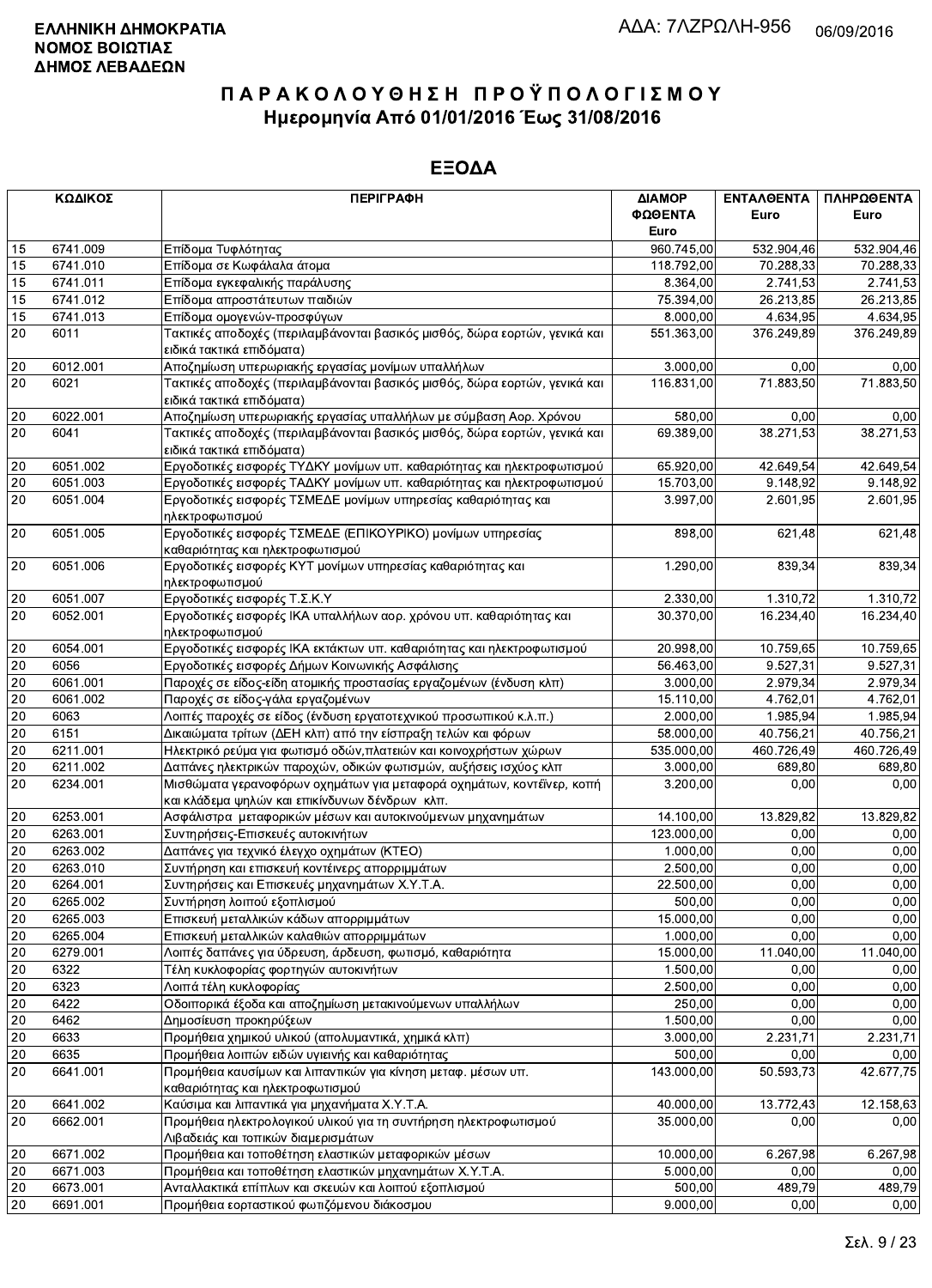**ΕΛΛΗΝΙΚΗ ΔΗΜΟΚΡΑΤΙΑ**
**ΝΟΜΟΣ ΒΟΙΩΤΙΑΣ**
**ΔΗΜΟΣ ΛΕΒΑΔΕΩΝ**

ΑΔΑ: 7ΛΖΡΩΛΗ-956 06/09/2016

# ΠΑΡΑΚΟΛΟΥΘΗΣΗ ΠΡΟΫΠΟΛΟΓΙΣΜΟΥ
## Ημερομηνία Από 01/01/2016 Έως 31/08/2016

## ΕΞΟΔΑ

| ΚΩΔΙΚΟΣ | | ΠΕΡΙΓΡΑΦΗ | ΔΙΑΜΟΡΦΩΘΕΝΤΑ Euro | ΕΝΤΑΛΘΕΝΤΑ Euro | ΠΛΗΡΩΘΕΝΤΑ Euro |
|---|---|---|---|---|---|
| 15 | 6741.009 | Επίδομα Τυφλότητας | 960.745,00 | 532.904,46 | 532.904,46 |
| 15 | 6741.010 | Επίδομα σε Κωφάλαλα άτομα | 118.792,00 | 70.288,33 | 70.288,33 |
| 15 | 6741.011 | Επίδομα εγκεφαλικής παράλυσης | 8.364,00 | 2.741,53 | 2.741,53 |
| 15 | 6741.012 | Επίδομα απροστάτευτων παιδιών | 75.394,00 | 26.213,85 | 26.213,85 |
| 15 | 6741.013 | Επίδομα ομογενών-προσφύγων | 8.000,00 | 4.634,95 | 4.634,95 |
| 20 | 6011 | Τακτικές αποδοχές (περιλαμβάνονται βασικός μισθός, δώρα εορτών, γενικά και ειδικά τακτικά επιδόματα) | 551.363,00 | 376.249,89 | 376.249,89 |
| 20 | 6012.001 | Αποζημίωση υπερωριακής εργασίας μονίμων υπαλλήλων | 3.000,00 | 0,00 | 0,00 |
| 20 | 6021 | Τακτικές αποδοχές (περιλαμβάνονται βασικός μισθός, δώρα εορτών, γενικά και ειδικά τακτικά επιδόματα) | 116.831,00 | 71.883,50 | 71.883,50 |
| 20 | 6022.001 | Αποζημίωση υπερωριακής εργασίας υπαλλήλων με σύμβαση Αορ. Χρόνου | 580,00 | 0,00 | 0,00 |
| 20 | 6041 | Τακτικές αποδοχές (περιλαμβάνονται βασικός μισθός, δώρα εορτών, γενικά και ειδικά τακτικά επιδόματα) | 69.389,00 | 38.271,53 | 38.271,53 |
| 20 | 6051.002 | Εργοδοτικές εισφορές ΤΥΔΚΥ μονίμων υπ. καθαριότητας και ηλεκτροφωτισμού | 65.920,00 | 42.649,54 | 42.649,54 |
| 20 | 6051.003 | Εργοδοτικές εισφορές ΤΑΔΚΥ μονίμων υπ. καθαριότητας και ηλεκτροφωτισμού | 15.703,00 | 9.148,92 | 9.148,92 |
| 20 | 6051.004 | Εργοδοτικές εισφορές ΤΣΜΕΔΕ μονίμων υπηρεσίας καθαριότητας και ηλεκτροφωτισμού | 3.997,00 | 2.601,95 | 2.601,95 |
| 20 | 6051.005 | Εργοδοτικές εισφορές ΤΣΜΕΔΕ (ΕΠΙΚΟΥΡΙΚΟ) μονίμων υπηρεσίας καθαριότητας και ηλεκτροφωτισμού | 898,00 | 621,48 | 621,48 |
| 20 | 6051.006 | Εργοδοτικές εισφορές ΚΥΤ μονίμων υπηρεσίας καθαριότητας και ηλεκτροφωτισμού | 1.290,00 | 839,34 | 839,34 |
| 20 | 6051.007 | Εργοδοτικές εισφορές Τ.Σ.Κ.Υ | 2.330,00 | 1.310,72 | 1.310,72 |
| 20 | 6052.001 | Εργοδοτικές εισφορές ΙΚΑ υπαλλήλων αορ. χρόνου υπ. καθαριότητας και ηλεκτροφωτισμού | 30.370,00 | 16.234,40 | 16.234,40 |
| 20 | 6054.001 | Εργοδοτικές εισφορές ΙΚΑ εκτάκτων υπ. καθαριότητας και ηλεκτροφωτισμού | 20.998,00 | 10.759,65 | 10.759,65 |
| 20 | 6056 | Εργοδοτικές εισφορές Δήμων Κοινωνικής Ασφάλισης | 56.463,00 | 9.527,31 | 9.527,31 |
| 20 | 6061.001 | Παροχές σε είδος-είδη ατομικής προστασίας εργαζομένων (ένδυση κλπ) | 3.000,00 | 2.979,34 | 2.979,34 |
| 20 | 6061.002 | Παροχές σε είδος-γάλα εργαζομένων | 15.110,00 | 4.762,01 | 4.762,01 |
| 20 | 6063 | Λοιπές παροχές σε είδος (ένδυση εργατοτεχνικού προσωπικού κ.λ.π.) | 2.000,00 | 1.985,94 | 1.985,94 |
| 20 | 6151 | Δικαιώματα τρίτων (ΔΕΗ κλπ) από την είσπραξη τελών και φόρων | 58.000,00 | 40.756,21 | 40.756,21 |
| 20 | 6211.001 | Ηλεκτρικό ρεύμα για φωτισμό οδών,πλατειών και κοινοχρήστων χώρων | 535.000,00 | 460.726,49 | 460.726,49 |
| 20 | 6211.002 | Δαπάνες ηλεκτρικών παροχών, οδικών φωτισμών, αυξήσεις ισχύος κλπ | 3.000,00 | 689,80 | 689,80 |
| 20 | 6234.001 | Μισθώματα γερανοφόρων οχημάτων για μεταφορά οχημάτων, κοντέϊνερ, κοπή και κλάδεμα ψηλών και επικίνδυνων δένδρων κλπ. | 3.200,00 | 0,00 | 0,00 |
| 20 | 6253.001 | Ασφάλιστρα μεταφορικών μέσων και αυτοκινούμενων μηχανημάτων | 14.100,00 | 13.829,82 | 13.829,82 |
| 20 | 6263.001 | Συντηρήσεις-Επισκευές αυτοκινήτων | 123.000,00 | 0,00 | 0,00 |
| 20 | 6263.002 | Δαπάνες για τεχνικό έλεγχο οχημάτων (ΚΤΕΟ) | 1.000,00 | 0,00 | 0,00 |
| 20 | 6263.010 | Συντήρηση και επισκευή κοντέινερς απορριμμάτων | 2.500,00 | 0,00 | 0,00 |
| 20 | 6264.001 | Συντηρήσεις και Επισκευές μηχανημάτων Χ.Υ.Τ.Α. | 22.500,00 | 0,00 | 0,00 |
| 20 | 6265.002 | Συντήρηση λοιπού εξοπλισμού | 500,00 | 0,00 | 0,00 |
| 20 | 6265.003 | Επισκευή μεταλλικών κάδων απορριμμάτων | 15.000,00 | 0,00 | 0,00 |
| 20 | 6265.004 | Επισκευή μεταλλικών καλαθιών απορριμμάτων | 1.000,00 | 0,00 | 0,00 |
| 20 | 6279.001 | Λοιπές δαπάνες για ύδρευση, άρδευση, φωτισμό, καθαριότητα | 15.000,00 | 11.040,00 | 11.040,00 |
| 20 | 6322 | Τέλη κυκλοφορίας φορτηγών αυτοκινήτων | 1.500,00 | 0,00 | 0,00 |
| 20 | 6323 | Λοιπά τέλη κυκλοφορίας | 2.500,00 | 0,00 | 0,00 |
| 20 | 6422 | Οδοιπορικά έξοδα και αποζημίωση μετακινούμενων υπαλλήλων | 250,00 | 0,00 | 0,00 |
| 20 | 6462 | Δημοσίευση προκηρύξεων | 1.500,00 | 0,00 | 0,00 |
| 20 | 6633 | Προμήθεια χημικού υλικού (απολυμαντικά, χημικά κλπ) | 3.000,00 | 2.231,71 | 2.231,71 |
| 20 | 6635 | Προμήθεια λοιπών ειδών υγιεινής και καθαριότητας | 500,00 | 0,00 | 0,00 |
| 20 | 6641.001 | Προμήθεια καυσίμων και λιπαντικών για κίνηση μεταφ. μέσων υπ. καθαριότητας και ηλεκτροφωτισμού | 143.000,00 | 50.593,73 | 42.677,75 |
| 20 | 6641.002 | Καύσιμα και λιπαντικά για μηχανήματα Χ.Υ.Τ.Α. | 40.000,00 | 13.772,43 | 12.158,63 |
| 20 | 6662.001 | Προμήθεια ηλεκτρολογικού υλικού για τη συντήρηση ηλεκτροφωτισμού Λιβαδειάς και τοπικών διαμερισμάτων | 35.000,00 | 0,00 | 0,00 |
| 20 | 6671.002 | Προμήθεια και τοποθέτηση ελαστικών μεταφορικών μέσων | 10.000,00 | 6.267,98 | 6.267,98 |
| 20 | 6671.003 | Προμήθεια και τοποθέτηση ελαστικών μηχανημάτων Χ.Υ.Τ.Α. | 5.000,00 | 0,00 | 0,00 |
| 20 | 6673.001 | Ανταλλακτικά επίπλων και σκευών και λοιπού εξοπλισμού | 500,00 | 489,79 | 489,79 |
| 20 | 6691.001 | Προμήθεια εορταστικού φωτιζόμενου διάκοσμου | 9.000,00 | 0,00 | 0,00 |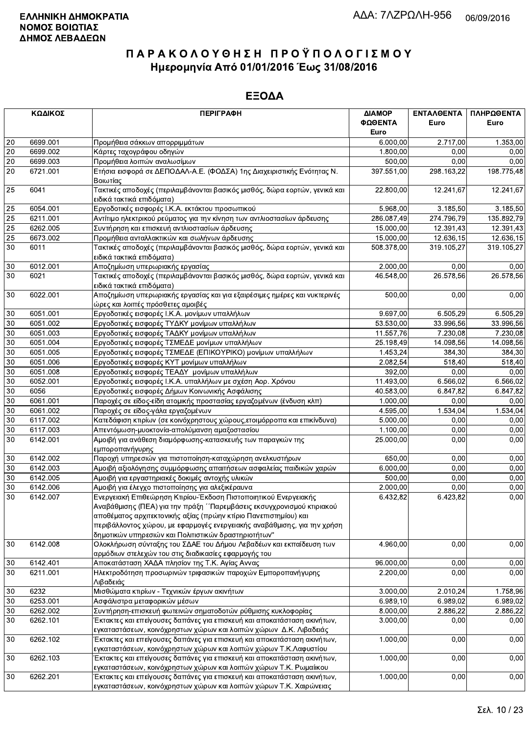**ΕΛΛΗΝΙΚΗ ΔΗΜΟΚΡΑΤΙΑ**
**ΝΟΜΟΣ ΒΟΙΩΤΙΑΣ**
**ΔΗΜΟΣ ΛΕΒΑΔΕΩΝ**

ΑΔΑ: 7ΛΖΡΩΛΗ-956 06/09/2016

# ΠΑΡΑΚΟΛΟΥΘΗΣΗ ΠΡΟΫΠΟΛΟΓΙΣΜΟΥ
## Ημερομηνία Από 01/01/2016 Έως 31/08/2016

## ΕΞΟΔΑ

| ΚΩΔΙΚΟΣ | | ΠΕΡΙΓΡΑΦΗ | ΔΙΑΜΟΡ ΦΩΘΕΝΤΑ Euro | ΕΝΤΑΛΘΕΝΤΑ Euro | ΠΛΗΡΩΘΕΝΤΑ Euro |
|---|---|---|---|---|---|
| 20 | 6699.001 | Προμήθεια σάκκων απορριμμάτων | 6.000,00 | 2.717,00 | 1.353,00 |
| 20 | 6699.002 | Κάρτες ταχογράφου οδηγών | 1.800,00 | 0,00 | 0,00 |
| 20 | 6699.003 | Προμήθεια λοιπών αναλωσίμων | 500,00 | 0,00 | 0,00 |
| 20 | 6721.001 | Ετήσια εισφορά σε ΔΕΠΟΔΑΛ-Α.Ε. (ΦΟΔΣΑ) 1ης Διαχειριστικής Ενότητας Ν. Βοιωτίας | 397.551,00 | 298.163,22 | 198.775,48 |
| 25 | 6041 | Τακτικές αποδοχές (περιλαμβάνονται βασικός μισθός, δώρα εορτών, γενικά και ειδικά τακτικά επιδόματα) | 22.800,00 | 12.241,67 | 12.241,67 |
| 25 | 6054.001 | Εργοδοτικές εισφορές Ι.Κ.Α. εκτάκτου προσωπικού | 5.968,00 | 3.185,50 | 3.185,50 |
| 25 | 6211.001 | Αντίτιμο ηλεκτρικού ρεύματος για την κίνηση των αντλιοστασίων άρδευσης | 286.087,49 | 274.796,79 | 135.892,79 |
| 25 | 6262.005 | Συντήρηση και επισκευή αντλιοστασίων άρδευσης | 15.000,00 | 12.391,43 | 12.391,43 |
| 25 | 6673.002 | Προμήθεια ανταλλακτικών και σωλήνων άρδευσης | 15.000,00 | 12.636,15 | 12.636,15 |
| 30 | 6011 | Τακτικές αποδοχές (περιλαμβάνονται βασικός μισθός, δώρα εορτών, γενικά και ειδικά τακτικά επιδόματα) | 508.378,00 | 319.105,27 | 319.105,27 |
| 30 | 6012.001 | Αποζημίωση υπερωριακής εργασίας | 2.000,00 | 0,00 | 0,00 |
| 30 | 6021 | Τακτικές αποδοχές (περιλαμβάνονται βασικός μισθός, δώρα εορτών, γενικά και ειδικά τακτικά επιδόματα) | 46.548,00 | 26.578,56 | 26.578,56 |
| 30 | 6022.001 | Αποζημίωση υπερωριακής εργασίας και για εξαιρέσιμες ημέρες και νυκτερινές ώρες και λοιπές πρόσθετες αμοιβές | 500,00 | 0,00 | 0,00 |
| 30 | 6051.001 | Εργοδοτικές εισφορές Ι.Κ.Α. μονίμων υπαλλήλων | 9.697,00 | 6.505,29 | 6.505,29 |
| 30 | 6051.002 | Εργοδοτικές εισφορές ΤΥΔΚΥ μονίμων υπαλλήλων | 53.530,00 | 33.996,56 | 33.996,56 |
| 30 | 6051.003 | Εργοδοτικές εισφορές ΤΑΔΚΥ μονίμων υπαλλήλων | 11.557,76 | 7.230,08 | 7.230,08 |
| 30 | 6051.004 | Εργοδοτικές εισφορές ΤΣΜΕΔΕ μονίμων υπαλλήλων | 25.198,49 | 14.098,56 | 14.098,56 |
| 30 | 6051.005 | Εργοδοτικές εισφορές ΤΣΜΕΔΕ (ΕΠΙΚΟΥΡΙΚΟ) μονίμων υπαλλήλων | 1.453,24 | 384,30 | 384,30 |
| 30 | 6051.006 | Εργοδοτικές εισφορές ΚΥΤ μονίμων υπαλλήλων | 2.082,54 | 518,40 | 518,40 |
| 30 | 6051.008 | Εργοδοτικές εισφορές ΤΕΑΔΥ μονίμων υπαλλήλων | 392,00 | 0,00 | 0,00 |
| 30 | 6052.001 | Εργοδοτικές εισφορές Ι.Κ.Α. υπαλλήλων με σχέση Αορ. Χρόνου | 11.493,00 | 6.566,02 | 6.566,02 |
| 30 | 6056 | Εργοδοτικές εισφορές Δήμων Κοινωνικής Ασφάλισης | 40.583,00 | 6.847,82 | 6.847,82 |
| 30 | 6061.001 | Παροχές σε είδος-είδη ατομικής προστασίας εργαζομένων (ένδυση κλπ) | 1.000,00 | 0,00 | 0,00 |
| 30 | 6061.002 | Παροχές σε είδος-γάλα εργαζομένων | 4.595,00 | 1.534,04 | 1.534,04 |
| 30 | 6117.002 | Κατεδάφιση κτιρίων (σε κοινόχρηστους χώρους,ετοιμόρροπα και επικίνδυνα) | 5.000,00 | 0,00 | 0,00 |
| 30 | 6117.003 | Απεντόμωση-μυοκτονία-απολύμανση αμαξοστασίου | 1.100,00 | 0,00 | 0,00 |
| 30 | 6142.001 | Αμοιβή για ανάθεση διαμόρφωσης-κατασκευής των παραγκών της εμποροπανήγυρης | 25.000,00 | 0,00 | 0,00 |
| 30 | 6142.002 | Παροχή υπηρεσιών για πιστοποίηση-καταχώρηση ανελκυστήρων | 650,00 | 0,00 | 0,00 |
| 30 | 6142.003 | Αμοιβή αξιολόγησης συμμόρφωσης απαιτήσεων ασφαλείας παιδικών χαρών | 6.000,00 | 0,00 | 0,00 |
| 30 | 6142.005 | Αμοιβή για εργαστηριακές δοκιμές αντοχής υλικών | 500,00 | 0,00 | 0,00 |
| 30 | 6142.006 | Αμοιβή για έλεγχο πιστοποίησης για αλεξικέραυνα | 2.000,00 | 0,00 | 0,00 |
| 30 | 6142.007 | Ενεργειακή Επιθεώρηση Κτιρίου-Έκδοση Πιστοποιητικού Ενεργειακής Αναβάθμισης (ΠΕΑ) για την πράξη ΄΄Παρεμβάσεις εκσυγχρονισμού κτιριακού αποθέματος αρχιτεκτονικής αξίας (πρώην κτίριο Πανεπιστημίου) και περιβάλλοντος χώρου, με εφαρμογές ενεργειακής αναβάθμισης, για την χρήση δημοτικών υπηρεσιών και Πολιτιστικών δραστηριοτήτων'' | 6.432,82 | 6.423,82 | 0,00 |
| 30 | 6142.008 | Ολοκλήρωση σύνταξης του ΣΔΑΕ του Δήμου Λεβαδέων και εκπαίδευση των αρμόδιων στελεχών του στις διαδικασίες εφαρμογής του | 4.960,00 | 0,00 | 0,00 |
| 30 | 6142.401 | Αποκατάσταση ΧΑΔΑ πλησίον της Τ.Κ. Αγίας Άννας | 96.000,00 | 0,00 | 0,00 |
| 30 | 6211.001 | Ηλεκτροδότηση προσωρινών τριφασικών παροχών Εμποροπανήγυρης Λιβαδειάς | 2.200,00 | 0,00 | 0,00 |
| 30 | 6232 | Μισθώματα κτιρίων - Τεχνικών έργων ακινήτων | 3.000,00 | 2.010,24 | 1.758,96 |
| 30 | 6253.001 | Ασφάλιστρα μεταφορικών μέσων | 6.989,10 | 6.989,02 | 6.989,02 |
| 30 | 6262.002 | Συντήρηση-επισκευή φωτεινών σηματοδοτών ρύθμισης κυκλοφορίας | 8.000,00 | 2.886,22 | 2.886,22 |
| 30 | 6262.101 | Έκτακτες και επείγουσες δαπάνες για επισκευή και αποκατάσταση ακινήτων, εγκαταστάσεων, κοινόχρηστων χώρων και λοιπών χώρων Δ.Κ. Λιβαδειάς | 3.000,00 | 0,00 | 0,00 |
| 30 | 6262.102 | Έκτακτες και επείγουσες δαπάνες για επισκευή και αποκατάσταση ακινήτων, εγκαταστάσεων, κοινόχρηστων χώρων και λοιπών χώρων Τ.Κ.Λαφυστίου | 1.000,00 | 0,00 | 0,00 |
| 30 | 6262.103 | Έκτακτες και επείγουσες δαπάνες για επισκευή και αποκατάσταση ακινήτων, εγκαταστάσεων, κοινόχρηστων χώρων και λοιπών χώρων Τ.Κ. Ρωμαίικου | 1.000,00 | 0,00 | 0,00 |
| 30 | 6262.201 | Έκτακτες και επείγουσες δαπάνες για επισκευή και αποκατάσταση ακινήτων, εγκαταστάσεων, κοινόχρηστων χώρων και λοιπών χώρων Τ.Κ. Χαιρώνειας | 1.000,00 | 0,00 | 0,00 |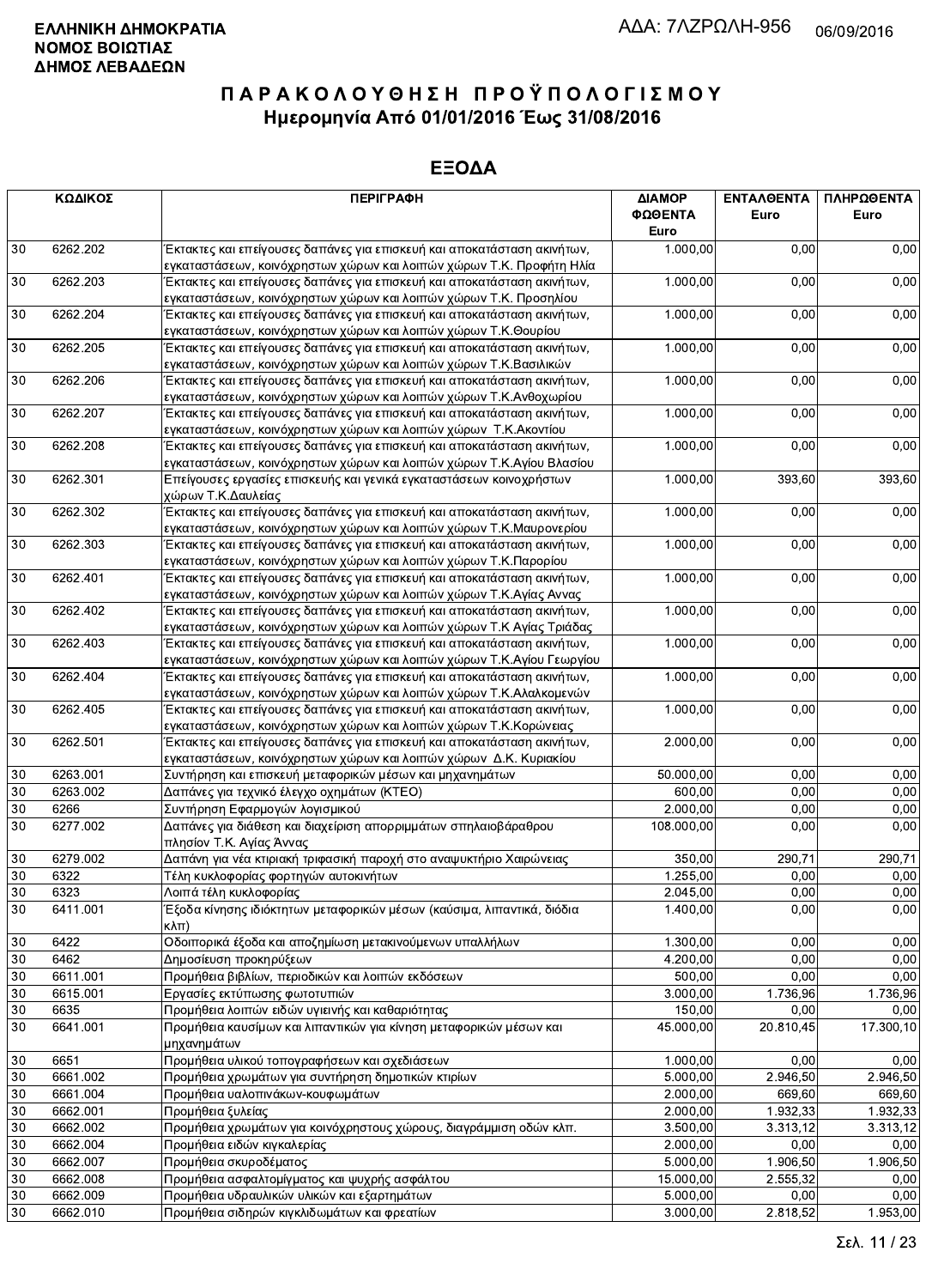**ΕΛΛΗΝΙΚΗ ΔΗΜΟΚΡΑΤΙΑ**
**ΝΟΜΟΣ ΒΟΙΩΤΙΑΣ**
**ΔΗΜΟΣ ΛΕΒΑΔΕΩΝ**

ΑΔΑ: 7ΛΖΡΩΛΗ-956 06/09/2016

# ΠΑΡΑΚΟΛΟΥΘΗΣΗ ΠΡΟΫΠΟΛΟΓΙΣΜΟΥ
## Ημερομηνία Από 01/01/2016 Έως 31/08/2016

## ΕΞΟΔΑ

| ΚΩΔΙΚΟΣ | | ΠΕΡΙΓΡΑΦΗ | ΔΙΑΜΟΡΦΩΘΕΝΤΑ Euro | ΕΝΤΑΛΘΕΝΤΑ Euro | ΠΛΗΡΩΘΕΝΤΑ Euro |
|---|---|---|---|---|---|
| 30 | 6262.202 | Έκτακτες και επείγουσες δαπάνες για επισκευή και αποκατάσταση ακινήτων, εγκαταστάσεων, κοινόχρηστων χώρων και λοιπών χώρων Τ.Κ. Προφήτη Ηλία | 1.000,00 | 0,00 | 0,00 |
| 30 | 6262.203 | Έκτακτες και επείγουσες δαπάνες για επισκευή και αποκατάσταση ακινήτων, εγκαταστάσεων, κοινόχρηστων χώρων και λοιπών χώρων Τ.Κ. Προσηλίου | 1.000,00 | 0,00 | 0,00 |
| 30 | 6262.204 | Έκτακτες και επείγουσες δαπάνες για επισκευή και αποκατάσταση ακινήτων, εγκαταστάσεων, κοινόχρηστων χώρων και λοιπών χώρων Τ.Κ.Θουρίου | 1.000,00 | 0,00 | 0,00 |
| 30 | 6262.205 | Έκτακτες και επείγουσες δαπάνες για επισκευή και αποκατάσταση ακινήτων, εγκαταστάσεων, κοινόχρηστων χώρων και λοιπών χώρων Τ.Κ.Βασιλικών | 1.000,00 | 0,00 | 0,00 |
| 30 | 6262.206 | Έκτακτες και επείγουσες δαπάνες για επισκευή και αποκατάσταση ακινήτων, εγκαταστάσεων, κοινόχρηστων χώρων και λοιπών χώρων Τ.Κ.Ανθοχωρίου | 1.000,00 | 0,00 | 0,00 |
| 30 | 6262.207 | Έκτακτες και επείγουσες δαπάνες για επισκευή και αποκατάσταση ακινήτων, εγκαταστάσεων, κοινόχρηστων χώρων και λοιπών χώρων Τ.Κ.Ακοντίου | 1.000,00 | 0,00 | 0,00 |
| 30 | 6262.208 | Έκτακτες και επείγουσες δαπάνες για επισκευή και αποκατάσταση ακινήτων, εγκαταστάσεων, κοινόχρηστων χώρων και λοιπών χώρων Τ.Κ.Αγίου Βλασίου | 1.000,00 | 0,00 | 0,00 |
| 30 | 6262.301 | Επείγουσες εργασίες επισκευής και γενικά εγκαταστάσεων κοινοχρήστων χώρων Τ.Κ.Δαυλείας | 1.000,00 | 393,60 | 393,60 |
| 30 | 6262.302 | Έκτακτες και επείγουσες δαπάνες για επισκευή και αποκατάσταση ακινήτων, εγκαταστάσεων, κοινόχρηστων χώρων και λοιπών χώρων Τ.Κ.Μαυρονερίου | 1.000,00 | 0,00 | 0,00 |
| 30 | 6262.303 | Έκτακτες και επείγουσες δαπάνες για επισκευή και αποκατάσταση ακινήτων, εγκαταστάσεων, κοινόχρηστων χώρων και λοιπών χώρων Τ.Κ.Παρορίου | 1.000,00 | 0,00 | 0,00 |
| 30 | 6262.401 | Έκτακτες και επείγουσες δαπάνες για επισκευή και αποκατάσταση ακινήτων, εγκαταστάσεων, κοινόχρηστων χώρων και λοιπών χώρων Τ.Κ.Αγίας Αννας | 1.000,00 | 0,00 | 0,00 |
| 30 | 6262.402 | Έκτακτες και επείγουσες δαπάνες για επισκευή και αποκατάσταση ακινήτων, εγκαταστάσεων, κοινόχρηστων χώρων και λοιπών χώρων Τ.Κ Αγίας Τριάδας | 1.000,00 | 0,00 | 0,00 |
| 30 | 6262.403 | Έκτακτες και επείγουσες δαπάνες για επισκευή και αποκατάσταση ακινήτων, εγκαταστάσεων, κοινόχρηστων χώρων και λοιπών χώρων Τ.Κ.Αγίου Γεωργίου | 1.000,00 | 0,00 | 0,00 |
| 30 | 6262.404 | Έκτακτες και επείγουσες δαπάνες για επισκευή και αποκατάσταση ακινήτων, εγκαταστάσεων, κοινόχρηστων χώρων και λοιπών χώρων Τ.Κ.Αλαλκομενών | 1.000,00 | 0,00 | 0,00 |
| 30 | 6262.405 | Έκτακτες και επείγουσες δαπάνες για επισκευή και αποκατάσταση ακινήτων, εγκαταστάσεων, κοινόχρηστων χώρων και λοιπών χώρων Τ.Κ.Κορώνειας | 1.000,00 | 0,00 | 0,00 |
| 30 | 6262.501 | Έκτακτες και επείγουσες δαπάνες για επισκευή και αποκατάσταση ακινήτων, εγκαταστάσεων, κοινόχρηστων χώρων και λοιπών χώρων Δ.Κ. Κυριακίου | 2.000,00 | 0,00 | 0,00 |
| 30 | 6263.001 | Συντήρηση και επισκευή μεταφορικών μέσων και μηχανημάτων | 50.000,00 | 0,00 | 0,00 |
| 30 | 6263.002 | Δαπάνες για τεχνικό έλεγχο οχημάτων (ΚΤΕΟ) | 600,00 | 0,00 | 0,00 |
| 30 | 6266 | Συντήρηση Εφαρμογών λογισμικού | 2.000,00 | 0,00 | 0,00 |
| 30 | 6277.002 | Δαπάνες για διάθεση και διαχείριση απορριμμάτων σπηλαιοβάραθρου πλησίον Τ.Κ. Αγίας Άννας | 108.000,00 | 0,00 | 0,00 |
| 30 | 6279.002 | Δαπάνη για νέα κτιριακή τριφασική παροχή στο αναψυκτήριο Χαιρώνειας | 350,00 | 290,71 | 290,71 |
| 30 | 6322 | Τέλη κυκλοφορίας φορτηγών αυτοκινήτων | 1.255,00 | 0,00 | 0,00 |
| 30 | 6323 | Λοιπά τέλη κυκλοφορίας | 2.045,00 | 0,00 | 0,00 |
| 30 | 6411.001 | Έξοδα κίνησης ιδιόκτητων μεταφορικών μέσων (καύσιμα, λιπαντικά, διόδια κλπ) | 1.400,00 | 0,00 | 0,00 |
| 30 | 6422 | Οδοιπορικά έξοδα και αποζημίωση μετακινούμενων υπαλλήλων | 1.300,00 | 0,00 | 0,00 |
| 30 | 6462 | Δημοσίευση προκηρύξεων | 4.200,00 | 0,00 | 0,00 |
| 30 | 6611.001 | Προμήθεια βιβλίων, περιοδικών και λοιπών εκδόσεων | 500,00 | 0,00 | 0,00 |
| 30 | 6615.001 | Εργασίες εκτύπωσης φωτοτυπιών | 3.000,00 | 1.736,96 | 1.736,96 |
| 30 | 6635 | Προμήθεια λοιπών ειδών υγιεινής και καθαριότητας | 150,00 | 0,00 | 0,00 |
| 30 | 6641.001 | Προμήθεια καυσίμων και λιπαντικών για κίνηση μεταφορικών μέσων και μηχανημάτων | 45.000,00 | 20.810,45 | 17.300,10 |
| 30 | 6651 | Προμήθεια υλικού τοπογραφήσεων και σχεδιάσεων | 1.000,00 | 0,00 | 0,00 |
| 30 | 6661.002 | Προμήθεια χρωμάτων για συντήρηση δημοτικών κτιρίων | 5.000,00 | 2.946,50 | 2.946,50 |
| 30 | 6661.004 | Προμήθεια υαλοπινάκων-κουφωμάτων | 2.000,00 | 669,60 | 669,60 |
| 30 | 6662.001 | Προμήθεια ξυλείας | 2.000,00 | 1.932,33 | 1.932,33 |
| 30 | 6662.002 | Προμήθεια χρωμάτων για κοινόχρηστους χώρους, διαγράμμιση οδών κλπ. | 3.500,00 | 3.313,12 | 3.313,12 |
| 30 | 6662.004 | Προμήθεια ειδών κιγκαλερίας | 2.000,00 | 0,00 | 0,00 |
| 30 | 6662.007 | Προμήθεια σκυροδέματος | 5.000,00 | 1.906,50 | 1.906,50 |
| 30 | 6662.008 | Προμήθεια ασφαλτομίγματος και ψυχρής ασφάλτου | 15.000,00 | 2.555,32 | 0,00 |
| 30 | 6662.009 | Προμήθεια υδραυλικών υλικών και εξαρτημάτων | 5.000,00 | 0,00 | 0,00 |
| 30 | 6662.010 | Προμήθεια σιδηρών κιγκλιδωμάτων και φρεατίων | 3.000,00 | 2.818,52 | 1.953,00 |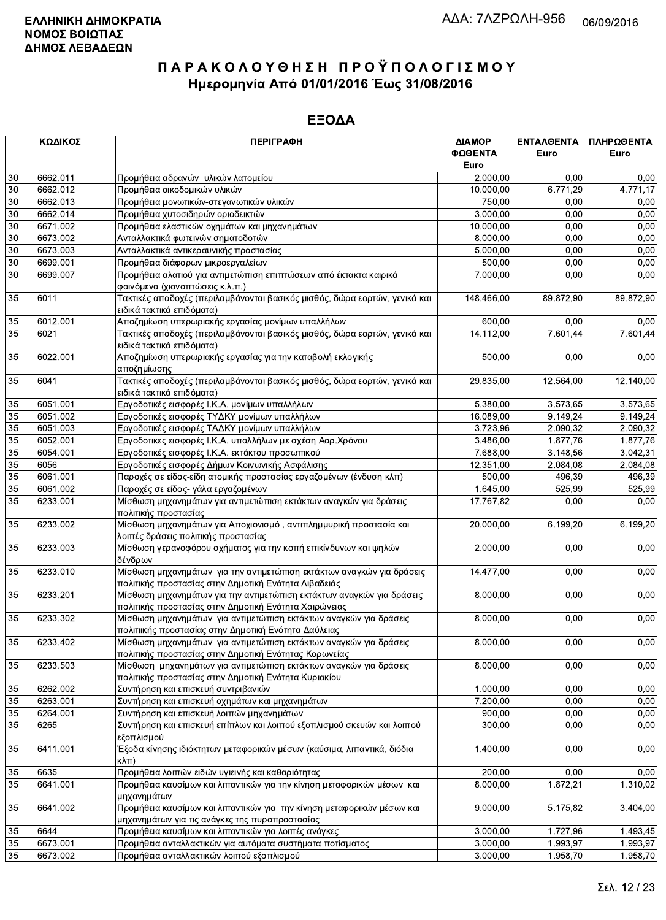**ΕΛΛΗΝΙΚΗ ΔΗΜΟΚΡΑΤΙΑ**
**ΝΟΜΟΣ ΒΟΙΩΤΙΑΣ**
**ΔΗΜΟΣ ΛΕΒΑΔΕΩΝ**

ΑΔΑ: 7ΛΖΡΩΛΗ-956 06/09/2016

# ΠΑΡΑΚΟΛΟΥΘΗΣΗ ΠΡΟΫΠΟΛΟΓΙΣΜΟΥ
## Ημερομηνία Από 01/01/2016 Έως 31/08/2016

## ΕΞΟΔΑ

| ΚΩΔΙΚΟΣ | | ΠΕΡΙΓΡΑΦΗ | ΔΙΑΜΟΡΦΩΘΕΝΤΑ Euro | ΕΝΤΑΛΘΕΝΤΑ Euro | ΠΛΗΡΩΘΕΝΤΑ Euro |
|---|---|---|---|---|---|
| 30 | 6662.011 | Προμήθεια αδρανών υλικών λατομείου | 2.000,00 | 0,00 | 0,00 |
| 30 | 6662.012 | Προμήθεια οικοδομικών υλικών | 10.000,00 | 6.771,29 | 4.771,17 |
| 30 | 6662.013 | Προμήθεια μονωτικών-στεγανωτικών υλικών | 750,00 | 0,00 | 0,00 |
| 30 | 6662.014 | Προμήθεια χυτοσιδηρών οριοδεικτών | 3.000,00 | 0,00 | 0,00 |
| 30 | 6671.002 | Προμήθεια ελαστικών οχημάτων και μηχανημάτων | 10.000,00 | 0,00 | 0,00 |
| 30 | 6673.002 | Ανταλλακτικά φωτεινών σηματοδοτών | 8.000,00 | 0,00 | 0,00 |
| 30 | 6673.003 | Ανταλλακτικά αντικεραυνικής προστασίας | 5.000,00 | 0,00 | 0,00 |
| 30 | 6699.001 | Προμήθεια διάφορων μικροεργαλείων | 500,00 | 0,00 | 0,00 |
| 30 | 6699.007 | Προμήθεια αλατιού για αντιμετώπιση επιπτώσεων από έκτακτα καιρικά φαινόμενα (χιονοπτώσεις κ.λ.π.) | 7.000,00 | 0,00 | 0,00 |
| 35 | 6011 | Τακτικές αποδοχές (περιλαμβάνονται βασικός μισθός, δώρα εορτών, γενικά και ειδικά τακτικά επιδόματα) | 148.466,00 | 89.872,90 | 89.872,90 |
| 35 | 6012.001 | Αποζημίωση υπερωριακής εργασίας μονίμων υπαλλήλων | 600,00 | 0,00 | 0,00 |
| 35 | 6021 | Τακτικές αποδοχές (περιλαμβάνονται βασικός μισθός, δώρα εορτών, γενικά και ειδικά τακτικά επιδόματα) | 14.112,00 | 7.601,44 | 7.601,44 |
| 35 | 6022.001 | Αποζημίωση υπερωριακής εργασίας για την καταβολή εκλογικής αποζημίωσης | 500,00 | 0,00 | 0,00 |
| 35 | 6041 | Τακτικές αποδοχές (περιλαμβάνονται βασικός μισθός, δώρα εορτών, γενικά και ειδικά τακτικά επιδόματα) | 29.835,00 | 12.564,00 | 12.140,00 |
| 35 | 6051.001 | Εργοδοτικές εισφορές Ι.Κ.Α. μονίμων υπαλλήλων | 5.380,00 | 3.573,65 | 3.573,65 |
| 35 | 6051.002 | Εργοδοτικές εισφορές ΤΥΔΚΥ μονίμων υπαλλήλων | 16.089,00 | 9.149,24 | 9.149,24 |
| 35 | 6051.003 | Εργοδοτικές εισφορές ΤΑΔΚΥ μονίμων υπαλλήλων | 3.723,96 | 2.090,32 | 2.090,32 |
| 35 | 6052.001 | Εργοδοτικες εισφορές Ι.Κ.Α. υπαλλήλων με σχέση Αορ.Χρόνου | 3.486,00 | 1.877,76 | 1.877,76 |
| 35 | 6054.001 | Εργοδοτικές εισφορές Ι.Κ.Α. εκτάκτου προσωπικού | 7.688,00 | 3.148,56 | 3.042,31 |
| 35 | 6056 | Εργοδοτικές εισφορές Δήμων Κοινωνικής Ασφάλισης | 12.351,00 | 2.084,08 | 2.084,08 |
| 35 | 6061.001 | Παροχές σε είδος-είδη ατομικής προστασίας εργαζομένων (ένδυση κλπ) | 500,00 | 496,39 | 496,39 |
| 35 | 6061.002 | Παροχές σε είδος- γάλα εργαζομένων | 1.645,00 | 525,99 | 525,99 |
| 35 | 6233.001 | Μίσθωση μηχανημάτων για αντιμετώπιση εκτάκτων αναγκών για δράσεις πολιτικής προστασίας | 17.767,82 | 0,00 | 0,00 |
| 35 | 6233.002 | Μίσθωση μηχανημάτων για Αποχιονισμό , αντιπλημμυρική προστασία και λοιπές δράσεις πολιτικής προστασίας | 20.000,00 | 6.199,20 | 6.199,20 |
| 35 | 6233.003 | Μίσθωση γερανοφόρου οχήματος για την κοπή επικίνδυνων και ψηλών δένδρων | 2.000,00 | 0,00 | 0,00 |
| 35 | 6233.010 | Μίσθωση μηχανημάτων για την αντιμετώπιση εκτάκτων αναγκών για δράσεις πολιτικής προστασίας στην Δημοτική Ενότητα Λιβαδειάς | 14.477,00 | 0,00 | 0,00 |
| 35 | 6233.201 | Μίσθωση μηχανημάτων για την αντιμετώπιση εκτάκτων αναγκών για δράσεις πολιτικής προστασίας στην Δημοτική Ενότητα Χαιρώνειας | 8.000,00 | 0,00 | 0,00 |
| 35 | 6233.302 | Μίσθωση μηχανημάτων για αντιμετώπιση εκτάκτων αναγκών για δράσεις πολιτιικής προστασίας στην Δημοτική Ενότητα Δαύλειας | 8.000,00 | 0,00 | 0,00 |
| 35 | 6233.402 | Μίσθωση μηχανημάτων για αντιμετώπιση εκτάκτων αναγκών για δράσεις πολιτικής προστασίας στην Δημοτική Ενότητας Κορωνείας | 8.000,00 | 0,00 | 0,00 |
| 35 | 6233.503 | Μίσθωση μηχανημάτων για αντιμετώπιση εκτάκτων αναγκών για δράσεις πολιτικής προστασίας στην Δημοτική Ενότητα Κυριακίου | 8.000,00 | 0,00 | 0,00 |
| 35 | 6262.002 | Συντήρηση και επισκευή συντριβανιών | 1.000,00 | 0,00 | 0,00 |
| 35 | 6263.001 | Συντήρηση και επισκευή οχημάτων και μηχανημάτων | 7.200,00 | 0,00 | 0,00 |
| 35 | 6264.001 | Συντήρηση και επισκευή λοιπών μηχανημάτων | 900,00 | 0,00 | 0,00 |
| 35 | 6265 | Συντήρηση και επισκευή επίπλων και λοιπού εξοπλισμού σκευών και λοιπού εξοπλισμού | 300,00 | 0,00 | 0,00 |
| 35 | 6411.001 | Έξοδα κίνησης ιδιόκτητων μεταφορικών μέσων (καύσιμα, λιπαντικά, διόδια κλπ) | 1.400,00 | 0,00 | 0,00 |
| 35 | 6635 | Προμήθεια λοιπών ειδών υγιεινής και καθαριότητας | 200,00 | 0,00 | 0,00 |
| 35 | 6641.001 | Προμήθεια καυσίμων και λιπαντικών για την κίνηση μεταφορικών μέσων και μηχανημάτων | 8.000,00 | 1.872,21 | 1.310,02 |
| 35 | 6641.002 | Προμήθεια καυσίμων και λιπαντικών για την κίνηση μεταφορικών μέσων και μηχανημάτων για τις ανάγκες της πυροπροστασίας | 9.000,00 | 5.175,82 | 3.404,00 |
| 35 | 6644 | Προμήθεια καυσίμων και λιπαντικών για λοιπές ανάγκες | 3.000,00 | 1.727,96 | 1.493,45 |
| 35 | 6673.001 | Προμήθεια ανταλλακτικών για αυτόματα συστήματα ποτίσματος | 3.000,00 | 1.993,97 | 1.993,97 |
| 35 | 6673.002 | Προμήθεια ανταλλακτικών λοιπού εξοπλισμού | 3.000,00 | 1.958,70 | 1.958,70 |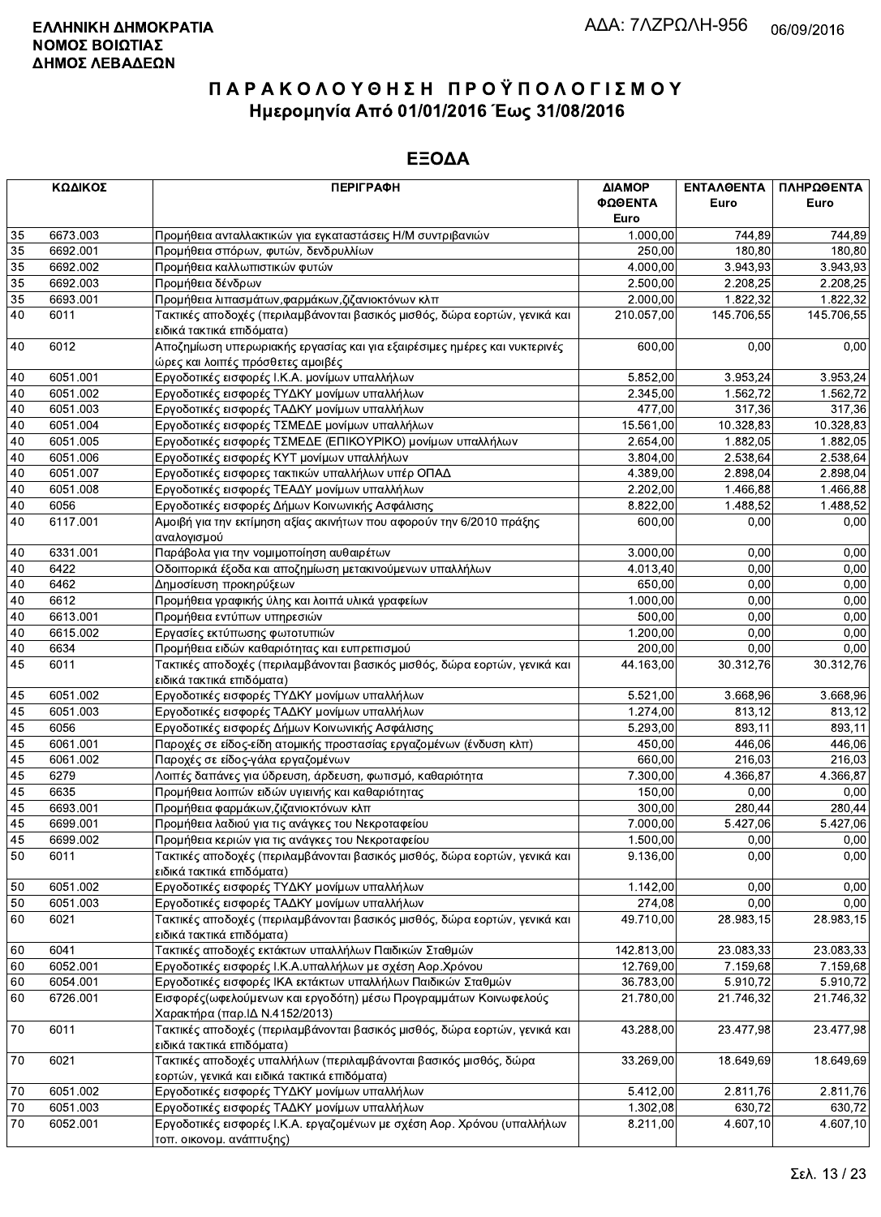**ΕΛΛΗΝΙΚΗ ΔΗΜΟΚΡΑΤΙΑ**
**ΝΟΜΟΣ ΒΟΙΩΤΙΑΣ**
**ΔΗΜΟΣ ΛΕΒΑΔΕΩΝ**

ΑΔΑ: 7ΛΖΡΩΛΗ-956 06/09/2016

# ΠΑΡΑΚΟΛΟΥΘΗΣΗ ΠΡΟΫΠΟΛΟΓΙΣΜΟΥ
## Ημερομηνία Από 01/01/2016 Έως 31/08/2016

## ΕΞΟΔΑ

| ΚΩΔΙΚΟΣ | | ΠΕΡΙΓΡΑΦΗ | ΔΙΑΜΟΡΦΩΘΕΝΤΑ Euro | ΕΝΤΑΛΘΕΝΤΑ Euro | ΠΛΗΡΩΘΕΝΤΑ Euro |
|---|---|---|---|---|---|
| 35 | 6673.003 | Προμήθεια ανταλλακτικών για εγκαταστάσεις Η/Μ συντριβανιών | 1.000,00 | 744,89 | 744,89 |
| 35 | 6692.001 | Προμήθεια σπόρων, φυτών, δενδρυλλίων | 250,00 | 180,80 | 180,80 |
| 35 | 6692.002 | Προμήθεια καλλωπιστικών φυτών | 4.000,00 | 3.943,93 | 3.943,93 |
| 35 | 6692.003 | Προμήθεια δένδρων | 2.500,00 | 2.208,25 | 2.208,25 |
| 35 | 6693.001 | Προμήθεια λιπασμάτων,φαρμάκων,ζιζανιοκτόνων κλπ | 2.000,00 | 1.822,32 | 1.822,32 |
| 40 | 6011 | Τακτικές αποδοχές (περιλαμβάνονται βασικός μισθός, δώρα εορτών, γενικά και ειδικά τακτικά επιδόματα) | 210.057,00 | 145.706,55 | 145.706,55 |
| 40 | 6012 | Αποζημίωση υπερωριακής εργασίας και για εξαιρέσιμες ημέρες και νυκτερινές ώρες και λοιπές πρόσθετες αμοιβές | 600,00 | 0,00 | 0,00 |
| 40 | 6051.001 | Εργοδοτικές εισφορές Ι.Κ.Α. μονίμων υπαλλήλων | 5.852,00 | 3.953,24 | 3.953,24 |
| 40 | 6051.002 | Εργοδοτικές εισφορές ΤΥΔΚΥ μονίμων υπαλλήλων | 2.345,00 | 1.562,72 | 1.562,72 |
| 40 | 6051.003 | Εργοδοτικές εισφορές ΤΑΔΚΥ μονίμων υπαλλήλων | 477,00 | 317,36 | 317,36 |
| 40 | 6051.004 | Εργοδοτικές εισφορές ΤΣΜΕΔΕ μονίμων υπαλλήλων | 15.561,00 | 10.328,83 | 10.328,83 |
| 40 | 6051.005 | Εργοδοτικές εισφορές ΤΣΜΕΔΕ (ΕΠΙΚΟΥΡΙΚΟ) μονίμων υπαλλήλων | 2.654,00 | 1.882,05 | 1.882,05 |
| 40 | 6051.006 | Εργοδοτικές εισφορές ΚΥΤ μονίμων υπαλλήλων | 3.804,00 | 2.538,64 | 2.538,64 |
| 40 | 6051.007 | Εργοδοτικές εισφορες τακτικών υπαλλήλων υπέρ ΟΠΑΔ | 4.389,00 | 2.898,04 | 2.898,04 |
| 40 | 6051.008 | Εργοδοτικές εισφορές ΤΕΑΔΥ μονίμων υπαλλήλων | 2.202,00 | 1.466,88 | 1.466,88 |
| 40 | 6056 | Εργοδοτικές εισφορές Δήμων Κοινωνικής Ασφάλισης | 8.822,00 | 1.488,52 | 1.488,52 |
| 40 | 6117.001 | Αμοιβή για την εκτίμηση αξίας ακινήτων που αφορούν την 6/2010 πράξης αναλογισμού | 600,00 | 0,00 | 0,00 |
| 40 | 6331.001 | Παράβολα για την νομιμοποίηση αυθαιρέτων | 3.000,00 | 0,00 | 0,00 |
| 40 | 6422 | Οδοιπορικά έξοδα και αποζημίωση μετακινούμενων υπαλλήλων | 4.013,40 | 0,00 | 0,00 |
| 40 | 6462 | Δημοσίευση προκηρύξεων | 650,00 | 0,00 | 0,00 |
| 40 | 6612 | Προμήθεια γραφικής ύλης και λοιπά υλικά γραφείων | 1.000,00 | 0,00 | 0,00 |
| 40 | 6613.001 | Προμήθεια εντύπων υπηρεσιών | 500,00 | 0,00 | 0,00 |
| 40 | 6615.002 | Εργασίες εκτύπωσης φωτοτυπιών | 1.200,00 | 0,00 | 0,00 |
| 40 | 6634 | Προμήθεια ειδών καθαριότητας και ευπρεπισμού | 200,00 | 0,00 | 0,00 |
| 45 | 6011 | Τακτικές αποδοχές (περιλαμβάνονται βασικός μισθός, δώρα εορτών, γενικά και ειδικά τακτικά επιδόματα) | 44.163,00 | 30.312,76 | 30.312,76 |
| 45 | 6051.002 | Εργοδοτικές εισφορές ΤΥΔΚΥ μονίμων υπαλλήλων | 5.521,00 | 3.668,96 | 3.668,96 |
| 45 | 6051.003 | Εργοδοτικές εισφορές ΤΑΔΚΥ μονίμων υπαλλήλων | 1.274,00 | 813,12 | 813,12 |
| 45 | 6056 | Εργοδοτικές εισφορές Δήμων Κοινωνικής Ασφάλισης | 5.293,00 | 893,11 | 893,11 |
| 45 | 6061.001 | Παροχές σε είδος-είδη ατομικής προστασίας εργαζομένων (ένδυση κλπ) | 450,00 | 446,06 | 446,06 |
| 45 | 6061.002 | Παροχές σε είδος-γάλα εργαζομένων | 660,00 | 216,03 | 216,03 |
| 45 | 6279 | Λοιπές δαπάνες για ύδρευση, άρδευση, φωτισμό, καθαριότητα | 7.300,00 | 4.366,87 | 4.366,87 |
| 45 | 6635 | Προμήθεια λοιπών ειδών υγιεινής και καθαριότητας | 150,00 | 0,00 | 0,00 |
| 45 | 6693.001 | Προμήθεια φαρμάκων,ζιζανιοκτόνων κλπ | 300,00 | 280,44 | 280,44 |
| 45 | 6699.001 | Προμήθεια λαδιού για τις ανάγκες του Νεκροταφείου | 7.000,00 | 5.427,06 | 5.427,06 |
| 45 | 6699.002 | Προμήθεια κεριών για τις ανάγκες του Νεκροταφείου | 1.500,00 | 0,00 | 0,00 |
| 50 | 6011 | Τακτικές αποδοχές (περιλαμβάνονται βασικός μισθός, δώρα εορτών, γενικά και ειδικά τακτικά επιδόματα) | 9.136,00 | 0,00 | 0,00 |
| 50 | 6051.002 | Εργοδοτικές εισφορές ΤΥΔΚΥ μονίμων υπαλλήλων | 1.142,00 | 0,00 | 0,00 |
| 50 | 6051.003 | Εργοδοτικές εισφορές ΤΑΔΚΥ μονίμων υπαλλήλων | 274,08 | 0,00 | 0,00 |
| 60 | 6021 | Τακτικές αποδοχές (περιλαμβάνονται βασικός μισθός, δώρα εορτών, γενικά και ειδικά τακτικά επιδόματα) | 49.710,00 | 28.983,15 | 28.983,15 |
| 60 | 6041 | Τακτικές αποδοχές εκτάκτων υπαλλήλων Παιδικών Σταθμών | 142.813,00 | 23.083,33 | 23.083,33 |
| 60 | 6052.001 | Εργοδοτικές εισφορές Ι.Κ.Α.υπαλλήλων με σχέση Αορ.Χρόνου | 12.769,00 | 7.159,68 | 7.159,68 |
| 60 | 6054.001 | Εργοδοτικές εισφορές ΙΚΑ εκτάκτων υπαλλήλων Παιδικών Σταθμών | 36.783,00 | 5.910,72 | 5.910,72 |
| 60 | 6726.001 | Εισφορές(ωφελούμενων και εργοδότη) μέσω Προγραμμάτων Κοινωφελούς Χαρακτήρα (παρ.ΙΔ Ν.4152/2013) | 21.780,00 | 21.746,32 | 21.746,32 |
| 70 | 6011 | Τακτικές αποδοχές (περιλαμβάνονται βασικός μισθός, δώρα εορτών, γενικά και ειδικά τακτικά επιδόματα) | 43.288,00 | 23.477,98 | 23.477,98 |
| 70 | 6021 | Τακτικές αποδοχές υπαλλήλων (περιλαμβάνονται βασικός μισθός, δώρα εορτών, γενικά και ειδικά τακτικά επιδόματα) | 33.269,00 | 18.649,69 | 18.649,69 |
| 70 | 6051.002 | Εργοδοτικές εισφορές ΤΥΔΚΥ μονίμων υπαλλήλων | 5.412,00 | 2.811,76 | 2.811,76 |
| 70 | 6051.003 | Εργοδοτικές εισφορές ΤΑΔΚΥ μονίμων υπαλλήλων | 1.302,08 | 630,72 | 630,72 |
| 70 | 6052.001 | Εργοδοτικές εισφορές Ι.Κ.Α. εργαζομένων με σχέση Αορ. Χρόνου (υπαλλήλων τοπ. οικονομ. ανάπτυξης) | 8.211,00 | 4.607,10 | 4.607,10 |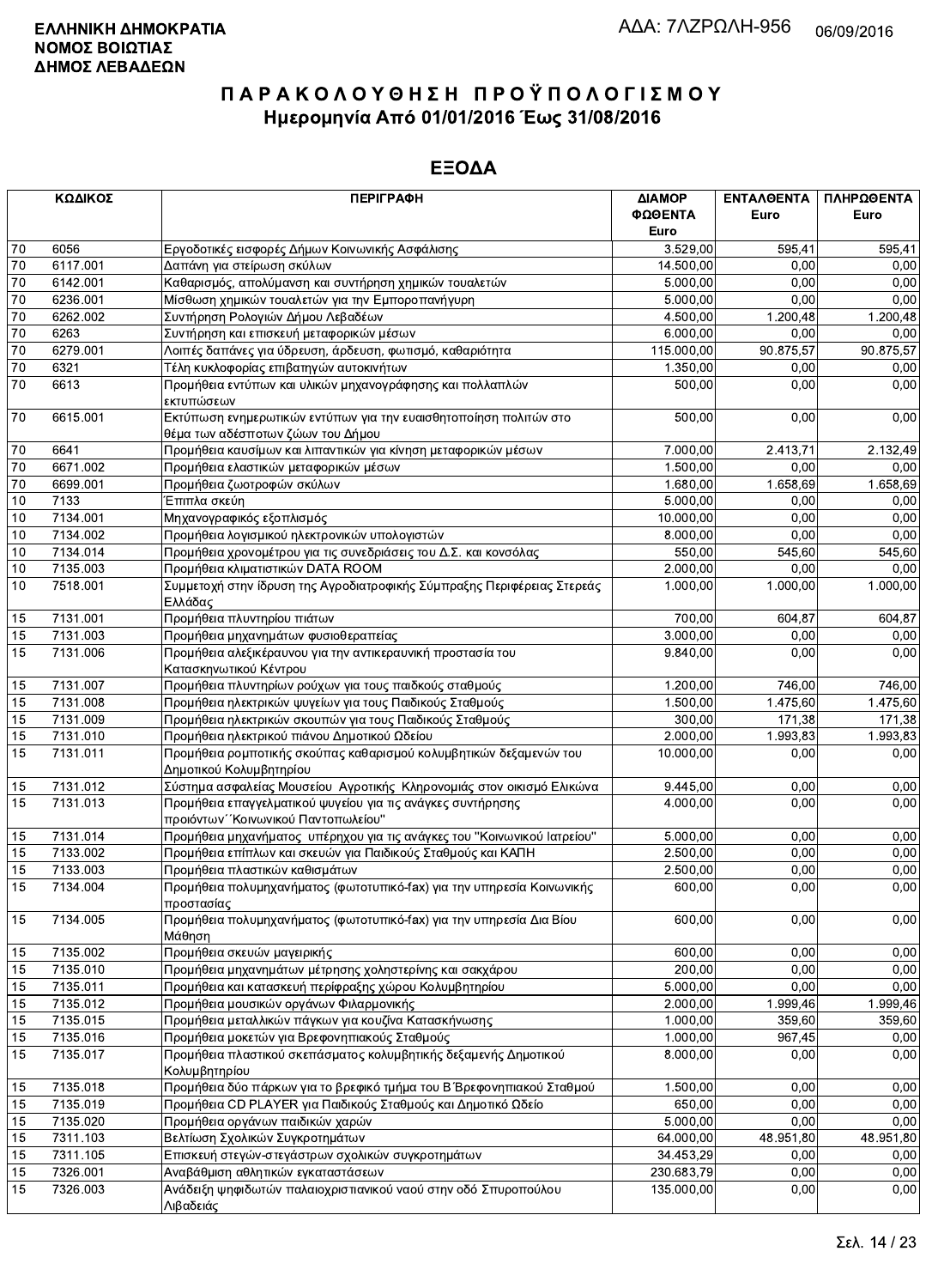**ΕΛΛΗΝΙΚΗ ΔΗΜΟΚΡΑΤΙΑ**
**ΝΟΜΟΣ ΒΟΙΩΤΙΑΣ**
**ΔΗΜΟΣ ΛΕΒΑΔΕΩΝ**

ΑΔΑ: 7ΛΖΡΩΛΗ-956 06/09/2016

# Π Α Ρ Α Κ Ο Λ Ο Υ Θ Η Σ Η  Π Ρ Ο Ϋ Π Ο Λ Ο Γ Ι Σ Μ Ο Υ
## Ημερομηνία Από 01/01/2016 Έως 31/08/2016

## ΕΞΟΔΑ

| ΚΩΔΙΚΟΣ | | ΠΕΡΙΓΡΑΦΗ | ΔΙΑΜΟΡ ΦΩΘΕΝΤΑ Euro | ΕΝΤΑΛΘΕΝΤΑ Euro | ΠΛΗΡΩΘΕΝΤΑ Euro |
|---|---|---|---|---|---|
| 70 | 6056 | Εργοδοτικές εισφορές Δήμων Κοινωνικής Ασφάλισης | 3.529,00 | 595,41 | 595,41 |
| 70 | 6117.001 | Δαπάνη για στείρωση σκύλων | 14.500,00 | 0,00 | 0,00 |
| 70 | 6142.001 | Καθαρισμός, απολύμανση και συντήρηση χημικών τουαλετών | 5.000,00 | 0,00 | 0,00 |
| 70 | 6236.001 | Μίσθωση χημικών τουαλετών για την Εμποροπανήγυρη | 5.000,00 | 0,00 | 0,00 |
| 70 | 6262.002 | Συντήρηση Ρολογιών Δήμου Λεβαδέων | 4.500,00 | 1.200,48 | 1.200,48 |
| 70 | 6263 | Συντήρηση και επισκευή μεταφορικών μέσων | 6.000,00 | 0,00 | 0,00 |
| 70 | 6279.001 | Λοιπές δαπάνες για ύδρευση, άρδευση, φωτισμό, καθαριότητα | 115.000,00 | 90.875,57 | 90.875,57 |
| 70 | 6321 | Τέλη κυκλοφορίας επιβατηγών αυτοκινήτων | 1.350,00 | 0,00 | 0,00 |
| 70 | 6613 | Προμήθεια εντύπων και υλικών μηχανογράφησης και πολλαπλών εκτυπώσεων | 500,00 | 0,00 | 0,00 |
| 70 | 6615.001 | Εκτύπωση ενημερωτικών εντύπων για την ευαισθητοποίηση πολιτών στο θέμα των αδέσποτων ζώων του Δήμου | 500,00 | 0,00 | 0,00 |
| 70 | 6641 | Προμήθεια καυσίμων και λιπαντικών για κίνηση μεταφορικών μέσων | 7.000,00 | 2.413,71 | 2.132,49 |
| 70 | 6671.002 | Προμήθεια ελαστικών μεταφορικών μέσων | 1.500,00 | 0,00 | 0,00 |
| 70 | 6699.001 | Προμήθεια ζωοτροφών σκύλων | 1.680,00 | 1.658,69 | 1.658,69 |
| 10 | 7133 | Έπιπλα σκεύη | 5.000,00 | 0,00 | 0,00 |
| 10 | 7134.001 | Μηχανογραφικός εξοπλισμός | 10.000,00 | 0,00 | 0,00 |
| 10 | 7134.002 | Προμήθεια λογισμικού ηλεκτρονικών υπολογιστών | 8.000,00 | 0,00 | 0,00 |
| 10 | 7134.014 | Προμήθεια χρονομέτρου για τις συνεδριάσεις του Δ.Σ. και κονσόλας | 550,00 | 545,60 | 545,60 |
| 10 | 7135.003 | Προμήθεια κλιματιστικών DATA ROOM | 2.000,00 | 0,00 | 0,00 |
| 10 | 7518.001 | Συμμετοχή στην ίδρυση της Αγροδιατροφικής Σύμπραξης Περιφέρειας Στερεάς Ελλάδας | 1.000,00 | 1.000,00 | 1.000,00 |
| 15 | 7131.001 | Προμήθεια πλυντηρίου πιάτων | 700,00 | 604,87 | 604,87 |
| 15 | 7131.003 | Προμήθεια μηχανημάτων φυσιοθεραπείας | 3.000,00 | 0,00 | 0,00 |
| 15 | 7131.006 | Προμήθεια αλεξικέραυνου για την αντικεραυνική προστασία του Κατασκηνωτικού Κέντρου | 9.840,00 | 0,00 | 0,00 |
| 15 | 7131.007 | Προμήθεια πλυντηρίων ρούχων για τους παιδικούς σταθμούς | 1.200,00 | 746,00 | 746,00 |
| 15 | 7131.008 | Προμήθεια ηλεκτρικών ψυγείων για τους Παιδικούς Σταθμούς | 1.500,00 | 1.475,60 | 1.475,60 |
| 15 | 7131.009 | Προμήθεια ηλεκτρικών σκουπών για τους Παιδικούς Σταθμούς | 300,00 | 171,38 | 171,38 |
| 15 | 7131.010 | Προμήθεια ηλεκτρικού πιάνου Δημοτικού Ωδείου | 2.000,00 | 1.993,83 | 1.993,83 |
| 15 | 7131.011 | Προμήθεια ρομποτικής σκούπας καθαρισμού κολυμβητικών δεξαμενών του Δημοτικού Κολυμβητηρίου | 10.000,00 | 0,00 | 0,00 |
| 15 | 7131.012 | Σύστημα ασφαλείας Μουσείου Αγροτικής Κληρονομιάς στον οικισμό Ελικώνα | 9.445,00 | 0,00 | 0,00 |
| 15 | 7131.013 | Προμήθεια επαγγελματικού ψυγείου για τις ανάγκες συντήρησης προιόντων΄΄Κοινωνικού Παντοπωλείου" | 4.000,00 | 0,00 | 0,00 |
| 15 | 7131.014 | Προμήθεια μηχανήματος υπέρηχου για τις ανάγκες του "Κοινωνικού Ιατρείου" | 5.000,00 | 0,00 | 0,00 |
| 15 | 7133.002 | Προμήθεια επίπλων και σκευών για Παιδικούς Σταθμούς και ΚΑΠΗ | 2.500,00 | 0,00 | 0,00 |
| 15 | 7133.003 | Προμήθεια πλαστικών καθισμάτων | 2.500,00 | 0,00 | 0,00 |
| 15 | 7134.004 | Προμήθεια πολυμηχανήματος (φωτοτυπικό-fax) για την υπηρεσία Κοινωνικής προστασίας | 600,00 | 0,00 | 0,00 |
| 15 | 7134.005 | Προμήθεια πολυμηχανήματος (φωτοτυπικό-fax) για την υπηρεσία Δια Βίου Μάθηση | 600,00 | 0,00 | 0,00 |
| 15 | 7135.002 | Προμήθεια σκευών μαγειρικής | 600,00 | 0,00 | 0,00 |
| 15 | 7135.010 | Προμήθεια μηχανημάτων μέτρησης χοληστερίνης και σακχάρου | 200,00 | 0,00 | 0,00 |
| 15 | 7135.011 | Προμήθεια και κατασκευή περίφραξης χώρου Κολυμβητηρίου | 5.000,00 | 0,00 | 0,00 |
| 15 | 7135.012 | Προμήθεια μουσικών οργάνων Φιλαρμονικής | 2.000,00 | 1.999,46 | 1.999,46 |
| 15 | 7135.015 | Προμήθεια μεταλλικών πάγκων για κουζίνα Κατασκήνωσης | 1.000,00 | 359,60 | 359,60 |
| 15 | 7135.016 | Προμήθεια μοκετών για Βρεφονηπιακούς Σταθμούς | 1.000,00 | 967,45 | 0,00 |
| 15 | 7135.017 | Προμήθεια πλαστικού σκεπάσματος κολυμβητικής δεξαμενής Δημοτικού Κολυμβητηρίου | 8.000,00 | 0,00 | 0,00 |
| 15 | 7135.018 | Προμήθεια δύο πάρκων για το βρεφικό τμήμα του Β΄Βρεφονηπιακού Σταθμού | 1.500,00 | 0,00 | 0,00 |
| 15 | 7135.019 | Προμήθεια CD PLAYER για Παιδικούς Σταθμούς και Δημοτικό Ωδείο | 650,00 | 0,00 | 0,00 |
| 15 | 7135.020 | Προμήθεια οργάνων παιδικών χαρών | 5.000,00 | 0,00 | 0,00 |
| 15 | 7311.103 | Βελτίωση Σχολικών Συγκροτημάτων | 64.000,00 | 48.951,80 | 48.951,80 |
| 15 | 7311.105 | Επισκευή στεγών-στεγάστρων σχολικών συγκροτημάτων | 34.453,29 | 0,00 | 0,00 |
| 15 | 7326.001 | Αναβάθμιση αθλητικών εγκαταστάσεων | 230.683,79 | 0,00 | 0,00 |
| 15 | 7326.003 | Ανάδειξη ψηφιδωτών παλαιοχριστιανικού ναού στην οδό Σπυροπούλου Λιβαδειάς | 135.000,00 | 0,00 | 0,00 |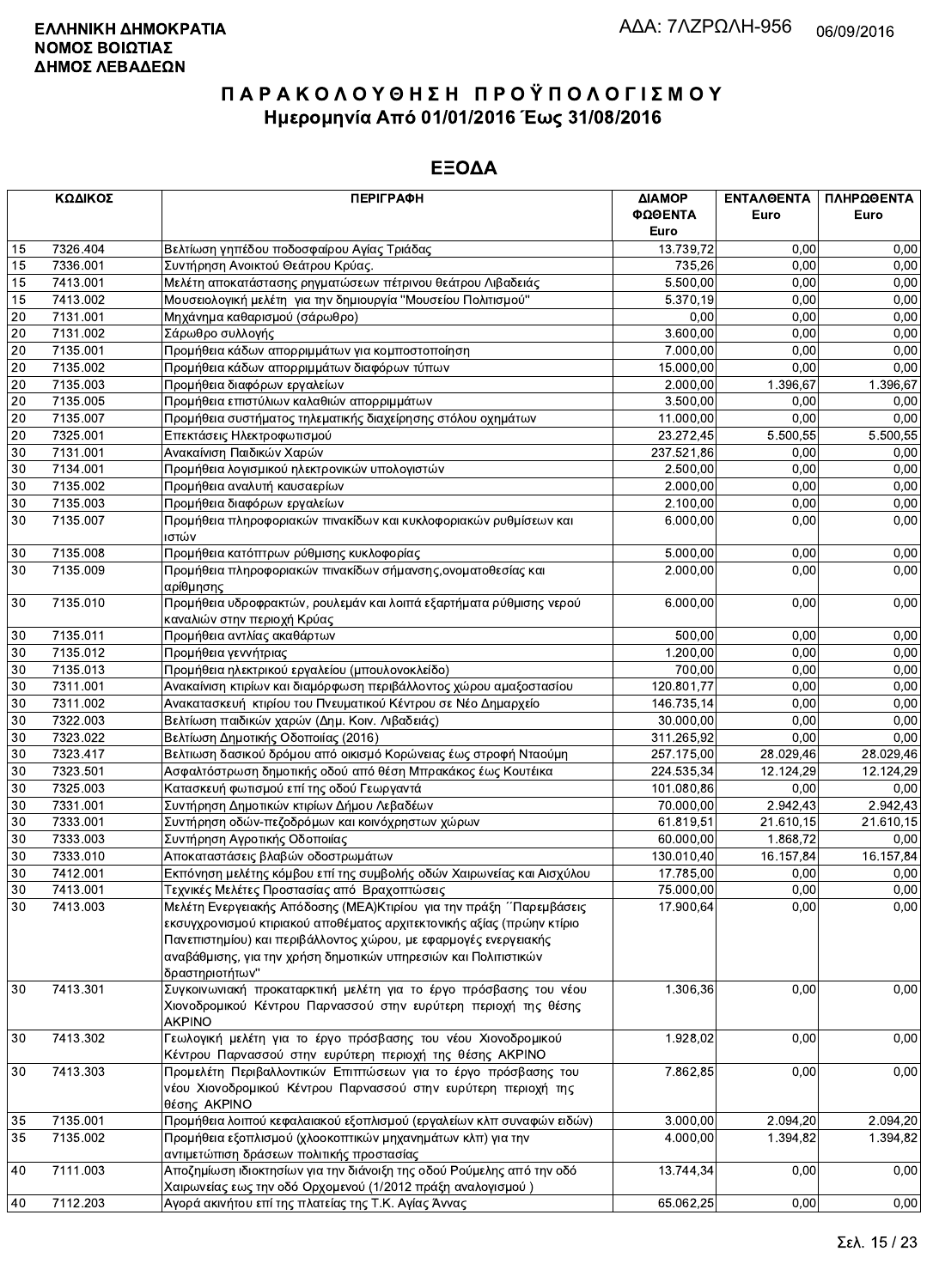**ΕΛΛΗΝΙΚΗ ΔΗΜΟΚΡΑΤΙΑ**
**ΝΟΜΟΣ ΒΟΙΩΤΙΑΣ**
**ΔΗΜΟΣ ΛΕΒΑΔΕΩΝ**

ΑΔΑ: 7ΛΖΡΩΛΗ-956 06/09/2016

# ΠΑΡΑΚΟΛΟΥΘΗΣΗ ΠΡΟΫΠΟΛΟΓΙΣΜΟΥ

## Ημερομηνία Από 01/01/2016 Έως 31/08/2016

## ΕΞΟΔΑ

| ΚΩΔΙΚΟΣ | | ΠΕΡΙΓΡΑΦΗ | ΔΙΑΜΟΡΦΩΘΕΝΤΑ Euro | ΕΝΤΑΛΘΕΝΤΑ Euro | ΠΛΗΡΩΘΕΝΤΑ Euro |
|---|---|---|---|---|---|
| 15 | 7326.404 | Βελτίωση γηπέδου ποδοσφαίρου Αγίας Τριάδας | 13.739,72 | 0,00 | 0,00 |
| 15 | 7336.001 | Συντήρηση Ανοικτού Θεάτρου Κρύας. | 735,26 | 0,00 | 0,00 |
| 15 | 7413.001 | Μελέτη αποκατάστασης ρηγματώσεων πέτρινου θεάτρου Λιβαδειάς | 5.500,00 | 0,00 | 0,00 |
| 15 | 7413.002 | Μουσειολογική μελέτη για την δημιουργία "Μουσείου Πολιτισμού" | 5.370,19 | 0,00 | 0,00 |
| 20 | 7131.001 | Μηχάνημα καθαρισμού (σάρωθρο) | 0,00 | 0,00 | 0,00 |
| 20 | 7131.002 | Σάρωθρο συλλογής | 3.600,00 | 0,00 | 0,00 |
| 20 | 7135.001 | Προμήθεια κάδων απορριμμάτων για κομποστοποίηση | 7.000,00 | 0,00 | 0,00 |
| 20 | 7135.002 | Προμήθεια κάδων απορριμμάτων διαφόρων τύπων | 15.000,00 | 0,00 | 0,00 |
| 20 | 7135.003 | Προμήθεια διαφόρων εργαλείων | 2.000,00 | 1.396,67 | 1.396,67 |
| 20 | 7135.005 | Προμήθεια επιστύλιων καλαθιών απορριμμάτων | 3.500,00 | 0,00 | 0,00 |
| 20 | 7135.007 | Προμήθεια συστήματος τηλεματικής διαχείρησης στόλου οχημάτων | 11.000,00 | 0,00 | 0,00 |
| 20 | 7325.001 | Επεκτάσεις Ηλεκτροφωτισμού | 23.272,45 | 5.500,55 | 5.500,55 |
| 30 | 7131.001 | Ανακαίνιση Παιδικών Χαρών | 237.521,86 | 0,00 | 0,00 |
| 30 | 7134.001 | Προμήθεια λογισμικού ηλεκτρονικών υπολογιστών | 2.500,00 | 0,00 | 0,00 |
| 30 | 7135.002 | Προμήθεια αναλυτή καυσαερίων | 2.000,00 | 0,00 | 0,00 |
| 30 | 7135.003 | Προμήθεια διαφόρων εργαλείων | 2.100,00 | 0,00 | 0,00 |
| 30 | 7135.007 | Προμήθεια πληροφοριακών πινακίδων και κυκλοφοριακών ρυθμίσεων και ιστών | 6.000,00 | 0,00 | 0,00 |
| 30 | 7135.008 | Προμήθεια κατόπτρων ρύθμισης κυκλοφορίας | 5.000,00 | 0,00 | 0,00 |
| 30 | 7135.009 | Προμήθεια πληροφοριακών πινακίδων σήμανσης,ονοματοθεσίας και αρίθμησης | 2.000,00 | 0,00 | 0,00 |
| 30 | 7135.010 | Προμήθεια υδροφρακτών, ρουλεμάν και λοιπά εξαρτήματα ρύθμισης νερού καναλιών στην περιοχή Κρύας | 6.000,00 | 0,00 | 0,00 |
| 30 | 7135.011 | Προμήθεια αντλίας ακαθάρτων | 500,00 | 0,00 | 0,00 |
| 30 | 7135.012 | Προμήθεια γεννήτριας | 1.200,00 | 0,00 | 0,00 |
| 30 | 7135.013 | Προμήθεια ηλεκτρικού εργαλείου (μπουλονοκλείδο) | 700,00 | 0,00 | 0,00 |
| 30 | 7311.001 | Ανακαίνιση κτιρίων και διαμόρφωση περιβάλλοντος χώρου αμαξοστασίου | 120.801,77 | 0,00 | 0,00 |
| 30 | 7311.002 | Ανακατασκευή κτιρίου του Πνευματικού Κέντρου σε Νέο Δημαρχείο | 146.735,14 | 0,00 | 0,00 |
| 30 | 7322.003 | Βελτίωση παιδικών χαρών (Δημ. Κοιν. Λιβαδειάς) | 30.000,00 | 0,00 | 0,00 |
| 30 | 7323.022 | Βελτίωση Δημοτικής Οδοποιίας (2016) | 311.265,92 | 0,00 | 0,00 |
| 30 | 7323.417 | Βελτιωση δασικού δρόμου από οικισμό Κορώνειας έως στροφή Νταούμη | 257.175,00 | 28.029,46 | 28.029,46 |
| 30 | 7323.501 | Ασφαλτόστρωση δημοτικής οδού από θέση Μπρακάκος έως Κουτέικα | 224.535,34 | 12.124,29 | 12.124,29 |
| 30 | 7325.003 | Κατασκευή φωτισμού επί της οδού Γεωργαντά | 101.080,86 | 0,00 | 0,00 |
| 30 | 7331.001 | Συντήρηση Δημοτικών κτιρίων Δήμου Λεβαδέων | 70.000,00 | 2.942,43 | 2.942,43 |
| 30 | 7333.001 | Συντήρηση οδών-πεζοδρόμων και κοινόχρηστων χώρων | 61.819,51 | 21.610,15 | 21.610,15 |
| 30 | 7333.003 | Συντήρηση Αγροτικής Οδοποιίας | 60.000,00 | 1.868,72 | 0,00 |
| 30 | 7333.010 | Αποκαταστάσεις βλαβών οδοστρωμάτων | 130.010,40 | 16.157,84 | 16.157,84 |
| 30 | 7412.001 | Εκπόνηση μελέτης κόμβου επί της συμβολής οδών Χαιρωνείας και Αισχύλου | 17.785,00 | 0,00 | 0,00 |
| 30 | 7413.001 | Τεχνικές Μελέτες Προστασίας από Βραχοπτώσεις | 75.000,00 | 0,00 | 0,00 |
| 30 | 7413.003 | Μελέτη Ενεργειακής Απόδοσης (ΜΕΑ)Κτιρίου για την πράξη ΄΄Παρεμβάσεις εκσυγχρονισμού κτιριακού αποθέματος αρχιτεκτονικής αξίας (πρώην κτίριο Πανεπιστημίου) και περιβάλλοντος χώρου, με εφαρμογές ενεργειακής αναβάθμισης, για την χρήση δημοτικών υπηρεσιών και Πολιτιστικών δραστηριοτήτων" | 17.900,64 | 0,00 | 0,00 |
| 30 | 7413.301 | Συγκοινωνιακή προκαταρκτική μελέτη για το έργο πρόσβασης του νέου Χιονοδρομικού Κέντρου Παρνασσού στην ευρύτερη περιοχή της θέσης ΑΚΡΙΝΟ | 1.306,36 | 0,00 | 0,00 |
| 30 | 7413.302 | Γεωλογική μελέτη για το έργο πρόσβασης του νέου Χιονοδρομικού Κέντρου Παρνασσού στην ευρύτερη περιοχή της θέσης ΑΚΡΙΝΟ | 1.928,02 | 0,00 | 0,00 |
| 30 | 7413.303 | Προμελέτη Περιβαλλοντικών Επιπτώσεων για το έργο πρόσβασης του νέου Χιονοδρομικού Κέντρου Παρνασσού στην ευρύτερη περιοχή της θέσης ΑΚΡΙΝΟ | 7.862,85 | 0,00 | 0,00 |
| 35 | 7135.001 | Προμήθεια λοιπού κεφαλαιακού εξοπλισμού (εργαλείων κλπ συναφών ειδών) | 3.000,00 | 2.094,20 | 2.094,20 |
| 35 | 7135.002 | Προμήθεια εξοπλισμού (χλοοκοπτικών μηχανημάτων κλπ) για την αντιμετώπιση δράσεων πολιτικής προστασίας | 4.000,00 | 1.394,82 | 1.394,82 |
| 40 | 7111.003 | Αποζημίωση ιδιοκτησίων για την διάνοιξη της οδού Ρούμελης από την οδό Χαιρωνείας εως της οδό Ορχομενού (1/2012 πράξη αναλογισμού ) | 13.744,34 | 0,00 | 0,00 |
| 40 | 7112.203 | Αγορά ακινήτου επί της πλατείας της Τ.Κ. Αγίας Άννας | 65.062,25 | 0,00 | 0,00 |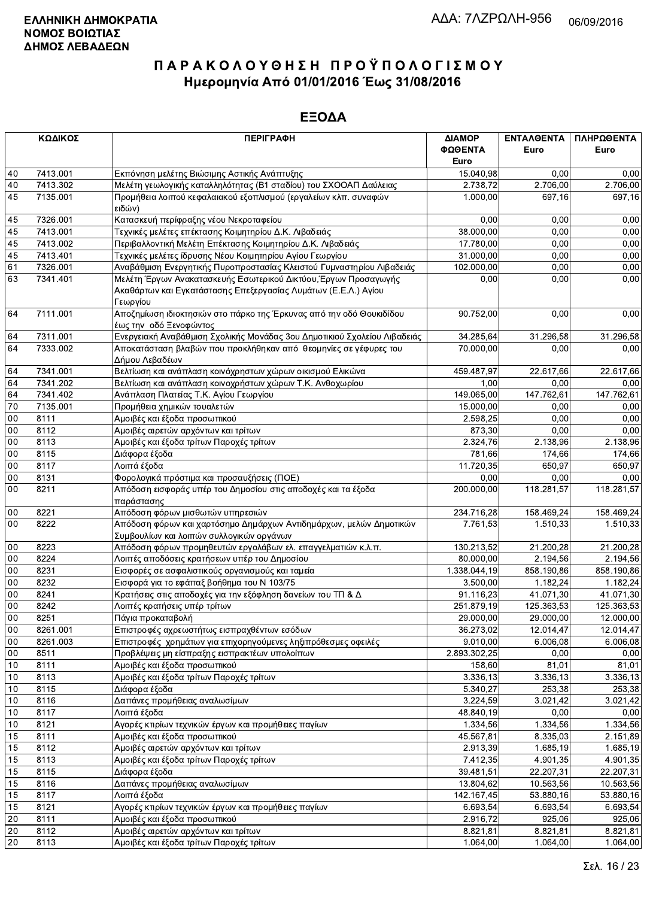**ΕΛΛΗΝΙΚΗ ΔΗΜΟΚΡΑΤΙΑ**
**ΝΟΜΟΣ ΒΟΙΩΤΙΑΣ**
**ΔΗΜΟΣ ΛΕΒΑΔΕΩΝ**

ΑΔΑ: 7ΛΖΡΩΛΗ-956 06/09/2016

# Π Α Ρ Α Κ Ο Λ Ο Υ Θ Η Σ Η  Π Ρ Ο Ϋ Π Ο Λ Ο Γ Ι Σ Μ Ο Υ
## Ημερομηνία Από 01/01/2016 Έως 31/08/2016

## ΕΞΟΔΑ

| ΚΩΔΙΚΟΣ | | ΠΕΡΙΓΡΑΦΗ | ΔΙΑΜΟΡ ΦΩΘΕΝΤΑ Euro | ΕΝΤΑΛΘΕΝΤΑ Euro | ΠΛΗΡΩΘΕΝΤΑ Euro |
|---|---|---|---|---|---|
| 40 | 7413.001 | Εκπόνηση μελέτης Βιώσιμης Αστικής Ανάπτυξης | 15.040,98 | 0,00 | 0,00 |
| 40 | 7413.302 | Μελέτη γεωλογικής καταλληλότητας (Β1 σταδίου) του ΣΧΟΟΑΠ Δαύλειας | 2.738,72 | 2.706,00 | 2.706,00 |
| 45 | 7135.001 | Προμήθεια λοιπού κεφαλαιακού εξοπλισμού (εργαλείων κλπ. συναφών ειδών) | 1.000,00 | 697,16 | 697,16 |
| 45 | 7326.001 | Κατασκευή περίφραξης νέου Νεκροταφείου | 0,00 | 0,00 | 0,00 |
| 45 | 7413.001 | Τεχνικές μελέτες επέκτασης Κοιμητηρίου Δ.Κ. Λιβαδειάς | 38.000,00 | 0,00 | 0,00 |
| 45 | 7413.002 | Περιβαλλοντική Μελέτη Επέκτασης Κοιμητηρίου Δ.Κ. Λιβαδειάς | 17.780,00 | 0,00 | 0,00 |
| 45 | 7413.401 | Τεχνικές μελέτες ίδρυσης Νέου Κοιμητηρίου Αγίου Γεωργίου | 31.000,00 | 0,00 | 0,00 |
| 61 | 7326.001 | Αναβάθμιση Ενεργητικής Πυροπροστασίας Κλειστού Γυμναστηρίου Λιβαδειάς | 102.000,00 | 0,00 | 0,00 |
| 63 | 7341.401 | Μελέτη Έργων Ανακατασκευής Εσωτερικού Δικτύου,Έργων Προσαγωγής Ακαθάρτων και Εγκατάστασης Επεξεργασίας Λυμάτων (Ε.Ε.Λ.) Αγίου Γεωργίου | 0,00 | 0,00 | 0,00 |
| 64 | 7111.001 | Αποζημίωση ιδιοκτησιών στο πάρκο της Έρκυνας από την οδό Θουκιδίδου έως την οδό Ξενοφώντος | 90.752,00 | 0,00 | 0,00 |
| 64 | 7311.001 | Ενεργειακή Αναβάθμιση Σχολικής Μονάδας 3ου Δημοτικιού Σχολείου Λιβαδειάς | 34.285,64 | 31.296,58 | 31.296,58 |
| 64 | 7333.002 | Αποκατάσταση βλαβών που προκλήθηκαν από θεομηνίες σε γέφυρες του Δήμου Λεβαδέων | 70.000,00 | 0,00 | 0,00 |
| 64 | 7341.001 | Βελτίωση και ανάπλαση κοινόχρηστων χώρων οικισμού Ελικώνα | 459.487,97 | 22.617,66 | 22.617,66 |
| 64 | 7341.202 | Βελτίωση και ανάπλαση κοινοχρήστων χώρων Τ.Κ. Ανθοχωρίου | 1,00 | 0,00 | 0,00 |
| 64 | 7341.402 | Ανάπλαση Πλατείας Τ.Κ. Αγίου Γεωργίου | 149.065,00 | 147.762,61 | 147.762,61 |
| 70 | 7135.001 | Προμήθεια χημικών τουαλετών | 15.000,00 | 0,00 | 0,00 |
| 00 | 8111 | Αμοιβές και έξοδα προσωπικού | 2.598,25 | 0,00 | 0,00 |
| 00 | 8112 | Αμοιβές αιρετών αρχόντων και τρίτων | 873,30 | 0,00 | 0,00 |
| 00 | 8113 | Αμοιβές και έξοδα τρίτων Παροχές τρίτων | 2.324,76 | 2.138,96 | 2.138,96 |
| 00 | 8115 | Διάφορα έξοδα | 781,66 | 174,66 | 174,66 |
| 00 | 8117 | Λοιπά έξοδα | 11.720,35 | 650,97 | 650,97 |
| 00 | 8131 | Φορολογικά πρόστιμα και προσαυξήσεις (ΠΟΕ) | 0,00 | 0,00 | 0,00 |
| 00 | 8211 | Απόδοση εισφοράς υπέρ του Δημοσίου στις αποδοχές και τα έξοδα παράστασης | 200.000,00 | 118.281,57 | 118.281,57 |
| 00 | 8221 | Απόδοση φόρων μισθωτών υπηρεσιών | 234.716,28 | 158.469,24 | 158.469,24 |
| 00 | 8222 | Απόδοση φόρων και χαρτόσημο Δημάρχων Αντιδημάρχων, μελών Δημοτικών Συμβουλίων και λοιπών συλλογικών οργάνων | 7.761,53 | 1.510,33 | 1.510,33 |
| 00 | 8223 | Απόδοση φόρων προμηθευτών εργολάβων ελ. επαγγελματιών κ.λ.π. | 130.213,52 | 21.200,28 | 21.200,28 |
| 00 | 8224 | Λοιπές αποδόσεις κρατήσεων υπέρ του Δημοσίου | 80.000,00 | 2.194,56 | 2.194,56 |
| 00 | 8231 | Εισφορές σε ασφαλιστικούς οργανισμούς και ταμεία | 1.338.044,19 | 858.190,86 | 858.190,86 |
| 00 | 8232 | Εισφορά για το εφάπαξ βοήθημα του Ν 103/75 | 3.500,00 | 1.182,24 | 1.182,24 |
| 00 | 8241 | Κρατήσεις στις αποδοχές για την εξόφληση δανείων του ΤΠ & Δ | 91.116,23 | 41.071,30 | 41.071,30 |
| 00 | 8242 | Λοιπές κρατήσεις υπέρ τρίτων | 251.879,19 | 125.363,53 | 125.363,53 |
| 00 | 8251 | Πάγια προκαταβολή | 29.000,00 | 29.000,00 | 12.000,00 |
| 00 | 8261.001 | Επιστροφές αχρεωστήτως εισπραχθέντων εσόδων | 36.273,02 | 12.014,47 | 12.014,47 |
| 00 | 8261.003 | Επιστροφές χρημάτων για επιχορηγούμενες ληξιπρόθεσμες οφειλές | 9.010,00 | 6.006,08 | 6.006,08 |
| 00 | 8511 | Προβλέψεις μη είσπραξης εισπρακτέων υπολοίπων | 2.893.302,25 | 0,00 | 0,00 |
| 10 | 8111 | Αμοιβές και έξοδα προσωπικού | 158,60 | 81,01 | 81,01 |
| 10 | 8113 | Αμοιβές και έξοδα τρίτων Παροχές τρίτων | 3.336,13 | 3.336,13 | 3.336,13 |
| 10 | 8115 | Διάφορα έξοδα | 5.340,27 | 253,38 | 253,38 |
| 10 | 8116 | Δαπάνες προμήθειας αναλωσίμων | 3.224,59 | 3.021,42 | 3.021,42 |
| 10 | 8117 | Λοιπά έξοδα | 48.840,19 | 0,00 | 0,00 |
| 10 | 8121 | Αγορές κτιρίων τεχνικών έργων και προμήθειες παγίων | 1.334,56 | 1.334,56 | 1.334,56 |
| 15 | 8111 | Αμοιβές και έξοδα προσωπικού | 45.567,81 | 8.335,03 | 2.151,89 |
| 15 | 8112 | Αμοιβές αιρετών αρχόντων και τρίτων | 2.913,39 | 1.685,19 | 1.685,19 |
| 15 | 8113 | Αμοιβές και έξοδα τρίτων Παροχές τρίτων | 7.412,35 | 4.901,35 | 4.901,35 |
| 15 | 8115 | Διάφορα έξοδα | 39.481,51 | 22.207,31 | 22.207,31 |
| 15 | 8116 | Δαπάνες προμήθειας αναλωσίμων | 13.804,62 | 10.563,56 | 10.563,56 |
| 15 | 8117 | Λοιπά έξοδα | 142.167,45 | 53.880,16 | 53.880,16 |
| 15 | 8121 | Αγορές κτιρίων τεχνικών έργων και προμήθειες παγίων | 6.693,54 | 6.693,54 | 6.693,54 |
| 20 | 8111 | Αμοιβές και έξοδα προσωπικού | 2.916,72 | 925,06 | 925,06 |
| 20 | 8112 | Αμοιβές αιρετών αρχόντων και τρίτων | 8.821,81 | 8.821,81 | 8.821,81 |
| 20 | 8113 | Αμοιβές και έξοδα τρίτων Παροχές τρίτων | 1.064,00 | 1.064,00 | 1.064,00 |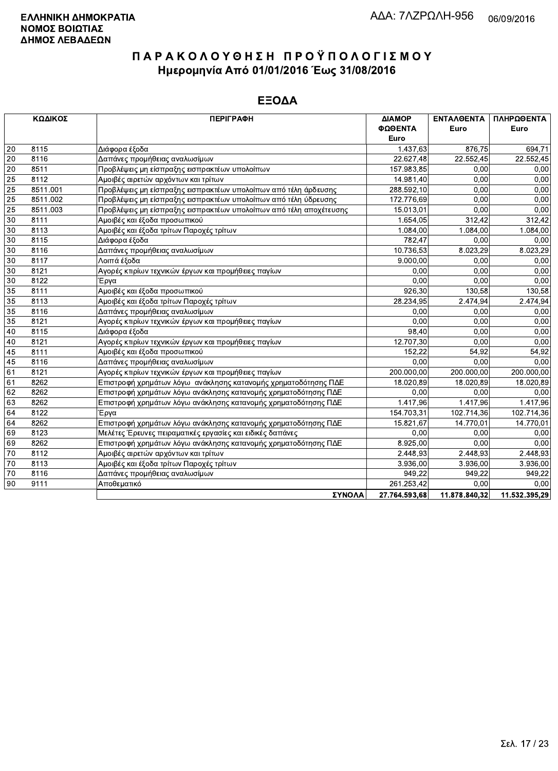**ΕΛΛΗΝΙΚΗ ΔΗΜΟΚΡΑΤΙΑ**
**ΝΟΜΟΣ ΒΟΙΩΤΙΑΣ**
**ΔΗΜΟΣ ΛΕΒΑΔΕΩΝ**

ΑΔΑ: 7ΛΖΡΩΛΗ-956 06/09/2016

# ΠΑΡΑΚΟΛΟΥΘΗΣΗ ΠΡΟΫΠΟΛΟΓΙΣΜΟΥ

## Ημερομηνία Από 01/01/2016 Έως 31/08/2016

## ΕΞΟΔΑ

| ΚΩΔΙΚΟΣ | | ΠΕΡΙΓΡΑΦΗ | ΔΙΑΜΟΡΦΩΘΕΝΤΑ Euro | ΕΝΤΑΛΘΕΝΤΑ Euro | ΠΛΗΡΩΘΕΝΤΑ Euro |
|---|---|---|---|---|---|
| 20 | 8115 | Διάφορα έξοδα | 1.437,63 | 876,75 | 694,71 |
| 20 | 8116 | Δαπάνες προμήθειας αναλωσίμων | 22.627,48 | 22.552,45 | 22.552,45 |
| 20 | 8511 | Προβλέψεις μη είσπραξης εισπρακτέων υπολοίπων | 157.983,85 | 0,00 | 0,00 |
| 25 | 8112 | Αμοιβές αιρετών αρχόντων και τρίτων | 14.981,40 | 0,00 | 0,00 |
| 25 | 8511.001 | Προβλέψεις μη είσπραξης εισπρακτέων υπολοίπων από τέλη άρδευσης | 288.592,10 | 0,00 | 0,00 |
| 25 | 8511.002 | Προβλέψεις μη είσπραξης εισπρακτέων υπολοίπων από τέλη ύδρευσης | 172.776,69 | 0,00 | 0,00 |
| 25 | 8511.003 | Προβλέψεις μη είσπραξης εισπρακτέων υπολοίπων από τέλη αποχέτευσης | 15.013,01 | 0,00 | 0,00 |
| 30 | 8111 | Αμοιβές και έξοδα προσωπικού | 1.654,05 | 312,42 | 312,42 |
| 30 | 8113 | Αμοιβές και έξοδα τρίτων Παροχές τρίτων | 1.084,00 | 1.084,00 | 1.084,00 |
| 30 | 8115 | Διάφορα έξοδα | 782,47 | 0,00 | 0,00 |
| 30 | 8116 | Δαπάνες προμήθειας αναλωσίμων | 10.736,53 | 8.023,29 | 8.023,29 |
| 30 | 8117 | Λοιπά έξοδα | 9.000,00 | 0,00 | 0,00 |
| 30 | 8121 | Αγορές κτιρίων τεχνικών έργων και προμήθειες παγίων | 0,00 | 0,00 | 0,00 |
| 30 | 8122 | Έργα | 0,00 | 0,00 | 0,00 |
| 35 | 8111 | Αμοιβές και έξοδα προσωπικού | 926,30 | 130,58 | 130,58 |
| 35 | 8113 | Αμοιβές και έξοδα τρίτων Παροχές τρίτων | 28.234,95 | 2.474,94 | 2.474,94 |
| 35 | 8116 | Δαπάνες προμήθειας αναλωσίμων | 0,00 | 0,00 | 0,00 |
| 35 | 8121 | Αγορές κτιρίων τεχνικών έργων και προμήθειες παγίων | 0,00 | 0,00 | 0,00 |
| 40 | 8115 | Διάφορα έξοδα | 98,40 | 0,00 | 0,00 |
| 40 | 8121 | Αγορές κτιρίων τεχνικών έργων και προμήθειες παγίων | 12.707,30 | 0,00 | 0,00 |
| 45 | 8111 | Αμοιβές και έξοδα προσωπικού | 152,22 | 54,92 | 54,92 |
| 45 | 8116 | Δαπάνες προμήθειας αναλωσίμων | 0,00 | 0,00 | 0,00 |
| 61 | 8121 | Αγορές κτιρίων τεχνικών έργων και προμήθειες παγίων | 200.000,00 | 200.000,00 | 200.000,00 |
| 61 | 8262 | Επιστροφή χρημάτων λόγω ανάκλησης κατανομής χρηματοδότησης ΠΔΕ | 18.020,89 | 18.020,89 | 18.020,89 |
| 62 | 8262 | Επιστροφή χρημάτων λόγω ανάκλησης κατανομής χρηματοδότησης ΠΔΕ | 0,00 | 0,00 | 0,00 |
| 63 | 8262 | Επιστροφή χρημάτων λόγω ανάκλησης κατανομής χρηματοδότησης ΠΔΕ | 1.417,96 | 1.417,96 | 1.417,96 |
| 64 | 8122 | Έργα | 154.703,31 | 102.714,36 | 102.714,36 |
| 64 | 8262 | Επιστροφή χρημάτων λόγω ανάκλησης κατανομής χρηματοδότησης ΠΔΕ | 15.821,67 | 14.770,01 | 14.770,01 |
| 69 | 8123 | Μελέτες Έρευνες πειραματικές εργασίες και ειδικές δαπάνες | 0,00 | 0,00 | 0,00 |
| 69 | 8262 | Επιστροφή χρημάτων λόγω ανάκλησης κατανομής χρηματοδότησης ΠΔΕ | 8.925,00 | 0,00 | 0,00 |
| 70 | 8112 | Αμοιβές αιρετών αρχόντων και τρίτων | 2.448,93 | 2.448,93 | 2.448,93 |
| 70 | 8113 | Αμοιβές και έξοδα τρίτων Παροχές τρίτων | 3.936,00 | 3.936,00 | 3.936,00 |
| 70 | 8116 | Δαπάνες προμήθειας αναλωσίμων | 949,22 | 949,22 | 949,22 |
| 90 | 9111 | Αποθεματικό | 261.253,42 | 0,00 | 0,00 |
| | | **ΣΥΝΟΛΑ** | **27.764.593,68** | **11.878.840,32** | **11.532.395,29** |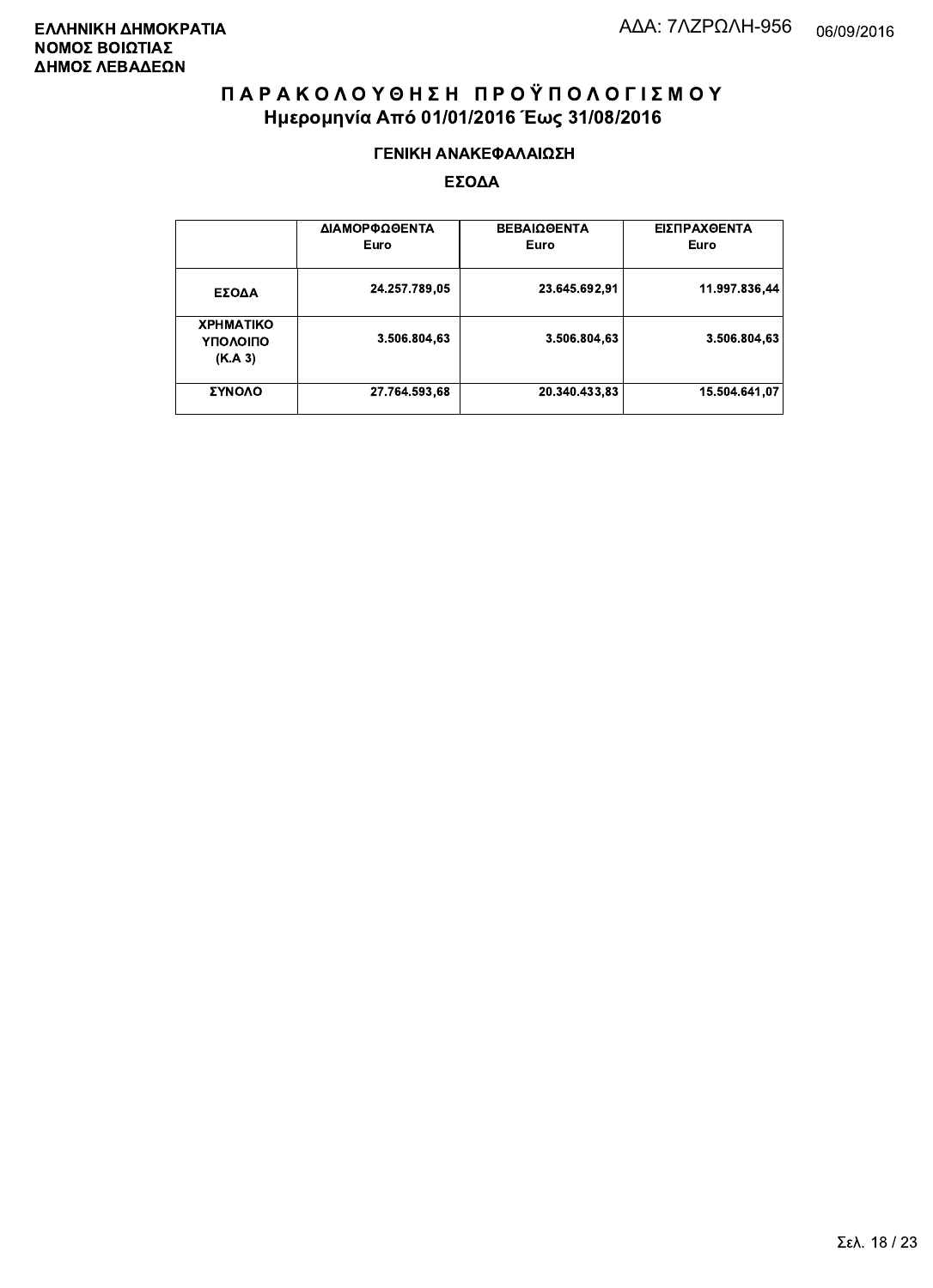**ΕΛΛΗΝΙΚΗ ΔΗΜΟΚΡΑΤΙΑ**
**ΝΟΜΟΣ ΒΟΙΩΤΙΑΣ**
**ΔΗΜΟΣ ΛΕΒΑΔΕΩΝ**

ΑΔΑ: 7ΛΖΡΩΛΗ-956 06/09/2016

# ΠΑΡΑΚΟΛΟΥΘΗΣΗ ΠΡΟΫΠΟΛΟΓΙΣΜΟΥ

## Ημερομηνία Από 01/01/2016 Έως 31/08/2016

### ΓΕΝΙΚΗ ΑΝΑΚΕΦΑΛΑΙΩΣΗ

### ΕΣΟΔΑ

| | ΔΙΑΜΟΡΦΩΘΕΝΤΑ Euro | ΒΕΒΑΙΩΘΕΝΤΑ Euro | ΕΙΣΠΡΑΧΘΕΝΤΑ Euro |
|---|---|---|---|
| ΕΣΟΔΑ | 24.257.789,05 | 23.645.692,91 | 11.997.836,44 |
| ΧΡΗΜΑΤΙΚΟ ΥΠΟΛΟΙΠΟ (Κ.Α 3) | 3.506.804,63 | 3.506.804,63 | 3.506.804,63 |
| ΣΥΝΟΛΟ | 27.764.593,68 | 20.340.433,83 | 15.504.641,07 |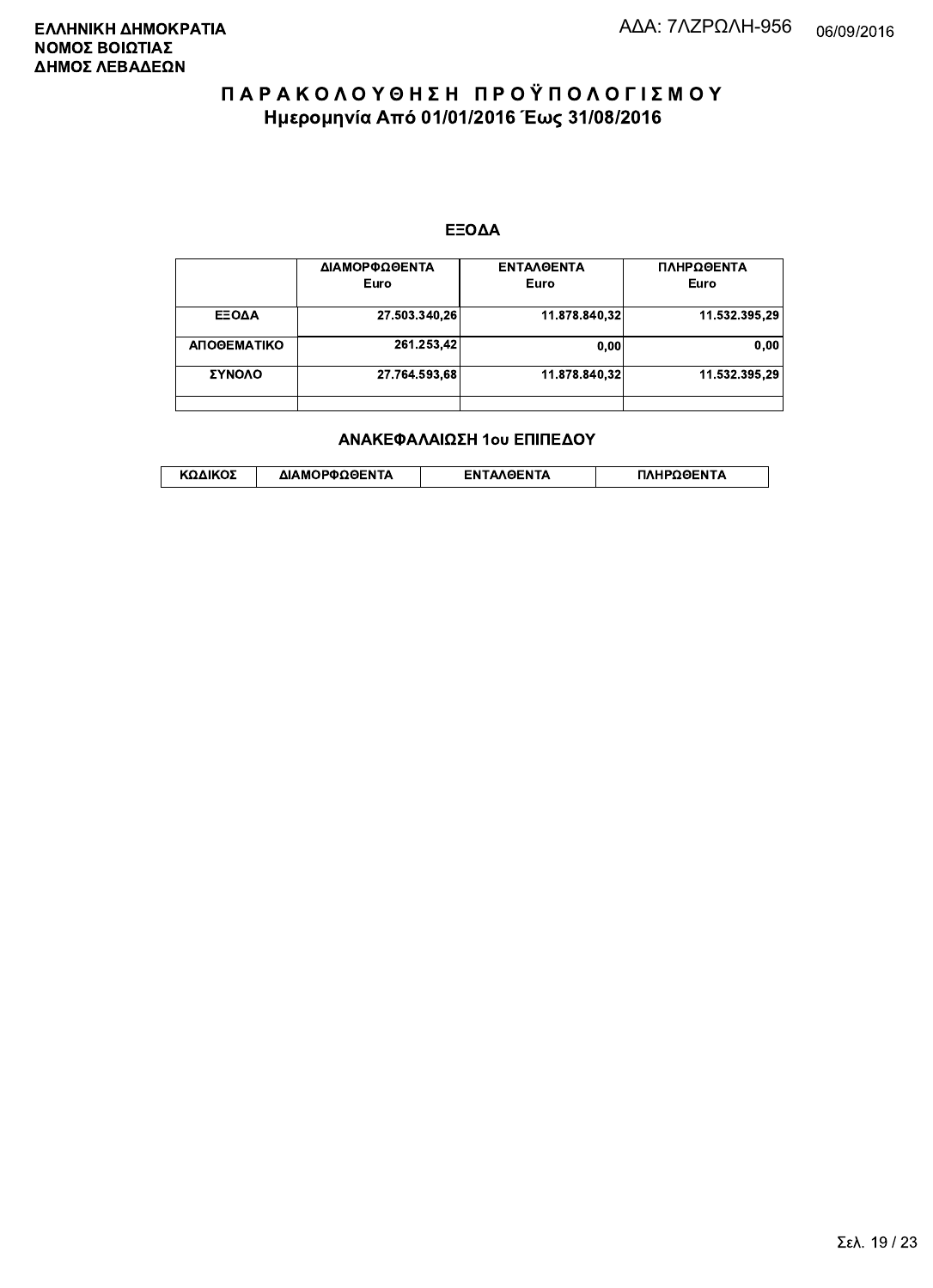ΕΛΛΗΝΙΚΗ ΔΗΜΟΚΡΑΤΙΑ
ΝΟΜΟΣ ΒΟΙΩΤΙΑΣ
ΔΗΜΟΣ ΛΕΒΑΔΕΩΝ

ΑΔΑ: 7ΛΖΡΩΛΗ-956 06/09/2016

# ΠΑΡΑΚΟΛΟΥΘΗΣΗ ΠΡΟΫΠΟΛΟΓΙΣΜΟΥ
## Ημερομηνία Από 01/01/2016 Έως 31/08/2016

### ΕΞΟΔΑ

| | ΔΙΑΜΟΡΦΩΘΕΝΤΑ Euro | ΕΝΤΑΛΘΕΝΤΑ Euro | ΠΛΗΡΩΘΕΝΤΑ Euro |
|---|---|---|---|
| ΕΞΟΔΑ | 27.503.340,26 | 11.878.840,32 | 11.532.395,29 |
| ΑΠΟΘΕΜΑΤΙΚΟ | 261.253,42 | 0,00 | 0,00 |
| ΣΥΝΟΛΟ | 27.764.593,68 | 11.878.840,32 | 11.532.395,29 |
| | | | |

### ΑΝΑΚΕΦΑΛΑΙΩΣΗ 1ου ΕΠΙΠΕΔΟΥ

| ΚΩΔΙΚΟΣ | ΔΙΑΜΟΡΦΩΘΕΝΤΑ | ΕΝΤΑΛΘΕΝΤΑ | ΠΛΗΡΩΘΕΝΤΑ |
|---|---|---|---|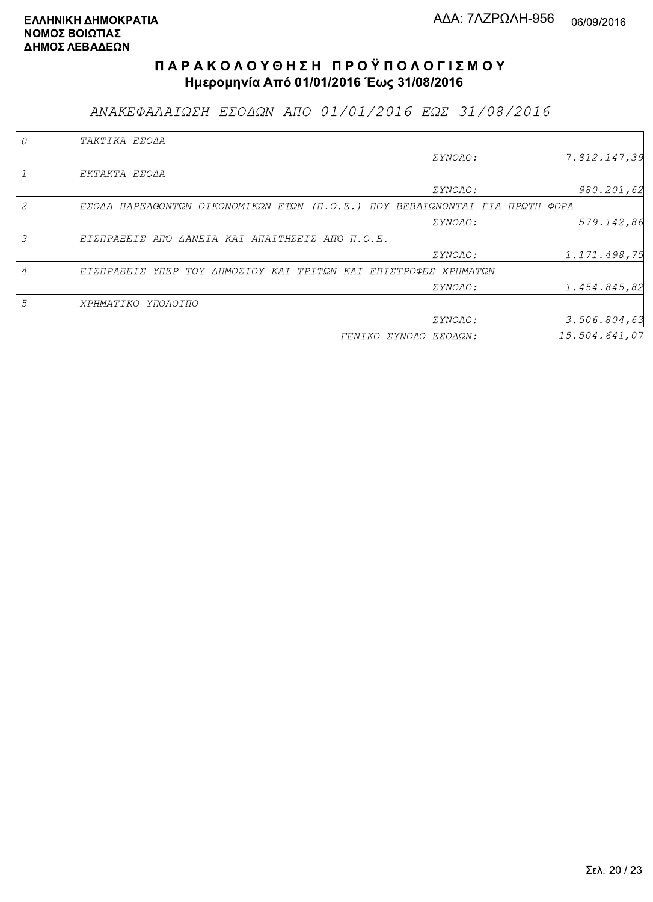**ΕΛΛΗΝΙΚΗ ΔΗΜΟΚΡΑΤΙΑ**
**ΝΟΜΟΣ ΒΟΙΩΤΙΑΣ**
**ΔΗΜΟΣ ΛΕΒΑΔΕΩΝ**

ΑΔΑ: 7ΛΖΡΩΛΗ-956 06/09/2016

# Π Α Ρ Α Κ Ο Λ Ο Υ Θ Η Σ Η  Π Ρ Ο Ϋ Π Ο Λ Ο Γ Ι Σ Μ Ο Υ

**Ημερομηνία Από 01/01/2016 Έως 31/08/2016**

*ΑΝΑΚΕΦΑΛΑΙΩΣΗ ΕΣΟΔΩΝ ΑΠΟ 01/01/2016 ΕΩΣ 31/08/2016*

| Κωδ. | Περιγραφή | | Ποσό |
|---|---|---|---|
| 0 | ΤΑΚΤΙΚΑ ΕΣΟΔΑ | | |
| | | ΣΥΝΟΛΟ: | 7.812.147,39 |
| 1 | ΕΚΤΑΚΤΑ ΕΣΟΔΑ | | |
| | | ΣΥΝΟΛΟ: | 980.201,62 |
| 2 | ΕΣΟΔΑ ΠΑΡΕΛΘΟΝΤΩΝ ΟΙΚΟΝΟΜΙΚΩΝ ΕΤΩΝ (Π.Ο.Ε.) ΠΟΥ ΒΕΒΑΙΩΝΟΝΤΑΙ ΓΙΑ ΠΡΩΤΗ ΦΟΡΑ | | |
| | | ΣΥΝΟΛΟ: | 579.142,86 |
| 3 | ΕΙΣΠΡΑΞΕΙΣ ΑΠΌ ΔΑΝΕΙΑ ΚΑΙ ΑΠΑΙΤΗΣΕΙΣ ΑΠΌ Π.Ο.Ε. | | |
| | | ΣΥΝΟΛΟ: | 1.171.498,75 |
| 4 | ΕΙΣΠΡΑΞΕΙΣ ΥΠΕΡ ΤΟΥ ΔΗΜΟΣΙΟΥ ΚΑΙ ΤΡΙΤΩΝ ΚΑΙ ΕΠΙΣΤΡΟΦΕΣ ΧΡΗΜΑΤΩΝ | | |
| | | ΣΥΝΟΛΟ: | 1.454.845,82 |
| 5 | ΧΡΗΜΑΤΙΚΟ ΥΠΟΛΟΙΠΟ | | |
| | | ΣΥΝΟΛΟ: | 3.506.804,63 |
| | | ΓΕΝΙΚΟ ΣΥΝΟΛΟ ΕΣΟΔΩΝ: | 15.504.641,07 |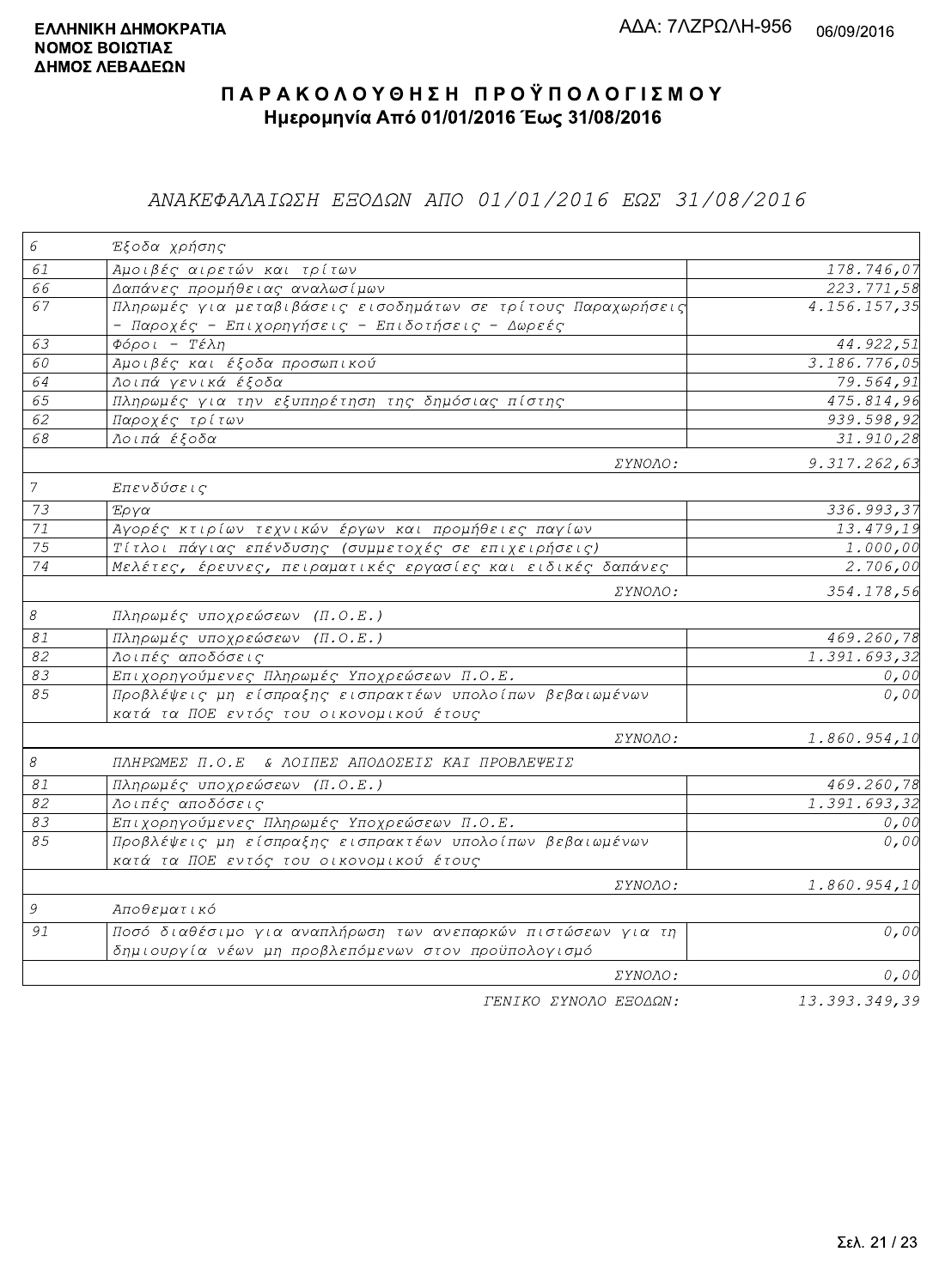**ΕΛΛΗΝΙΚΗ ΔΗΜΟΚΡΑΤΙΑ**
**ΝΟΜΟΣ ΒΟΙΩΤΙΑΣ**
**ΔΗΜΟΣ ΛΕΒΑΔΕΩΝ**

ΑΔΑ: 7ΛΖΡΩΛΗ-956 06/09/2016

# ΠΑΡΑΚΟΛΟΥΘΗΣΗ ΠΡΟΫΠΟΛΟΓΙΣΜΟΥ

**Ημερομηνία Από 01/01/2016 Έως 31/08/2016**

## *ΑΝΑΚΕΦΑΛΑΙΩΣΗ ΕΞΟΔΩΝ ΑΠΟ 01/01/2016 ΕΩΣ 31/08/2016*

| | | |
|---|---|---|
| *6* | *Έξοδα χρήσης* | |
| *61* | *Αμοιβές αιρετών και τρίτων* | *178.746,07* |
| *66* | *Δαπάνες προμήθειας αναλωσίμων* | *223.771,58* |
| *67* | *Πληρωμές για μεταβιβάσεις εισοδημάτων σε τρίτους Παραχωρήσεις - Παροχές - Επιχορηγήσεις - Επιδοτήσεις - Δωρεές* | *4.156.157,35* |
| *63* | *Φόροι - Τέλη* | *44.922,51* |
| *60* | *Αμοιβές και έξοδα προσωπικού* | *3.186.776,05* |
| *64* | *Λοιπά γενικά έξοδα* | *79.564,91* |
| *65* | *Πληρωμές για την εξυπηρέτηση της δημόσιας πίστης* | *475.814,96* |
| *62* | *Παροχές τρίτων* | *939.598,92* |
| *68* | *Λοιπά έξοδα* | *31.910,28* |
| | *ΣΥΝΟΛΟ:* | *9.317.262,63* |
| *7* | *Επενδύσεις* | |
| *73* | *Έργα* | *336.993,37* |
| *71* | *Αγορές κτιρίων τεχνικών έργων και προμήθειες παγίων* | *13.479,19* |
| *75* | *Τίτλοι πάγιας επένδυσης (συμμετοχές σε επιχειρήσεις)* | *1.000,00* |
| *74* | *Μελέτες, έρευνες, πειραματικές εργασίες και ειδικές δαπάνες* | *2.706,00* |
| | *ΣΥΝΟΛΟ:* | *354.178,56* |
| *8* | *Πληρωμές υποχρεώσεων (Π.Ο.Ε.)* | |
| *81* | *Πληρωμές υποχρεώσεων (Π.Ο.Ε.)* | *469.260,78* |
| *82* | *Λοιπές αποδόσεις* | *1.391.693,32* |
| *83* | *Επιχορηγούμενες Πληρωμές Υποχρεώσεων Π.Ο.Ε.* | *0,00* |
| *85* | *Προβλέψεις μη είσπραξης εισπρακτέων υπολοίπων βεβαιωμένων κατά τα ΠΟΕ εντός του οικονομικού έτους* | *0,00* |
| | *ΣΥΝΟΛΟ:* | *1.860.954,10* |
| *8* | *ΠΛΗΡΩΜΕΣ Π.Ο.Ε & ΛΟΙΠΕΣ ΑΠΟΔΟΣΕΙΣ ΚΑΙ ΠΡΟΒΛΕΨΕΙΣ* | |
| *81* | *Πληρωμές υποχρεώσεων (Π.Ο.Ε.)* | *469.260,78* |
| *82* | *Λοιπές αποδόσεις* | *1.391.693,32* |
| *83* | *Επιχορηγούμενες Πληρωμές Υποχρεώσεων Π.Ο.Ε.* | *0,00* |
| *85* | *Προβλέψεις μη είσπραξης εισπρακτέων υπολοίπων βεβαιωμένων κατά τα ΠΟΕ εντός του οικονομικού έτους* | *0,00* |
| | *ΣΥΝΟΛΟ:* | *1.860.954,10* |
| *9* | *Αποθεματικό* | |
| *91* | *Ποσό διαθέσιμο για αναπλήρωση των ανεπαρκών πιστώσεων για τη δημιουργία νέων μη προβλεπόμενων στον προϋπολογισμό* | *0,00* |
| | *ΣΥΝΟΛΟ:* | *0,00* |
| | *ΓΕΝΙΚΟ ΣΥΝΟΛΟ ΕΞΟΔΩΝ:* | *13.393.349,39* |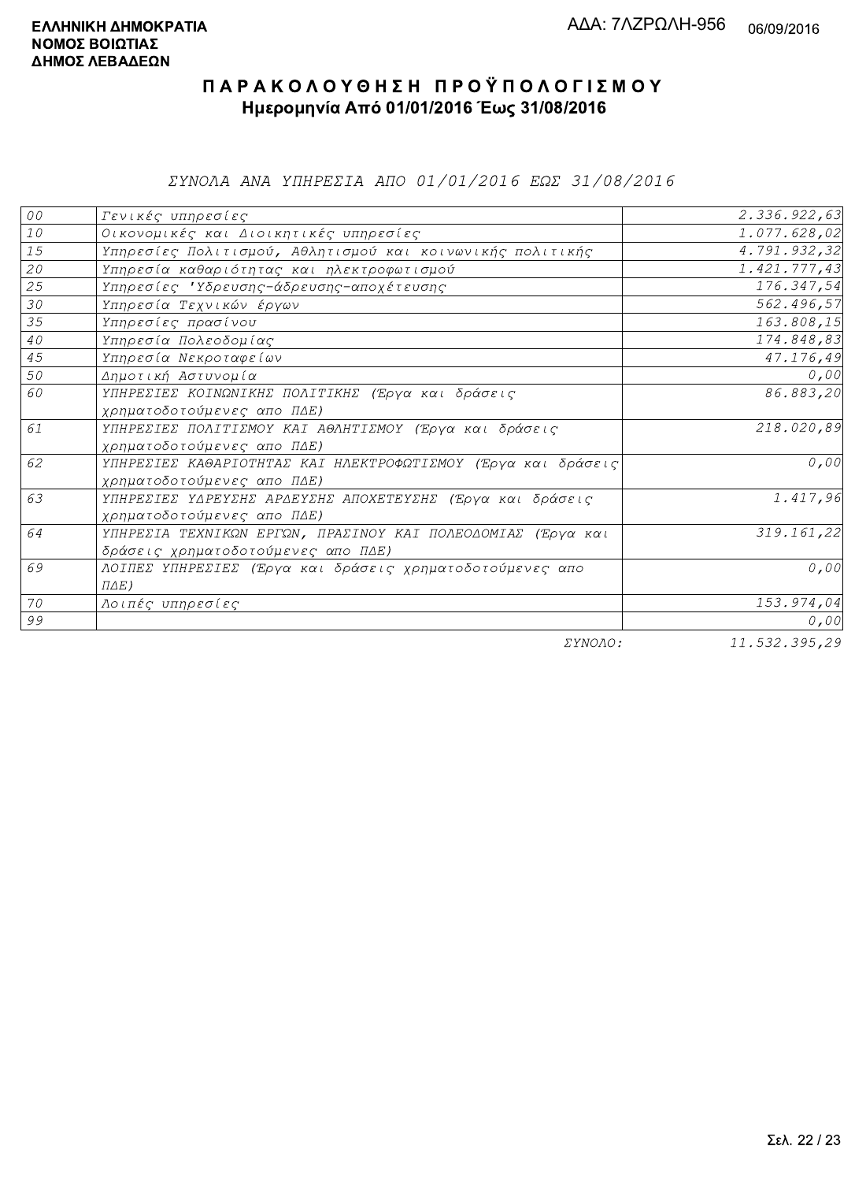**ΕΛΛΗΝΙΚΗ ΔΗΜΟΚΡΑΤΙΑ**
**ΝΟΜΟΣ ΒΟΙΩΤΙΑΣ**
**ΔΗΜΟΣ ΛΕΒΑΔΕΩΝ**

ΑΔΑ: 7ΛΖΡΩΛΗ-956 06/09/2016

# ΠΑΡΑΚΟΛΟΥΘΗΣΗ ΠΡΟΫΠΟΛΟΓΙΣΜΟΥ

## Ημερομηνία Από 01/01/2016 Έως 31/08/2016

*ΣΥΝΟΛΑ ΑΝΑ ΥΠΗΡΕΣΙΑ ΑΠΟ 01/01/2016 ΕΩΣ 31/08/2016*

| | | |
|---|---|---:|
| 00 | Γενικές υπηρεσίες | 2.336.922,63 |
| 10 | Οικονομικές και Διοικητικές υπηρεσίες | 1.077.628,02 |
| 15 | Υπηρεσίες Πολιτισμού, Αθλητισμού και κοινωνικής πολιτικής | 4.791.932,32 |
| 20 | Υπηρεσία καθαριότητας και ηλεκτροφωτισμού | 1.421.777,43 |
| 25 | Υπηρεσίες 'Υδρευσης-άδρευσης-αποχέτευσης | 176.347,54 |
| 30 | Υπηρεσία Τεχνικών έργων | 562.496,57 |
| 35 | Υπηρεσίες πρασίνου | 163.808,15 |
| 40 | Υπηρεσία Πολεοδομίας | 174.848,83 |
| 45 | Υπηρεσία Νεκροταφείων | 47.176,49 |
| 50 | Δημοτική Αστυνομία | 0,00 |
| 60 | ΥΠΗΡΕΣΙΕΣ ΚΟΙΝΩΝΙΚΗΣ ΠΟΛΙΤΙΚΗΣ (Έργα και δράσεις χρηματοδοτούμενες απο ΠΔΕ) | 86.883,20 |
| 61 | ΥΠΗΡΕΣΙΕΣ ΠΟΛΙΤΙΣΜΟΥ ΚΑΙ ΑΘΛΗΤΙΣΜΟΥ (Έργα και δράσεις χρηματοδοτούμενες απο ΠΔΕ) | 218.020,89 |
| 62 | ΥΠΗΡΕΣΙΕΣ ΚΑΘΑΡΙΟΤΗΤΑΣ ΚΑΙ ΗΛΕΚΤΡΟΦΩΤΙΣΜΟΥ (Έργα και δράσεις χρηματοδοτούμενες απο ΠΔΕ) | 0,00 |
| 63 | ΥΠΗΡΕΣΙΕΣ ΥΔΡΕΥΣΗΣ ΑΡΔΕΥΣΗΣ ΑΠΟΧΕΤΕΥΣΗΣ (Έργα και δράσεις χρηματοδοτούμενες απο ΠΔΕ) | 1.417,96 |
| 64 | ΥΠΗΡΕΣΙΑ ΤΕΧΝΙΚΩΝ ΕΡΓΩΝ, ΠΡΑΣΙΝΟΥ ΚΑΙ ΠΟΛΕΟΔΟΜΙΑΣ (Έργα και δράσεις χρηματοδοτούμενες απο ΠΔΕ) | 319.161,22 |
| 69 | ΛΟΙΠΕΣ ΥΠΗΡΕΣΙΕΣ (Έργα και δράσεις χρηματοδοτούμενες απο ΠΔΕ) | 0,00 |
| 70 | Λοιπές υπηρεσίες | 153.974,04 |
| 99 | | 0,00 |
| | ΣΥΝΟΛΟ: | 11.532.395,29 |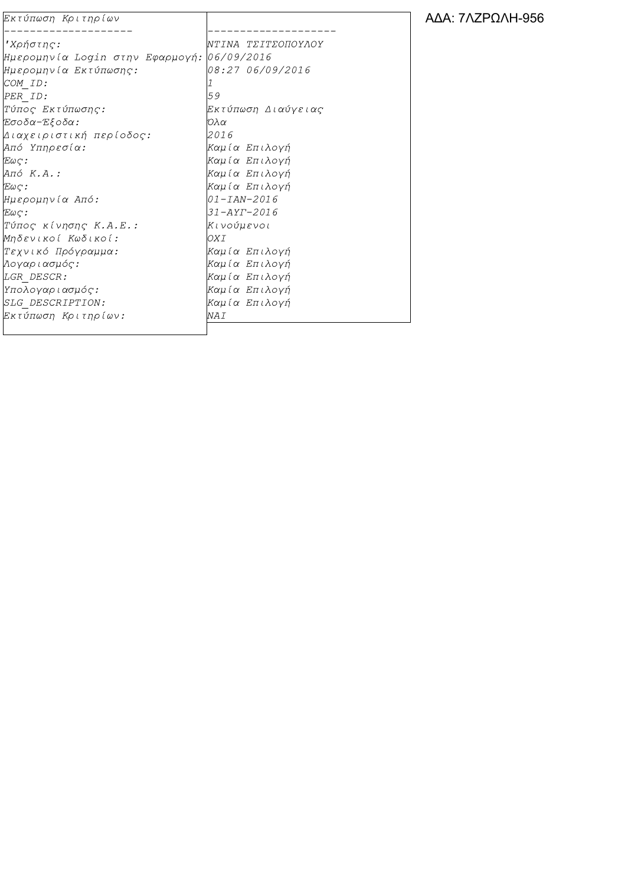ΑΔΑ: 7ΛΖΡΩΛΗ-956

| Εκτύπωση Κριτηρίων | |
| --- | --- |
| 'Χρήστης: | ΝΤΙΝΑ ΤΣΙΤΣΟΠΟΥΛΟΥ |
| Ημερομηνία Login στην Εφαρμογή: | 06/09/2016 |
| Ημερομηνία Εκτύπωσης: | 08:27 06/09/2016 |
| COM_ID: | 1 |
| PER_ID: | 59 |
| Τύπος Εκτύπωσης: | Εκτύπωση Διαύγειας |
| Έσοδα-Έξοδα: | Όλα |
| Διαχειριστική περίοδος: | 2016 |
| Από Υπηρεσία: | Καμία Επιλογή |
| Έως: | Καμία Επιλογή |
| Από Κ.Α.: | Καμία Επιλογή |
| Έως: | Καμία Επιλογή |
| Ημερομηνία Από: | 01-ΙΑΝ-2016 |
| Έως: | 31-ΑΥΓ-2016 |
| Τύπος κίνησης Κ.Α.Ε.: | Κινούμενοι |
| Μηδενικοί Κωδικοί: | ΟΧΙ |
| Τεχνικό Πρόγραμμα: | Καμία Επιλογή |
| Λογαριασμός: | Καμία Επιλογή |
| LGR_DESCR: | Καμία Επιλογή |
| Υπολογαριασμός: | Καμία Επιλογή |
| SLG_DESCRIPTION: | Καμία Επιλογή |
| Εκτύπωση Κριτηρίων: | ΝΑΙ |